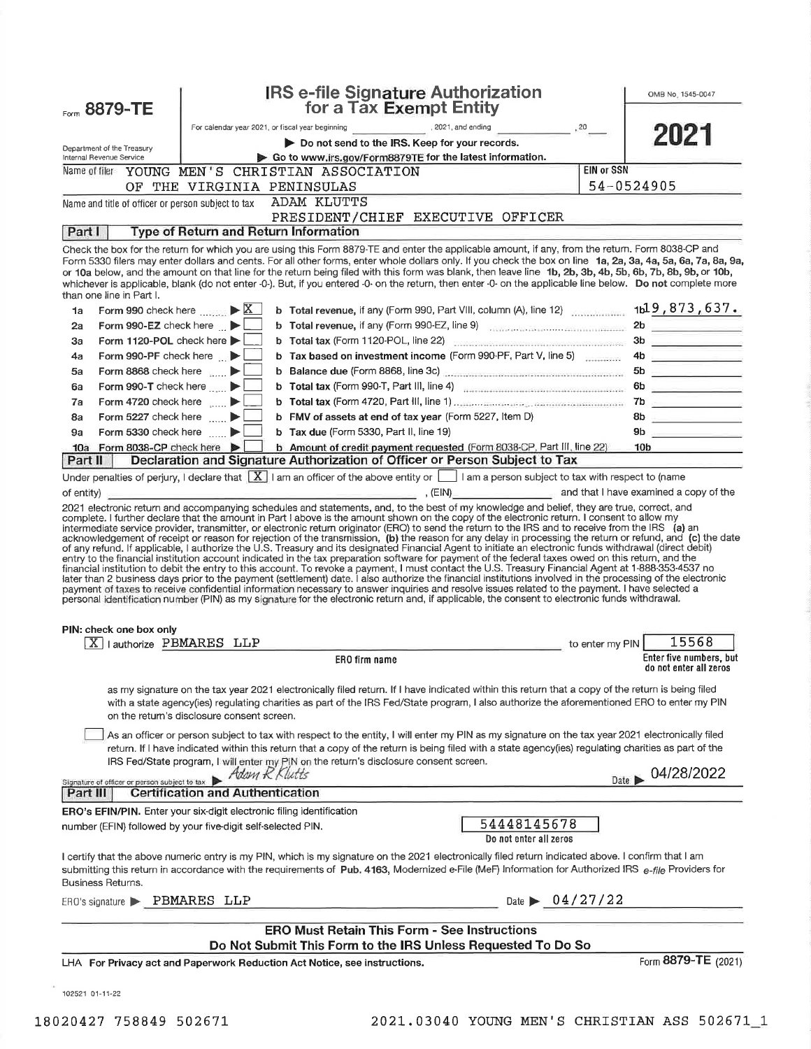Form **8879-TE**

Department of the Treasury
Internal Revenue Service

# IRS e-file Signature Authorization for a Tax Exempt Entity

For calendar year 2021, or fiscal year beginning _______, 2021, and ending _______, 20___

▶ Do not send to the IRS. Keep for your records.

▶ Go to www.irs.gov/Form8879TE for the latest information.

OMB No. 1545-0047

**2021**

Name of filer: YOUNG MEN'S CHRISTIAN ASSOCIATION OF THE VIRGINIA PENINSULAS

EIN or SSN: 54-0524905

Name and title of officer or person subject to tax: ADAM KLUTTS
PRESIDENT/CHIEF EXECUTIVE OFFICER

## Part I Type of Return and Return Information

Check the box for the return for which you are using this Form 8879-TE and enter the applicable amount, if any, from the return. Form 8038-CP and Form 5330 filers may enter dollars and cents. For all other forms, enter whole dollars only. If you check the box on line **1a, 2a, 3a, 4a, 5a, 6a, 7a, 8a, 9a,** or **10a** below, and the amount on that line for the return being filed with this form was blank, then leave line **1b, 2b, 3b, 4b, 5b, 6b, 7b, 8b, 9b,** or **10b,** whichever is applicable, blank (do not enter -0-). But, if you entered -0- on the return, then enter -0- on the applicable line below. **Do not** complete more than one line in Part I.

| | | | | |
|---|---|---|---|---|
| 1a | Form 990 check here ▶ [X] | **b** Total revenue, if any (Form 990, Part VIII, column (A), line 12) | 1b | 19,873,637. |
| 2a | Form 990-EZ check here ▶ [ ] | **b** Total revenue, if any (Form 990-EZ, line 9) | 2b | |
| 3a | Form 1120-POL check here ▶ [ ] | **b** Total tax (Form 1120-POL, line 22) | 3b | |
| 4a | Form 990-PF check here ▶ [ ] | **b** Tax based on investment income (Form 990-PF, Part V, line 5) | 4b | |
| 5a | Form 8868 check here ▶ [ ] | **b** Balance due (Form 8868, line 3c) | 5b | |
| 6a | Form 990-T check here ▶ [ ] | **b** Total tax (Form 990-T, Part III, line 4) | 6b | |
| 7a | Form 4720 check here ▶ [ ] | **b** Total tax (Form 4720, Part III, line 1) | 7b | |
| 8a | Form 5227 check here ▶ [ ] | **b** FMV of assets at end of tax year (Form 5227, Item D) | 8b | |
| 9a | Form 5330 check here ▶ [ ] | **b** Tax due (Form 5330, Part II, line 19) | 9b | |
| 10a | Form 8038-CP check here ▶ [ ] | **b** Amount of credit payment requested (Form 8038-CP, Part III, line 22) | 10b | |

## Part II Declaration and Signature Authorization of Officer or Person Subject to Tax

Under penalties of perjury, I declare that [X] I am an officer of the above entity or [ ] I am a person subject to tax with respect to (name of entity) _______________, (EIN) _______ and that I have examined a copy of the 2021 electronic return and accompanying schedules and statements, and, to the best of my knowledge and belief, they are true, correct, and complete. I further declare that the amount in Part I above is the amount shown on the copy of the electronic return. I consent to allow my intermediate service provider, transmitter, or electronic return originator (ERO) to send the return to the IRS and to receive from the IRS **(a)** an acknowledgement of receipt or reason for rejection of the transmission, **(b)** the reason for any delay in processing the return or refund, and **(c)** the date of any refund. If applicable, I authorize the U.S. Treasury and its designated Financial Agent to initiate an electronic funds withdrawal (direct debit) entry to the financial institution account indicated in the tax preparation software for payment of the federal taxes owed on this return, and the financial institution to debit the entry to this account. To revoke a payment, I must contact the U.S. Treasury Financial Agent at 1-888-353-4537 no later than 2 business days prior to the payment (settlement) date. I also authorize the financial institutions involved in the processing of the electronic payment of taxes to receive confidential information necessary to answer inquiries and resolve issues related to the payment. I have selected a personal identification number (PIN) as my signature for the electronic return and, if applicable, the consent to electronic funds withdrawal.

**PIN: check one box only**

[X] I authorize PBMARES LLP (ERO firm name) to enter my PIN 15568 (Enter five numbers, but do not enter all zeros)

as my signature on the tax year 2021 electronically filed return. If I have indicated within this return that a copy of the return is being filed with a state agency(ies) regulating charities as part of the IRS Fed/State program, I also authorize the aforementioned ERO to enter my PIN on the return's disclosure consent screen.

[ ] As an officer or person subject to tax with respect to the entity, I will enter my PIN as my signature on the tax year 2021 electronically filed return. If I have indicated within this return that a copy of the return is being filed with a state agency(ies) regulating charities as part of the IRS Fed/State program, I will enter my PIN on the return's disclosure consent screen.

Signature of officer or person subject to tax ▶ Adam R Klutts     Date ▶ 04/28/2022

## Part III Certification and Authentication

**ERO's EFIN/PIN.** Enter your six-digit electronic filing identification number (EFIN) followed by your five-digit self-selected PIN.

54448145678
Do not enter all zeros

I certify that the above numeric entry is my PIN, which is my signature on the 2021 electronically filed return indicated above. I confirm that I am submitting this return in accordance with the requirements of **Pub. 4163,** Modernized e-File (MeF) Information for Authorized IRS *e-file* Providers for Business Returns.

ERO's signature ▶ PBMARES LLP     Date ▶ 04/27/22

**ERO Must Retain This Form - See Instructions**
**Do Not Submit This Form to the IRS Unless Requested To Do So**

LHA **For Privacy act and Paperwork Reduction Act Notice, see instructions.**

Form **8879-TE** (2021)

102521 01-11-22

18020427 758849 502671     2021.03040 YOUNG MEN'S CHRISTIAN ASS 502671_1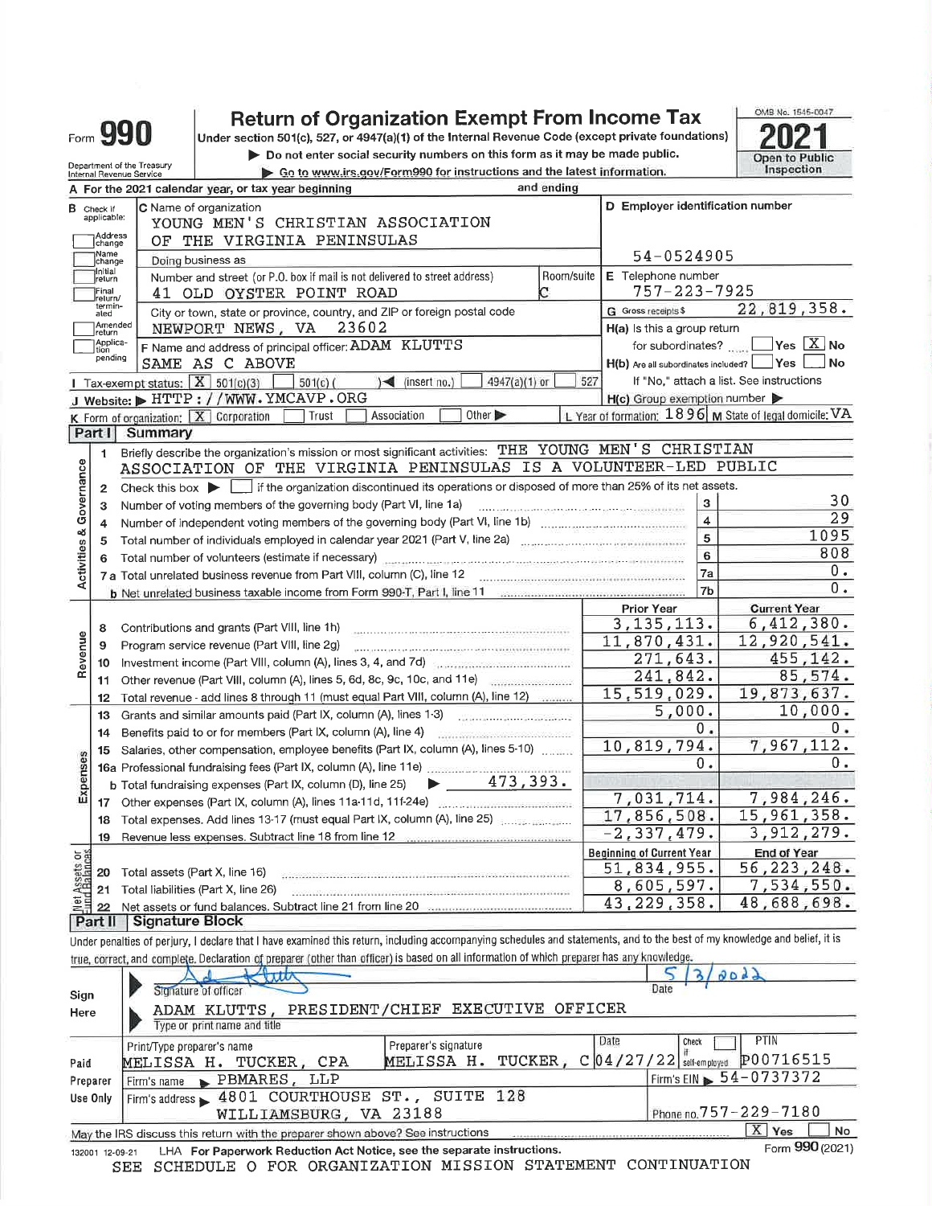Form **990** — **Return of Organization Exempt From Income Tax**

Under section 501(c), 527, or 4947(a)(1) of the Internal Revenue Code (except private foundations)

▶ Do not enter social security numbers on this form as it may be made public.

▶ Go to www.irs.gov/Form990 for instructions and the latest information.

Department of the Treasury
Internal Revenue Service

OMB No. 1545-0047

**2021**

Open to Public Inspection

**A** For the 2021 calendar year, or tax year beginning and ending

**B** Check if applicable:
- Address change
- Name change
- Initial return
- Final return/terminated
- Amended return
- Application pending

**C** Name of organization: YOUNG MEN'S CHRISTIAN ASSOCIATION OF THE VIRGINIA PENINSULAS

Doing business as

Number and street (or P.O. box if mail is not delivered to street address): 41 OLD OYSTER POINT ROAD — Room/suite: C

City or town, state or province, country, and ZIP or foreign postal code: NEWPORT NEWS, VA 23602

**D** Employer identification number: 54-0524905

**E** Telephone number: 757-223-7925

**G** Gross receipts $ 22,819,358.

**F** Name and address of principal officer: ADAM KLUTTS — SAME AS C ABOVE

**H(a)** Is this a group return for subordinates? Yes [ ] No [X]

**H(b)** Are all subordinates included? Yes [ ] No [ ] — If "No," attach a list. See instructions

**H(c)** Group exemption number ▶

**I** Tax-exempt status: [X] 501(c)(3) [ ] 501(c) ( ) ◀ (insert no.) [ ] 4947(a)(1) or [ ] 527

**J** Website: ▶ HTTP://WWW.YMCAVP.ORG

**K** Form of organization: [X] Corporation [ ] Trust [ ] Association [ ] Other ▶

**L** Year of formation: 1896 **M** State of legal domicile: VA

## Part I Summary

**Activities & Governance**

1. Briefly describe the organization's mission or most significant activities: THE YOUNG MEN'S CHRISTIAN ASSOCIATION OF THE VIRGINIA PENINSULAS IS A VOLUNTEER-LED PUBLIC
2. Check this box ▶ [ ] if the organization discontinued its operations or disposed of more than 25% of its net assets.

| | | Line | |
|---|---|---|---|
| 3 | Number of voting members of the governing body (Part VI, line 1a) | 3 | 30 |
| 4 | Number of independent voting members of the governing body (Part VI, line 1b) | 4 | 29 |
| 5 | Total number of individuals employed in calendar year 2021 (Part V, line 2a) | 5 | 1095 |
| 6 | Total number of volunteers (estimate if necessary) | 6 | 808 |
| 7a | Total unrelated business revenue from Part VIII, column (C), line 12 | 7a | 0. |
| b | Net unrelated business taxable income from Form 990-T, Part I, line 11 | 7b | 0. |

| | | Prior Year | Current Year |
|---|---|---|---|
| **Revenue** | | | |
| 8 | Contributions and grants (Part VIII, line 1h) | 3,135,113. | 6,412,380. |
| 9 | Program service revenue (Part VIII, line 2g) | 11,870,431. | 12,920,541. |
| 10 | Investment income (Part VIII, column (A), lines 3, 4, and 7d) | 271,643. | 455,142. |
| 11 | Other revenue (Part VIII, column (A), lines 5, 6d, 8c, 9c, 10c, and 11e) | 241,842. | 85,574. |
| 12 | Total revenue - add lines 8 through 11 (must equal Part VIII, column (A), line 12) | 15,519,029. | 19,873,637. |
| **Expenses** | | | |
| 13 | Grants and similar amounts paid (Part IX, column (A), lines 1-3) | 5,000. | 10,000. |
| 14 | Benefits paid to or for members (Part IX, column (A), line 4) | 0. | 0. |
| 15 | Salaries, other compensation, employee benefits (Part IX, column (A), lines 5-10) | 10,819,794. | 7,967,112. |
| 16a | Professional fundraising fees (Part IX, column (A), line 11e) | 0. | 0. |
| b | Total fundraising expenses (Part IX, column (D), line 25) ▶ 473,393. | | |
| 17 | Other expenses (Part IX, column (A), lines 11a-11d, 11f-24e) | 7,031,714. | 7,984,246. |
| 18 | Total expenses. Add lines 13-17 (must equal Part IX, column (A), line 25) | 17,856,508. | 15,961,358. |
| 19 | Revenue less expenses. Subtract line 18 from line 12 | -2,337,479. | 3,912,279. |

| **Net Assets or Fund Balances** | | Beginning of Current Year | End of Year |
|---|---|---|---|
| 20 | Total assets (Part X, line 16) | 51,834,955. | 56,223,248. |
| 21 | Total liabilities (Part X, line 26) | 8,605,597. | 7,534,550. |
| 22 | Net assets or fund balances. Subtract line 21 from line 20 | 43,229,358. | 48,688,698. |

## Part II Signature Block

Under penalties of perjury, I declare that I have examined this return, including accompanying schedules and statements, and to the best of my knowledge and belief, it is true, correct, and complete. Declaration of preparer (other than officer) is based on all information of which preparer has any knowledge.

**Sign Here**

Signature of officer — Date: 5/3/2022

ADAM KLUTTS, PRESIDENT/CHIEF EXECUTIVE OFFICER
Type or print name and title

**Paid Preparer Use Only**

| Print/Type preparer's name | Preparer's signature | Date | Check [ ] if self-employed | PTIN |
|---|---|---|---|---|
| MELISSA H. TUCKER, CPA | MELISSA H. TUCKER, C | 04/27/22 | | P00716515 |

Firm's name ▶ PBMARES, LLP — Firm's EIN ▶ 54-0737372

Firm's address ▶ 4801 COURTHOUSE ST., SUITE 128, WILLIAMSBURG, VA 23188 — Phone no. 757-229-7180

May the IRS discuss this return with the preparer shown above? See instructions [X] Yes [ ] No

132001 12-09-21 LHA For Paperwork Reduction Act Notice, see the separate instructions. Form **990** (2021)

SEE SCHEDULE O FOR ORGANIZATION MISSION STATEMENT CONTINUATION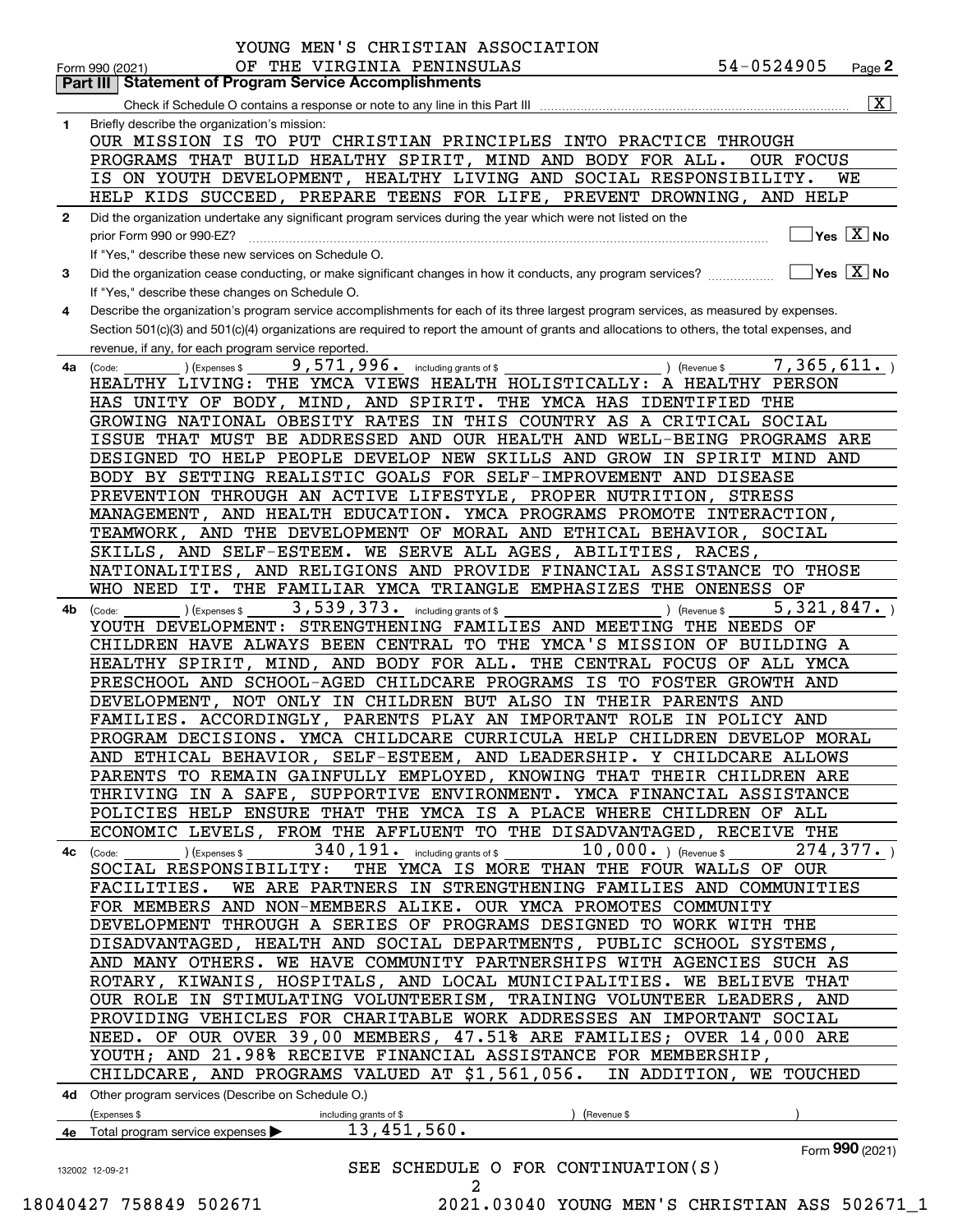YOUNG MEN'S CHRISTIAN ASSOCIATION
OF THE VIRGINIA PENINSULAS 54-0524905

Form 990 (2021) Page 2

## Part III Statement of Program Service Accomplishments

Check if Schedule O contains a response or note to any line in this Part III [X]

**1** Briefly describe the organization's mission:

OUR MISSION IS TO PUT CHRISTIAN PRINCIPLES INTO PRACTICE THROUGH PROGRAMS THAT BUILD HEALTHY SPIRIT, MIND AND BODY FOR ALL. OUR FOCUS IS ON YOUTH DEVELOPMENT, HEALTHY LIVING AND SOCIAL RESPONSIBILITY. WE HELP KIDS SUCCEED, PREPARE TEENS FOR LIFE, PREVENT DROWNING, AND HELP

**2** Did the organization undertake any significant program services during the year which were not listed on the prior Form 990 or 990-EZ? [ ] Yes [X] No

If "Yes," describe these new services on Schedule O.

**3** Did the organization cease conducting, or make significant changes in how it conducts, any program services? [ ] Yes [X] No

If "Yes," describe these changes on Schedule O.

**4** Describe the organization's program service accomplishments for each of its three largest program services, as measured by expenses. Section 501(c)(3) and 501(c)(4) organizations are required to report the amount of grants and allocations to others, the total expenses, and revenue, if any, for each program service reported.

**4a** (Code: ) (Expenses $ 9,571,996. including grants of $ ) (Revenue $ 7,365,611. )

HEALTHY LIVING: THE YMCA VIEWS HEALTH HOLISTICALLY: A HEALTHY PERSON HAS UNITY OF BODY, MIND, AND SPIRIT. THE YMCA HAS IDENTIFIED THE GROWING NATIONAL OBESITY RATES IN THIS COUNTRY AS A CRITICAL SOCIAL ISSUE THAT MUST BE ADDRESSED AND OUR HEALTH AND WELL-BEING PROGRAMS ARE DESIGNED TO HELP PEOPLE DEVELOP NEW SKILLS AND GROW IN SPIRIT MIND AND BODY BY SETTING REALISTIC GOALS FOR SELF-IMPROVEMENT AND DISEASE PREVENTION THROUGH AN ACTIVE LIFESTYLE, PROPER NUTRITION, STRESS MANAGEMENT, AND HEALTH EDUCATION. YMCA PROGRAMS PROMOTE INTERACTION, TEAMWORK, AND THE DEVELOPMENT OF MORAL AND ETHICAL BEHAVIOR, SOCIAL SKILLS, AND SELF-ESTEEM. WE SERVE ALL AGES, ABILITIES, RACES, NATIONALITIES, AND RELIGIONS AND PROVIDE FINANCIAL ASSISTANCE TO THOSE WHO NEED IT. THE FAMILIAR YMCA TRIANGLE EMPHASIZES THE ONENESS OF

**4b** (Code: ) (Expenses $ 3,539,373. including grants of $ ) (Revenue $ 5,321,847. )

YOUTH DEVELOPMENT: STRENGTHENING FAMILIES AND MEETING THE NEEDS OF CHILDREN HAVE ALWAYS BEEN CENTRAL TO THE YMCA'S MISSION OF BUILDING A HEALTHY SPIRIT, MIND, AND BODY FOR ALL. THE CENTRAL FOCUS OF ALL YMCA PRESCHOOL AND SCHOOL-AGED CHILDCARE PROGRAMS IS TO FOSTER GROWTH AND DEVELOPMENT, NOT ONLY IN CHILDREN BUT ALSO IN THEIR PARENTS AND FAMILIES. ACCORDINGLY, PARENTS PLAY AN IMPORTANT ROLE IN POLICY AND PROGRAM DECISIONS. YMCA CHILDCARE CURRICULA HELP CHILDREN DEVELOP MORAL AND ETHICAL BEHAVIOR, SELF-ESTEEM, AND LEADERSHIP. Y CHILDCARE ALLOWS PARENTS TO REMAIN GAINFULLY EMPLOYED, KNOWING THAT THEIR CHILDREN ARE THRIVING IN A SAFE, SUPPORTIVE ENVIRONMENT. YMCA FINANCIAL ASSISTANCE POLICIES HELP ENSURE THAT THE YMCA IS A PLACE WHERE CHILDREN OF ALL ECONOMIC LEVELS, FROM THE AFFLUENT TO THE DISADVANTAGED, RECEIVE THE

**4c** (Code: ) (Expenses $ 340,191. including grants of $ 10,000. ) (Revenue $ 274,377. )

SOCIAL RESPONSIBILITY: THE YMCA IS MORE THAN THE FOUR WALLS OF OUR FACILITIES. WE ARE PARTNERS IN STRENGTHENING FAMILIES AND COMMUNITIES FOR MEMBERS AND NON-MEMBERS ALIKE. OUR YMCA PROMOTES COMMUNITY DEVELOPMENT THROUGH A SERIES OF PROGRAMS DESIGNED TO WORK WITH THE DISADVANTAGED, HEALTH AND SOCIAL DEPARTMENTS, PUBLIC SCHOOL SYSTEMS, AND MANY OTHERS. WE HAVE COMMUNITY PARTNERSHIPS WITH AGENCIES SUCH AS ROTARY, KIWANIS, HOSPITALS, AND LOCAL MUNICIPALITIES. WE BELIEVE THAT OUR ROLE IN STIMULATING VOLUNTEERISM, TRAINING VOLUNTEER LEADERS, AND PROVIDING VEHICLES FOR CHARITABLE WORK ADDRESSES AN IMPORTANT SOCIAL NEED. OF OUR OVER 39,00 MEMBERS, 47.51% ARE FAMILIES; OVER 14,000 ARE YOUTH; AND 21.98% RECEIVE FINANCIAL ASSISTANCE FOR MEMBERSHIP, CHILDCARE, AND PROGRAMS VALUED AT $1,561,056. IN ADDITION, WE TOUCHED

**4d** Other program services (Describe on Schedule O.)

(Expenses $ including grants of $ ) (Revenue $ )

**4e** Total program service expenses ▶ 13,451,560.

Form **990** (2021)

SEE SCHEDULE O FOR CONTINUATION(S)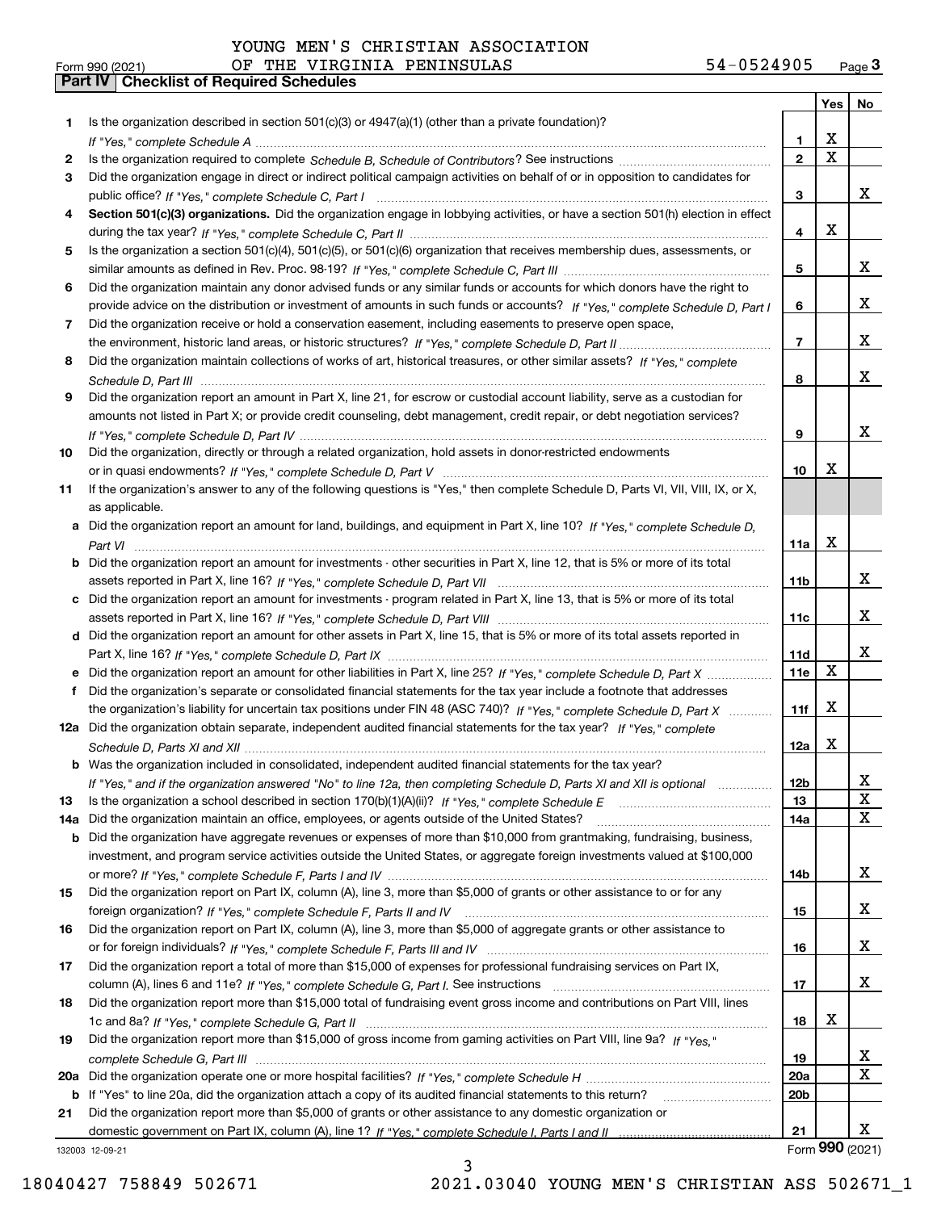YOUNG MEN'S CHRISTIAN ASSOCIATION
Form 990 (2021) OF THE VIRGINIA PENINSULAS 54-0524905 Page 3

## Part IV Checklist of Required Schedules

| | | | Yes | No |
|---|---|---|---|---|
| 1 | Is the organization described in section 501(c)(3) or 4947(a)(1) (other than a private foundation)? *If "Yes," complete Schedule A* | 1 | X | |
| 2 | Is the organization required to complete *Schedule B, Schedule of Contributors*? See instructions | 2 | X | |
| 3 | Did the organization engage in direct or indirect political campaign activities on behalf of or in opposition to candidates for public office? *If "Yes," complete Schedule C, Part I* | 3 | | X |
| 4 | **Section 501(c)(3) organizations.** Did the organization engage in lobbying activities, or have a section 501(h) election in effect during the tax year? *If "Yes," complete Schedule C, Part II* | 4 | X | |
| 5 | Is the organization a section 501(c)(4), 501(c)(5), or 501(c)(6) organization that receives membership dues, assessments, or similar amounts as defined in Rev. Proc. 98-19? *If "Yes," complete Schedule C, Part III* | 5 | | X |
| 6 | Did the organization maintain any donor advised funds or any similar funds or accounts for which donors have the right to provide advice on the distribution or investment of amounts in such funds or accounts? *If "Yes," complete Schedule D, Part I* | 6 | | X |
| 7 | Did the organization receive or hold a conservation easement, including easements to preserve open space, the environment, historic land areas, or historic structures? *If "Yes," complete Schedule D, Part II* | 7 | | X |
| 8 | Did the organization maintain collections of works of art, historical treasures, or other similar assets? *If "Yes," complete Schedule D, Part III* | 8 | | X |
| 9 | Did the organization report an amount in Part X, line 21, for escrow or custodial account liability, serve as a custodian for amounts not listed in Part X; or provide credit counseling, debt management, credit repair, or debt negotiation services? *If "Yes," complete Schedule D, Part IV* | 9 | | X |
| 10 | Did the organization, directly or through a related organization, hold assets in donor-restricted endowments or in quasi endowments? *If "Yes," complete Schedule D, Part V* | 10 | X | |
| 11 | If the organization's answer to any of the following questions is "Yes," then complete Schedule D, Parts VI, VII, VIII, IX, or X, as applicable. | | | |
| a | Did the organization report an amount for land, buildings, and equipment in Part X, line 10? *If "Yes," complete Schedule D, Part VI* | 11a | X | |
| b | Did the organization report an amount for investments - other securities in Part X, line 12, that is 5% or more of its total assets reported in Part X, line 16? *If "Yes," complete Schedule D, Part VII* | 11b | | X |
| c | Did the organization report an amount for investments - program related in Part X, line 13, that is 5% or more of its total assets reported in Part X, line 16? *If "Yes," complete Schedule D, Part VIII* | 11c | | X |
| d | Did the organization report an amount for other assets in Part X, line 15, that is 5% or more of its total assets reported in Part X, line 16? *If "Yes," complete Schedule D, Part IX* | 11d | | X |
| e | Did the organization report an amount for other liabilities in Part X, line 25? *If "Yes," complete Schedule D, Part X* | 11e | X | |
| f | Did the organization's separate or consolidated financial statements for the tax year include a footnote that addresses the organization's liability for uncertain tax positions under FIN 48 (ASC 740)? *If "Yes," complete Schedule D, Part X* | 11f | X | |
| 12a | Did the organization obtain separate, independent audited financial statements for the tax year? *If "Yes," complete Schedule D, Parts XI and XII* | 12a | X | |
| b | Was the organization included in consolidated, independent audited financial statements for the tax year? *If "Yes," and if the organization answered "No" to line 12a, then completing Schedule D, Parts XI and XII is optional* | 12b | | X |
| 13 | Is the organization a school described in section 170(b)(1)(A)(ii)? *If "Yes," complete Schedule E* | 13 | | X |
| 14a | Did the organization maintain an office, employees, or agents outside of the United States? | 14a | | X |
| b | Did the organization have aggregate revenues or expenses of more than $10,000 from grantmaking, fundraising, business, investment, and program service activities outside the United States, or aggregate foreign investments valued at $100,000 or more? *If "Yes," complete Schedule F, Parts I and IV* | 14b | | X |
| 15 | Did the organization report on Part IX, column (A), line 3, more than $5,000 of grants or other assistance to or for any foreign organization? *If "Yes," complete Schedule F, Parts II and IV* | 15 | | X |
| 16 | Did the organization report on Part IX, column (A), line 3, more than $5,000 of aggregate grants or other assistance to or for foreign individuals? *If "Yes," complete Schedule F, Parts III and IV* | 16 | | X |
| 17 | Did the organization report a total of more than $15,000 of expenses for professional fundraising services on Part IX, column (A), lines 6 and 11e? *If "Yes," complete Schedule G, Part I.* See instructions | 17 | | X |
| 18 | Did the organization report more than $15,000 total of fundraising event gross income and contributions on Part VIII, lines 1c and 8a? *If "Yes," complete Schedule G, Part II* | 18 | X | |
| 19 | Did the organization report more than $15,000 of gross income from gaming activities on Part VIII, line 9a? *If "Yes," complete Schedule G, Part III* | 19 | | X |
| 20a | Did the organization operate one or more hospital facilities? *If "Yes," complete Schedule H* | 20a | | X |
| b | If "Yes" to line 20a, did the organization attach a copy of its audited financial statements to this return? | 20b | | |
| 21 | Did the organization report more than $5,000 of grants or other assistance to any domestic organization or domestic government on Part IX, column (A), line 1? *If "Yes," complete Schedule I, Parts I and II* | 21 | | X |

132003 12-09-21 Form 990 (2021)

18040427 758849 502671 2021.03040 YOUNG MEN'S CHRISTIAN ASS 502671_1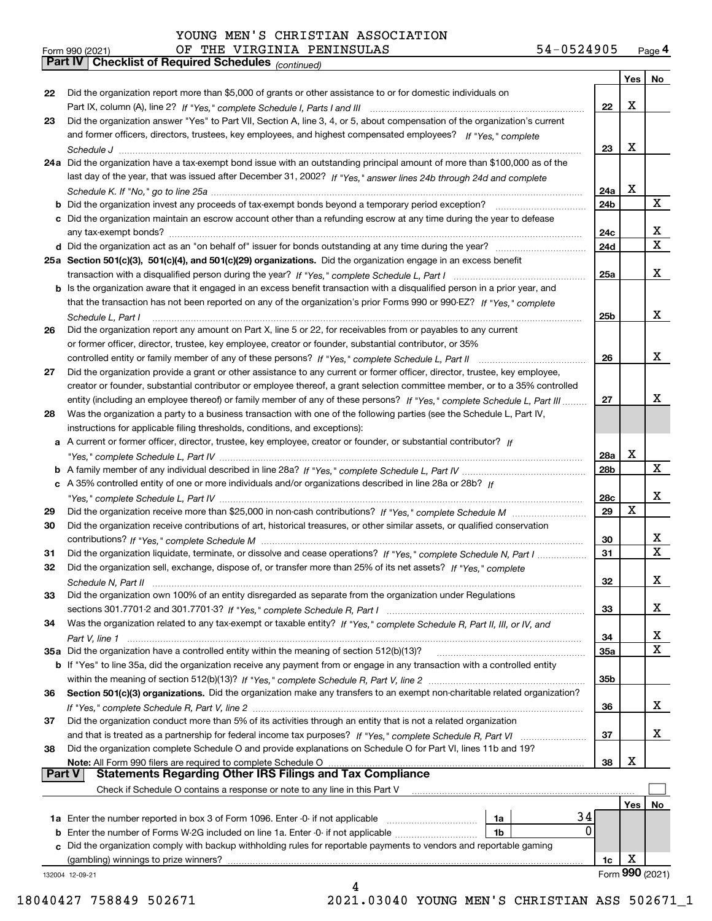YOUNG MEN'S CHRISTIAN ASSOCIATION
Form 990 (2021) OF THE VIRGINIA PENINSULAS 54-0524905 Page 4

**Part IV** **Checklist of Required Schedules** *(continued)*

| | | | Yes | No |
|---|---|---|---|---|
| 22 | Did the organization report more than $5,000 of grants or other assistance to or for domestic individuals on Part IX, column (A), line 2? *If "Yes," complete Schedule I, Parts I and III* | 22 | X | |
| 23 | Did the organization answer "Yes" to Part VII, Section A, line 3, 4, or 5, about compensation of the organization's current and former officers, directors, trustees, key employees, and highest compensated employees? *If "Yes," complete Schedule J* | 23 | X | |
| 24a | Did the organization have a tax-exempt bond issue with an outstanding principal amount of more than $100,000 as of the last day of the year, that was issued after December 31, 2002? *If "Yes," answer lines 24b through 24d and complete Schedule K. If "No," go to line 25a* | 24a | X | |
| b | Did the organization invest any proceeds of tax-exempt bonds beyond a temporary period exception? | 24b | | X |
| c | Did the organization maintain an escrow account other than a refunding escrow at any time during the year to defease any tax-exempt bonds? | 24c | | X |
| d | Did the organization act as an "on behalf of" issuer for bonds outstanding at any time during the year? | 24d | | X |
| 25a | **Section 501(c)(3), 501(c)(4), and 501(c)(29) organizations.** Did the organization engage in an excess benefit transaction with a disqualified person during the year? *If "Yes," complete Schedule L, Part I* | 25a | | X |
| b | Is the organization aware that it engaged in an excess benefit transaction with a disqualified person in a prior year, and that the transaction has not been reported on any of the organization's prior Forms 990 or 990-EZ? *If "Yes," complete Schedule L, Part I* | 25b | | X |
| 26 | Did the organization report any amount on Part X, line 5 or 22, for receivables from or payables to any current or former officer, director, trustee, key employee, creator or founder, substantial contributor, or 35% controlled entity or family member of any of these persons? *If "Yes," complete Schedule L, Part II* | 26 | | X |
| 27 | Did the organization provide a grant or other assistance to any current or former officer, director, trustee, key employee, creator or founder, substantial contributor or employee thereof, a grant selection committee member, or to a 35% controlled entity (including an employee thereof) or family member of any of these persons? *If "Yes," complete Schedule L, Part III* | 27 | | X |
| 28 | Was the organization a party to a business transaction with one of the following parties (see the Schedule L, Part IV, instructions for applicable filing thresholds, conditions, and exceptions): | | | |
| a | A current or former officer, director, trustee, key employee, creator or founder, or substantial contributor? *If "Yes," complete Schedule L, Part IV* | 28a | X | |
| b | A family member of any individual described in line 28a? *If "Yes," complete Schedule L, Part IV* | 28b | | X |
| c | A 35% controlled entity of one or more individuals and/or organizations described in line 28a or 28b? *If "Yes," complete Schedule L, Part IV* | 28c | | X |
| 29 | Did the organization receive more than $25,000 in non-cash contributions? *If "Yes," complete Schedule M* | 29 | X | |
| 30 | Did the organization receive contributions of art, historical treasures, or other similar assets, or qualified conservation contributions? *If "Yes," complete Schedule M* | 30 | | X |
| 31 | Did the organization liquidate, terminate, or dissolve and cease operations? *If "Yes," complete Schedule N, Part I* | 31 | | X |
| 32 | Did the organization sell, exchange, dispose of, or transfer more than 25% of its net assets? *If "Yes," complete Schedule N, Part II* | 32 | | X |
| 33 | Did the organization own 100% of an entity disregarded as separate from the organization under Regulations sections 301.7701-2 and 301.7701-3? *If "Yes," complete Schedule R, Part I* | 33 | | X |
| 34 | Was the organization related to any tax-exempt or taxable entity? *If "Yes," complete Schedule R, Part II, III, or IV, and Part V, line 1* | 34 | | X |
| 35a | Did the organization have a controlled entity within the meaning of section 512(b)(13)? | 35a | | X |
| b | If "Yes" to line 35a, did the organization receive any payment from or engage in any transaction with a controlled entity within the meaning of section 512(b)(13)? *If "Yes," complete Schedule R, Part V, line 2* | 35b | | |
| 36 | **Section 501(c)(3) organizations.** Did the organization make any transfers to an exempt non-charitable related organization? *If "Yes," complete Schedule R, Part V, line 2* | 36 | | X |
| 37 | Did the organization conduct more than 5% of its activities through an entity that is not a related organization and that is treated as a partnership for federal income tax purposes? *If "Yes," complete Schedule R, Part VI* | 37 | | X |
| 38 | Did the organization complete Schedule O and provide explanations on Schedule O for Part VI, lines 11b and 19? **Note:** All Form 990 filers are required to complete Schedule O | 38 | X | |

**Part V** **Statements Regarding Other IRS Filings and Tax Compliance**

Check if Schedule O contains a response or note to any line in this Part V ☐

| | | | | | Yes | No |
|---|---|---|---|---|---|---|
| 1a | Enter the number reported in box 3 of Form 1096. Enter -0- if not applicable | 1a | 34 | | | |
| b | Enter the number of Forms W-2G included on line 1a. Enter -0- if not applicable | 1b | 0 | | | |
| c | Did the organization comply with backup withholding rules for reportable payments to vendors and reportable gaming (gambling) winnings to prize winners? | | | 1c | X | |

132004 12-09-21 Form **990** (2021)

18040427 758849 502671 2021.03040 YOUNG MEN'S CHRISTIAN ASS 502671_1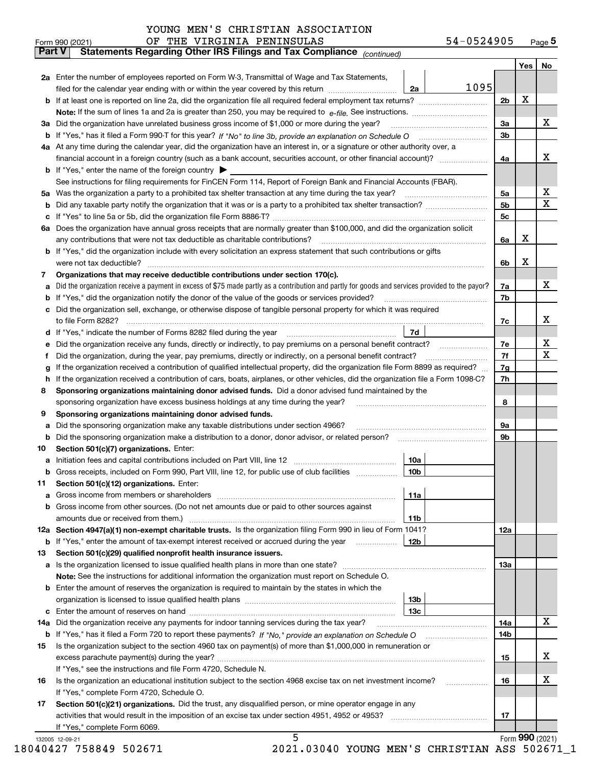YOUNG MEN'S CHRISTIAN ASSOCIATION
OF THE VIRGINIA PENINSULAS 54-0524905

Form 990 (2021) Page **5**

**Part V** **Statements Regarding Other IRS Filings and Tax Compliance** *(continued)*

| | | | | | Yes | No |
|---|---|---|---|---|---|---|
| **2a** | Enter the number of employees reported on Form W-3, Transmittal of Wage and Tax Statements, filed for the calendar year ending with or within the year covered by this return | 2a | 1095 | | | |
| **b** | If at least one is reported on line 2a, did the organization file all required federal employment tax returns? | | | 2b | X | |
| | **Note:** If the sum of lines 1a and 2a is greater than 250, you may be required to *e-file.* See instructions. | | | | | |
| **3a** | Did the organization have unrelated business gross income of $1,000 or more during the year? | | | 3a | | X |
| **b** | If "Yes," has it filed a Form 990-T for this year? *If "No" to line 3b, provide an explanation on Schedule O* | | | 3b | | |
| **4a** | At any time during the calendar year, did the organization have an interest in, or a signature or other authority over, a financial account in a foreign country (such as a bank account, securities account, or other financial account)? | | | 4a | | X |
| **b** | If "Yes," enter the name of the foreign country ▶ | | | | | |
| | See instructions for filing requirements for FinCEN Form 114, Report of Foreign Bank and Financial Accounts (FBAR). | | | | | |
| **5a** | Was the organization a party to a prohibited tax shelter transaction at any time during the tax year? | | | 5a | | X |
| **b** | Did any taxable party notify the organization that it was or is a party to a prohibited tax shelter transaction? | | | 5b | | X |
| **c** | If "Yes" to line 5a or 5b, did the organization file Form 8886-T? | | | 5c | | |
| **6a** | Does the organization have annual gross receipts that are normally greater than $100,000, and did the organization solicit any contributions that were not tax deductible as charitable contributions? | | | 6a | X | |
| **b** | If "Yes," did the organization include with every solicitation an express statement that such contributions or gifts were not tax deductible? | | | 6b | X | |
| **7** | **Organizations that may receive deductible contributions under section 170(c).** | | | | | |
| **a** | Did the organization receive a payment in excess of $75 made partly as a contribution and partly for goods and services provided to the payor? | | | 7a | | X |
| **b** | If "Yes," did the organization notify the donor of the value of the goods or services provided? | | | 7b | | |
| **c** | Did the organization sell, exchange, or otherwise dispose of tangible personal property for which it was required to file Form 8282? | | | 7c | | X |
| **d** | If "Yes," indicate the number of Forms 8282 filed during the year | 7d | | | | |
| **e** | Did the organization receive any funds, directly or indirectly, to pay premiums on a personal benefit contract? | | | 7e | | X |
| **f** | Did the organization, during the year, pay premiums, directly or indirectly, on a personal benefit contract? | | | 7f | | X |
| **g** | If the organization received a contribution of qualified intellectual property, did the organization file Form 8899 as required? | | | 7g | | |
| **h** | If the organization received a contribution of cars, boats, airplanes, or other vehicles, did the organization file a Form 1098-C? | | | 7h | | |
| **8** | **Sponsoring organizations maintaining donor advised funds.** Did a donor advised fund maintained by the sponsoring organization have excess business holdings at any time during the year? | | | 8 | | |
| **9** | **Sponsoring organizations maintaining donor advised funds.** | | | | | |
| **a** | Did the sponsoring organization make any taxable distributions under section 4966? | | | 9a | | |
| **b** | Did the sponsoring organization make a distribution to a donor, donor advisor, or related person? | | | 9b | | |
| **10** | **Section 501(c)(7) organizations.** Enter: | | | | | |
| **a** | Initiation fees and capital contributions included on Part VIII, line 12 | 10a | | | | |
| **b** | Gross receipts, included on Form 990, Part VIII, line 12, for public use of club facilities | 10b | | | | |
| **11** | **Section 501(c)(12) organizations.** Enter: | | | | | |
| **a** | Gross income from members or shareholders | 11a | | | | |
| **b** | Gross income from other sources. (Do not net amounts due or paid to other sources against amounts due or received from them.) | 11b | | | | |
| **12a** | **Section 4947(a)(1) non-exempt charitable trusts.** Is the organization filing Form 990 in lieu of Form 1041? | | | 12a | | |
| **b** | If "Yes," enter the amount of tax-exempt interest received or accrued during the year | 12b | | | | |
| **13** | **Section 501(c)(29) qualified nonprofit health insurance issuers.** | | | | | |
| **a** | Is the organization licensed to issue qualified health plans in more than one state? | | | 13a | | |
| | **Note:** See the instructions for additional information the organization must report on Schedule O. | | | | | |
| **b** | Enter the amount of reserves the organization is required to maintain by the states in which the organization is licensed to issue qualified health plans | 13b | | | | |
| **c** | Enter the amount of reserves on hand | 13c | | | | |
| **14a** | Did the organization receive any payments for indoor tanning services during the tax year? | | | 14a | | X |
| **b** | If "Yes," has it filed a Form 720 to report these payments? *If "No," provide an explanation on Schedule O* | | | 14b | | |
| **15** | Is the organization subject to the section 4960 tax on payment(s) of more than $1,000,000 in remuneration or excess parachute payment(s) during the year? | | | 15 | | X |
| | If "Yes," see the instructions and file Form 4720, Schedule N. | | | | | |
| **16** | Is the organization an educational institution subject to the section 4968 excise tax on net investment income? | | | 16 | | X |
| | If "Yes," complete Form 4720, Schedule O. | | | | | |
| **17** | **Section 501(c)(21) organizations.** Did the trust, any disqualified person, or mine operator engage in any activities that would result in the imposition of an excise tax under section 4951, 4952 or 4953? | | | 17 | | |
| | If "Yes," complete Form 6069. | | | | | |

Form **990** (2021)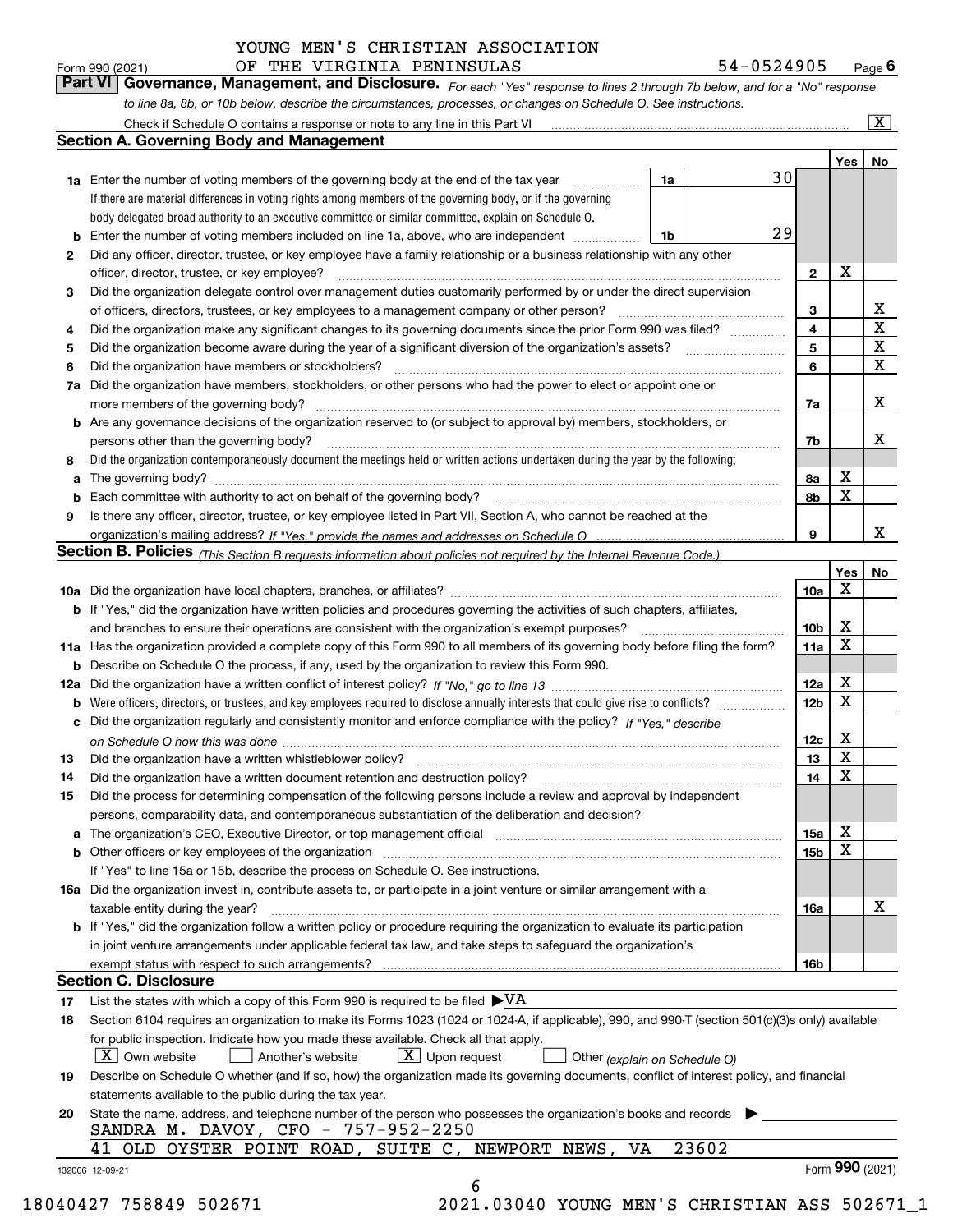YOUNG MEN'S CHRISTIAN ASSOCIATION
Form 990 (2021) OF THE VIRGINIA PENINSULAS 54-0524905 Page 6

## Part VI Governance, Management, and Disclosure.

*For each "Yes" response to lines 2 through 7b below, and for a "No" response to line 8a, 8b, or 10b below, describe the circumstances, processes, or changes on Schedule O. See instructions.*

Check if Schedule O contains a response or note to any line in this Part VI [X]

### Section A. Governing Body and Management

| | | | | | Yes | No |
|---|---|---|---|---|---|---|
| 1a | Enter the number of voting members of the governing body at the end of the tax year | 1a | 30 | | | |
| | If there are material differences in voting rights among members of the governing body, or if the governing body delegated broad authority to an executive committee or similar committee, explain on Schedule O. | | | | | |
| b | Enter the number of voting members included on line 1a, above, who are independent | 1b | 29 | | | |
| 2 | Did any officer, director, trustee, or key employee have a family relationship or a business relationship with any other officer, director, trustee, or key employee? | | | 2 | X | |
| 3 | Did the organization delegate control over management duties customarily performed by or under the direct supervision of officers, directors, trustees, or key employees to a management company or other person? | | | 3 | | X |
| 4 | Did the organization make any significant changes to its governing documents since the prior Form 990 was filed? | | | 4 | | X |
| 5 | Did the organization become aware during the year of a significant diversion of the organization's assets? | | | 5 | | X |
| 6 | Did the organization have members or stockholders? | | | 6 | | X |
| 7a | Did the organization have members, stockholders, or other persons who had the power to elect or appoint one or more members of the governing body? | | | 7a | | X |
| b | Are any governance decisions of the organization reserved to (or subject to approval by) members, stockholders, or persons other than the governing body? | | | 7b | | X |
| 8 | Did the organization contemporaneously document the meetings held or written actions undertaken during the year by the following: | | | | | |
| a | The governing body? | | | 8a | X | |
| b | Each committee with authority to act on behalf of the governing body? | | | 8b | X | |
| 9 | Is there any officer, director, trustee, or key employee listed in Part VII, Section A, who cannot be reached at the organization's mailing address? *If "Yes," provide the names and addresses on Schedule O* | | | 9 | | X |

### Section B. Policies *(This Section B requests information about policies not required by the Internal Revenue Code.)*

| | | | Yes | No |
|---|---|---|---|---|
| 10a | Did the organization have local chapters, branches, or affiliates? | 10a | X | |
| b | If "Yes," did the organization have written policies and procedures governing the activities of such chapters, affiliates, and branches to ensure their operations are consistent with the organization's exempt purposes? | 10b | X | |
| 11a | Has the organization provided a complete copy of this Form 990 to all members of its governing body before filing the form? | 11a | X | |
| b | Describe on Schedule O the process, if any, used by the organization to review this Form 990. | | | |
| 12a | Did the organization have a written conflict of interest policy? *If "No," go to line 13* | 12a | X | |
| b | Were officers, directors, or trustees, and key employees required to disclose annually interests that could give rise to conflicts? | 12b | X | |
| c | Did the organization regularly and consistently monitor and enforce compliance with the policy? *If "Yes," describe on Schedule O how this was done* | 12c | X | |
| 13 | Did the organization have a written whistleblower policy? | 13 | X | |
| 14 | Did the organization have a written document retention and destruction policy? | 14 | X | |
| 15 | Did the process for determining compensation of the following persons include a review and approval by independent persons, comparability data, and contemporaneous substantiation of the deliberation and decision? | | | |
| a | The organization's CEO, Executive Director, or top management official | 15a | X | |
| b | Other officers or key employees of the organization | 15b | X | |
| | If "Yes" to line 15a or 15b, describe the process on Schedule O. See instructions. | | | |
| 16a | Did the organization invest in, contribute assets to, or participate in a joint venture or similar arrangement with a taxable entity during the year? | 16a | | X |
| b | If "Yes," did the organization follow a written policy or procedure requiring the organization to evaluate its participation in joint venture arrangements under applicable federal tax law, and take steps to safeguard the organization's exempt status with respect to such arrangements? | 16b | | |

### Section C. Disclosure

17 List the states with which a copy of this Form 990 is required to be filed ▶ VA

18 Section 6104 requires an organization to make its Forms 1023 (1024 or 1024-A, if applicable), 990, and 990-T (section 501(c)(3)s only) available for public inspection. Indicate how you made these available. Check all that apply.

[X] Own website [ ] Another's website [X] Upon request [ ] Other *(explain on Schedule O)*

19 Describe on Schedule O whether (and if so, how) the organization made its governing documents, conflict of interest policy, and financial statements available to the public during the tax year.

20 State the name, address, and telephone number of the person who possesses the organization's books and records ▶
SANDRA M. DAVOY, CFO - 757-952-2250
41 OLD OYSTER POINT ROAD, SUITE C, NEWPORT NEWS, VA 23602

132006 12-09-21 Form 990 (2021)

18040427 758849 502671 2021.03040 YOUNG MEN'S CHRISTIAN ASS 502671_1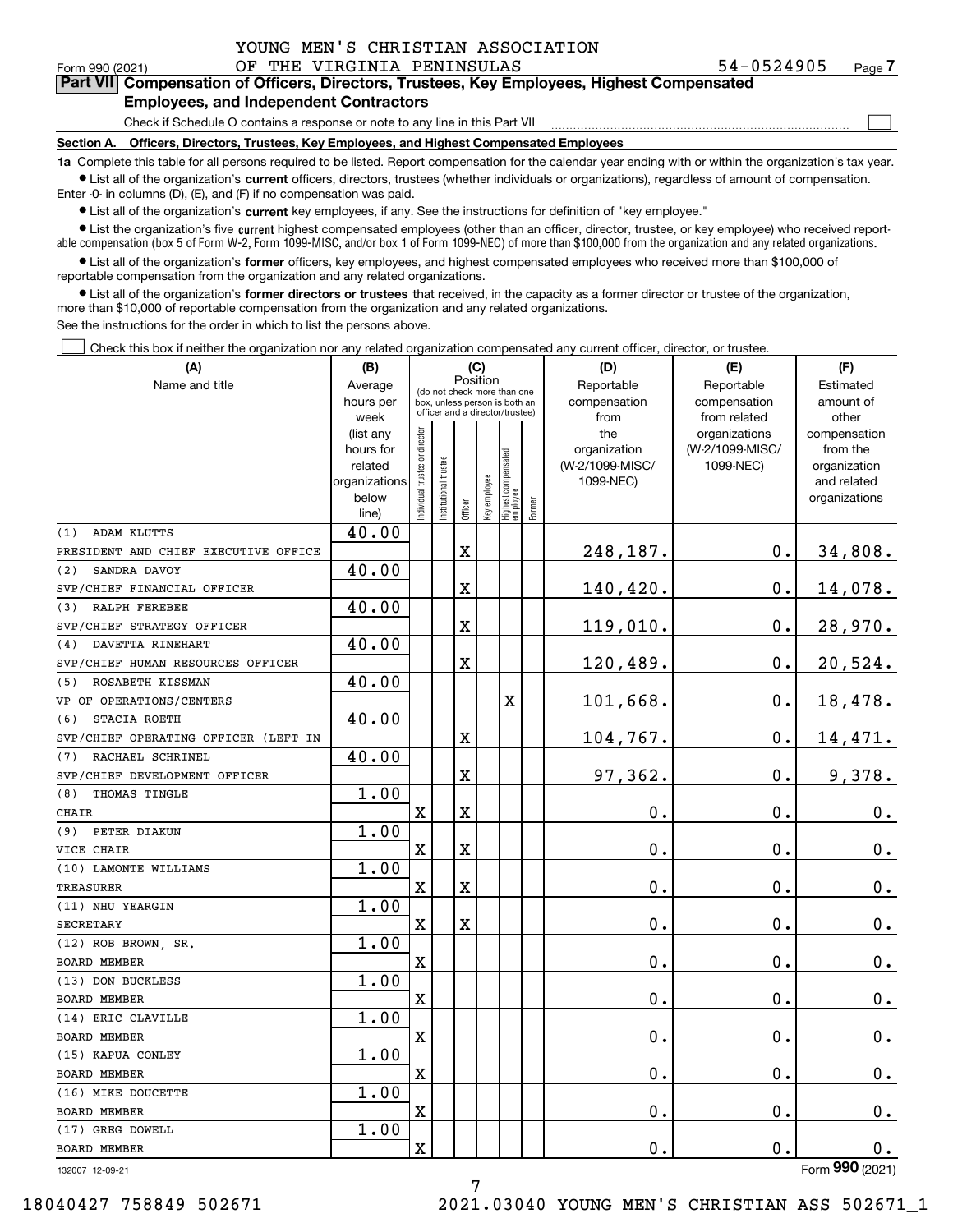YOUNG MEN'S CHRISTIAN ASSOCIATION
Form 990 (2021) OF THE VIRGINIA PENINSULAS 54-0524905 Page 7

**Part VII Compensation of Officers, Directors, Trustees, Key Employees, Highest Compensated Employees, and Independent Contractors**

Check if Schedule O contains a response or note to any line in this Part VII ☐

**Section A. Officers, Directors, Trustees, Key Employees, and Highest Compensated Employees**

**1a** Complete this table for all persons required to be listed. Report compensation for the calendar year ending with or within the organization's tax year.

- List all of the organization's **current** officers, directors, trustees (whether individuals or organizations), regardless of amount of compensation. Enter -0- in columns (D), (E), and (F) if no compensation was paid.
- List all of the organization's **current** key employees, if any. See the instructions for definition of "key employee."
- List the organization's five **current** highest compensated employees (other than an officer, director, trustee, or key employee) who received reportable compensation (box 5 of Form W-2, Form 1099-MISC, and/or box 1 of Form 1099-NEC) of more than $100,000 from the organization and any related organizations.
- List all of the organization's **former** officers, key employees, and highest compensated employees who received more than $100,000 of reportable compensation from the organization and any related organizations.
- List all of the organization's **former directors or trustees** that received, in the capacity as a former director or trustee of the organization, more than $10,000 of reportable compensation from the organization and any related organizations.

See the instructions for the order in which to list the persons above.

☐ Check this box if neither the organization nor any related organization compensated any current officer, director, or trustee.

| (A) Name and title | (B) Average hours per week (list any hours for related organizations below line) | (C) Position (do not check more than one box, unless person is both an officer and a director/trustee) | | | | | | (D) Reportable compensation from the organization (W-2/1099-MISC/1099-NEC) | (E) Reportable compensation from related organizations (W-2/1099-MISC/1099-NEC) | (F) Estimated amount of other compensation from the organization and related organizations |
|---|---|---|---|---|---|---|---|---|---|---|
| | | Individual trustee or director | Institutional trustee | Officer | Key employee | Highest compensated employee | Former | | | |
| (1) ADAM KLUTTS<br>PRESIDENT AND CHIEF EXECUTIVE OFFICE | 40.00 | | | X | | | | 248,187. | 0. | 34,808. |
| (2) SANDRA DAVOY<br>SVP/CHIEF FINANCIAL OFFICER | 40.00 | | | X | | | | 140,420. | 0. | 14,078. |
| (3) RALPH FEREBEE<br>SVP/CHIEF STRATEGY OFFICER | 40.00 | | | X | | | | 119,010. | 0. | 28,970. |
| (4) DAVETTA RINEHART<br>SVP/CHIEF HUMAN RESOURCES OFFICER | 40.00 | | | X | | | | 120,489. | 0. | 20,524. |
| (5) ROSABETH KISSMAN<br>VP OF OPERATIONS/CENTERS | 40.00 | | | | | X | | 101,668. | 0. | 18,478. |
| (6) STACIA ROETH<br>SVP/CHIEF OPERATING OFFICER (LEFT IN | 40.00 | | | X | | | | 104,767. | 0. | 14,471. |
| (7) RACHAEL SCHRINEL<br>SVP/CHIEF DEVELOPMENT OFFICER | 40.00 | | | X | | | | 97,362. | 0. | 9,378. |
| (8) THOMAS TINGLE<br>CHAIR | 1.00 | X | | X | | | | 0. | 0. | 0. |
| (9) PETER DIAKUN<br>VICE CHAIR | 1.00 | X | | X | | | | 0. | 0. | 0. |
| (10) LAMONTE WILLIAMS<br>TREASURER | 1.00 | X | | X | | | | 0. | 0. | 0. |
| (11) NHU YEARGIN<br>SECRETARY | 1.00 | X | | X | | | | 0. | 0. | 0. |
| (12) ROB BROWN, SR.<br>BOARD MEMBER | 1.00 | X | | | | | | 0. | 0. | 0. |
| (13) DON BUCKLESS<br>BOARD MEMBER | 1.00 | X | | | | | | 0. | 0. | 0. |
| (14) ERIC CLAVILLE<br>BOARD MEMBER | 1.00 | X | | | | | | 0. | 0. | 0. |
| (15) KAPUA CONLEY<br>BOARD MEMBER | 1.00 | X | | | | | | 0. | 0. | 0. |
| (16) MIKE DOUCETTE<br>BOARD MEMBER | 1.00 | X | | | | | | 0. | 0. | 0. |
| (17) GREG DOWELL<br>BOARD MEMBER | 1.00 | X | | | | | | 0. | 0. | 0. |

132007 12-09-21 Form 990 (2021)

18040427 758849 502671 2021.03040 YOUNG MEN'S CHRISTIAN ASS 502671_1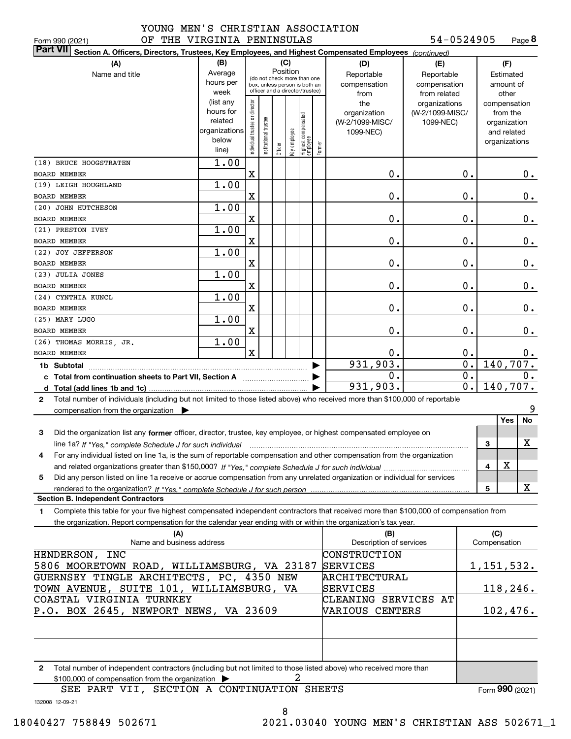YOUNG MEN'S CHRISTIAN ASSOCIATION
OF THE VIRGINIA PENINSULAS 54-0524905

Form 990 (2021) Page 8

**Part VII Section A. Officers, Directors, Trustees, Key Employees, and Highest Compensated Employees** *(continued)*

| (A) Name and title | (B) Average hours per week (list any hours for related organizations below line) | (C) Individual trustee or director | Institutional trustee | Officer | Key employee | Highest compensated employee | Former | (D) Reportable compensation from the organization (W-2/1099-MISC/1099-NEC) | (E) Reportable compensation from related organizations (W-2/1099-MISC/1099-NEC) | (F) Estimated amount of other compensation from the organization and related organizations |
|---|---|---|---|---|---|---|---|---|---|---|
| (18) BRUCE HOOGSTRATEN<br>BOARD MEMBER | 1.00 | X | | | | | | 0. | 0. | 0. |
| (19) LEIGH HOUGHLAND<br>BOARD MEMBER | 1.00 | X | | | | | | 0. | 0. | 0. |
| (20) JOHN HUTCHESON<br>BOARD MEMBER | 1.00 | X | | | | | | 0. | 0. | 0. |
| (21) PRESTON IVEY<br>BOARD MEMBER | 1.00 | X | | | | | | 0. | 0. | 0. |
| (22) JOY JEFFERSON<br>BOARD MEMBER | 1.00 | X | | | | | | 0. | 0. | 0. |
| (23) JULIA JONES<br>BOARD MEMBER | 1.00 | X | | | | | | 0. | 0. | 0. |
| (24) CYNTHIA KUNCL<br>BOARD MEMBER | 1.00 | X | | | | | | 0. | 0. | 0. |
| (25) MARY LUGO<br>BOARD MEMBER | 1.00 | X | | | | | | 0. | 0. | 0. |
| (26) THOMAS MORRIS, JR.<br>BOARD MEMBER | 1.00 | X | | | | | | 0. | 0. | 0. |
| **1b Subtotal** | | | | | | | | 931,903. | 0. | 140,707. |
| **c Total from continuation sheets to Part VII, Section A** | | | | | | | | 0. | 0. | 0. |
| **d Total (add lines 1b and 1c)** | | | | | | | | 931,903. | 0. | 140,707. |

**2** Total number of individuals (including but not limited to those listed above) who received more than $100,000 of reportable compensation from the organization ▶ 9

| | | | Yes | No |
|---|---|---|---|---|
| **3** | Did the organization list any **former** officer, director, trustee, key employee, or highest compensated employee on line 1a? *If "Yes," complete Schedule J for such individual* | 3 | | X |
| **4** | For any individual listed on line 1a, is the sum of reportable compensation and other compensation from the organization and related organizations greater than $150,000? *If "Yes," complete Schedule J for such individual* | 4 | X | |
| **5** | Did any person listed on line 1a receive or accrue compensation from any unrelated organization or individual for services rendered to the organization? *If "Yes," complete Schedule J for such person* | 5 | | X |

**Section B. Independent Contractors**

**1** Complete this table for your five highest compensated independent contractors that received more than $100,000 of compensation from the organization. Report compensation for the calendar year ending with or within the organization's tax year.

| (A) Name and business address | (B) Description of services | (C) Compensation |
|---|---|---|
| HENDERSON, INC<br>5806 MOORETOWN ROAD, WILLIAMSBURG, VA 23187 | CONSTRUCTION SERVICES | 1,151,532. |
| GUERNSEY TINGLE ARCHITECTS, PC, 4350 NEW TOWN AVENUE, SUITE 101, WILLIAMSBURG, VA | ARCHITECTURAL SERVICES | 118,246. |
| COASTAL VIRGINIA TURNKEY<br>P.O. BOX 2645, NEWPORT NEWS, VA 23609 | CLEANING SERVICES AT VARIOUS CENTERS | 102,476. |
| | | |
| | | |

**2** Total number of independent contractors (including but not limited to those listed above) who received more than $100,000 of compensation from the organization ▶ 2

SEE PART VII, SECTION A CONTINUATION SHEETS

Form **990** (2021)

132008 12-09-21

18040427 758849 502671 2021.03040 YOUNG MEN'S CHRISTIAN ASS 502671_1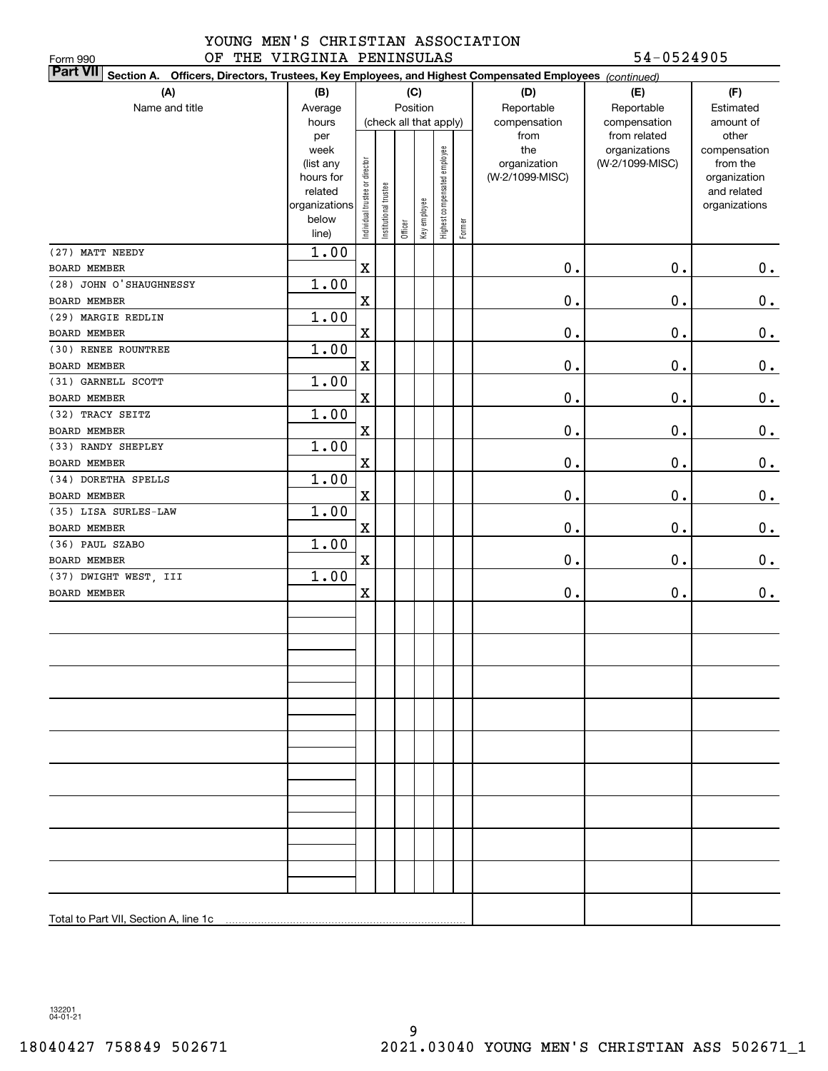YOUNG MEN'S CHRISTIAN ASSOCIATION OF THE VIRGINIA PENINSULAS

Form 990 54-0524905

**Part VII Section A. Officers, Directors, Trustees, Key Employees, and Highest Compensated Employees** *(continued)*

| (A) Name and title | (B) Average hours per week (list any hours for related organizations below line) | (C) Position (check all that apply): Individual trustee or director | Institutional trustee | Officer | Key employee | Highest compensated employee | Former | (D) Reportable compensation from the organization (W-2/1099-MISC) | (E) Reportable compensation from related organizations (W-2/1099-MISC) | (F) Estimated amount of other compensation from the organization and related organizations |
|---|---|---|---|---|---|---|---|---|---|---|
| (27) MATT NEEDY<br>BOARD MEMBER | 1.00 | X | | | | | | 0. | 0. | 0. |
| (28) JOHN O'SHAUGHNESSY<br>BOARD MEMBER | 1.00 | X | | | | | | 0. | 0. | 0. |
| (29) MARGIE REDLIN<br>BOARD MEMBER | 1.00 | X | | | | | | 0. | 0. | 0. |
| (30) RENEE ROUNTREE<br>BOARD MEMBER | 1.00 | X | | | | | | 0. | 0. | 0. |
| (31) GARNELL SCOTT<br>BOARD MEMBER | 1.00 | X | | | | | | 0. | 0. | 0. |
| (32) TRACY SEITZ<br>BOARD MEMBER | 1.00 | X | | | | | | 0. | 0. | 0. |
| (33) RANDY SHEPLEY<br>BOARD MEMBER | 1.00 | X | | | | | | 0. | 0. | 0. |
| (34) DORETHA SPELLS<br>BOARD MEMBER | 1.00 | X | | | | | | 0. | 0. | 0. |
| (35) LISA SURLES-LAW<br>BOARD MEMBER | 1.00 | X | | | | | | 0. | 0. | 0. |
| (36) PAUL SZABO<br>BOARD MEMBER | 1.00 | X | | | | | | 0. | 0. | 0. |
| (37) DWIGHT WEST, III<br>BOARD MEMBER | 1.00 | X | | | | | | 0. | 0. | 0. |
| Total to Part VII, Section A, line 1c | | | | | | | | | | |

132201 04-01-21

18040427 758849 502671 2021.03040 YOUNG MEN'S CHRISTIAN ASS 502671_1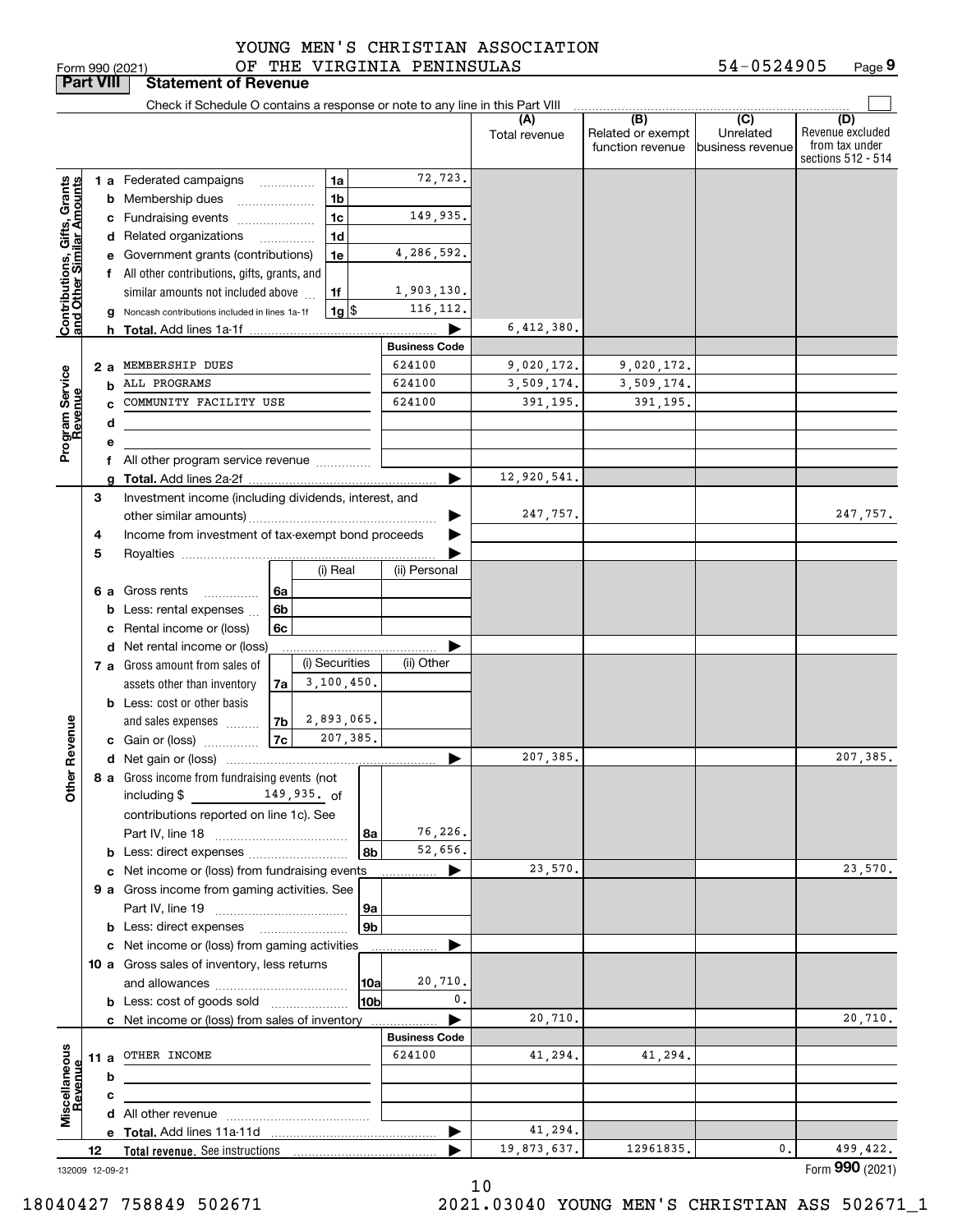YOUNG MEN'S CHRISTIAN ASSOCIATION
OF THE VIRGINIA PENINSULAS

Form 990 (2021) 54-0524905 Page **9**

## Part VIII Statement of Revenue

Check if Schedule O contains a response or note to any line in this Part VIII

| | | | (A) Total revenue | (B) Related or exempt function revenue | (C) Unrelated business revenue | (D) Revenue excluded from tax under sections 512 - 514 |
|---|---|---|---|---|---|---|
| **Contributions, Gifts, Grants and Other Similar Amounts** | | | | | | |
| 1 a | Federated campaigns ... 1a | 72,723. | | | | |
| b | Membership dues ... 1b | | | | | |
| c | Fundraising events ... 1c | 149,935. | | | | |
| d | Related organizations ... 1d | | | | | |
| e | Government grants (contributions) 1e | 4,286,592. | | | | |
| f | All other contributions, gifts, grants, and similar amounts not included above ... 1f | 1,903,130. | | | | |
| g | Noncash contributions included in lines 1a-1f 1g $ | 116,112. | | | | |
| h | **Total.** Add lines 1a-1f | ▶ | 6,412,380. | | | |
| **Program Service Revenue** | | **Business Code** | | | | |
| 2 a | MEMBERSHIP DUES | 624100 | 9,020,172. | 9,020,172. | | |
| b | ALL PROGRAMS | 624100 | 3,509,174. | 3,509,174. | | |
| c | COMMUNITY FACILITY USE | 624100 | 391,195. | 391,195. | | |
| d | | | | | | |
| e | | | | | | |
| f | All other program service revenue | | | | | |
| g | **Total.** Add lines 2a-2f | ▶ | 12,920,541. | | | |
| **Other Revenue** | | | | | | |
| 3 | Investment income (including dividends, interest, and other similar amounts) | ▶ | 247,757. | | | 247,757. |
| 4 | Income from investment of tax-exempt bond proceeds | ▶ | | | | |
| 5 | Royalties | ▶ | | | | |
| | | (i) Real / (ii) Personal | | | | |
| 6 a | Gross rents 6a | | | | | |
| b | Less: rental expenses 6b | | | | | |
| c | Rental income or (loss) 6c | | | | | |
| d | Net rental income or (loss) | ▶ | | | | |
| | | (i) Securities / (ii) Other | | | | |
| 7 a | Gross amount from sales of assets other than inventory 7a | 3,100,450. | | | | |
| b | Less: cost or other basis and sales expenses 7b | 2,893,065. | | | | |
| c | Gain or (loss) 7c | 207,385. | | | | |
| d | Net gain or (loss) | ▶ | 207,385. | | | 207,385. |
| 8 a | Gross income from fundraising events (not including $ 149,935. of contributions reported on line 1c). See Part IV, line 18 ... 8a | 76,226. | | | | |
| b | Less: direct expenses ... 8b | 52,656. | | | | |
| c | Net income or (loss) from fundraising events | ▶ | 23,570. | | | 23,570. |
| 9 a | Gross income from gaming activities. See Part IV, line 19 ... 9a | | | | | |
| b | Less: direct expenses ... 9b | | | | | |
| c | Net income or (loss) from gaming activities | ▶ | | | | |
| 10 a | Gross sales of inventory, less returns and allowances ... 10a | 20,710. | | | | |
| b | Less: cost of goods sold ... 10b | 0. | | | | |
| c | Net income or (loss) from sales of inventory | ▶ | 20,710. | | | 20,710. |
| **Miscellaneous Revenue** | | **Business Code** | | | | |
| 11 a | OTHER INCOME | 624100 | 41,294. | 41,294. | | |
| b | | | | | | |
| c | | | | | | |
| d | All other revenue | | | | | |
| e | **Total.** Add lines 11a-11d | ▶ | 41,294. | | | |
| 12 | **Total revenue.** See instructions | ▶ | 19,873,637. | 12961835. | 0. | 499,422. |

132009 12-09-21

Form **990** (2021)

18040427 758849 502671 2021.03040 YOUNG MEN'S CHRISTIAN ASS 502671_1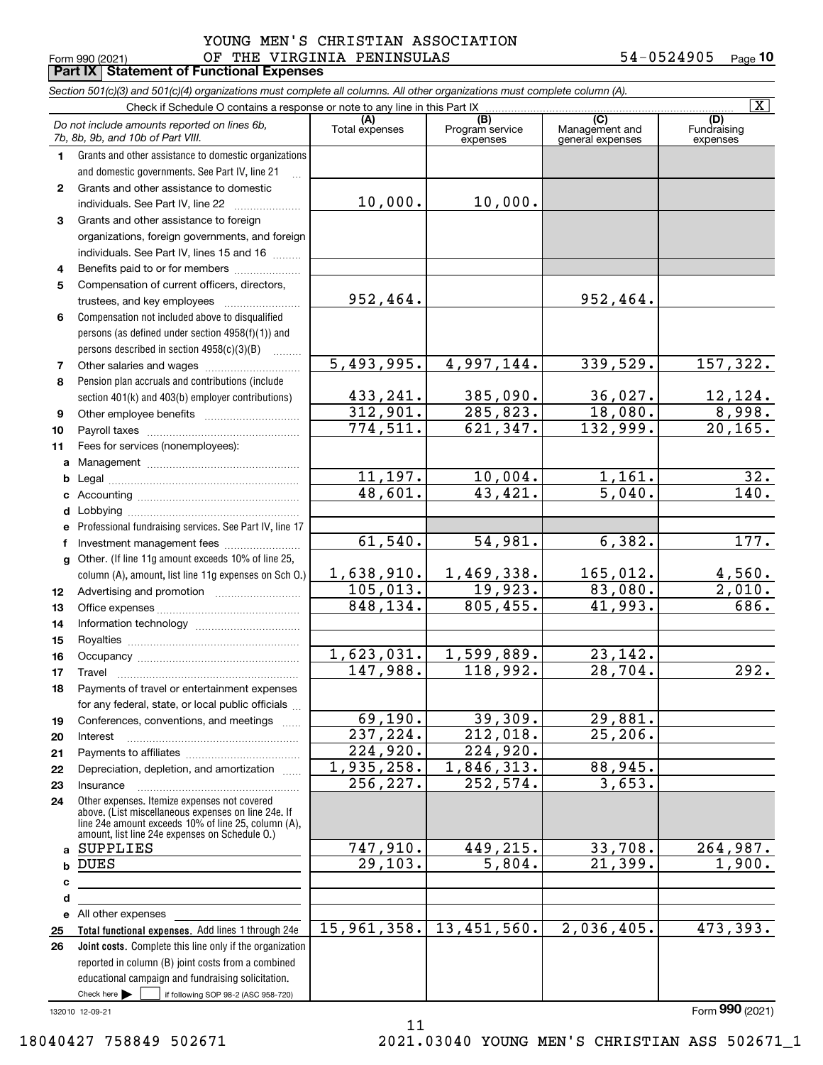YOUNG MEN'S CHRISTIAN ASSOCIATION
OF THE VIRGINIA PENINSULAS 54-0524905

Form 990 (2021) Page **10**

## Part IX Statement of Functional Expenses

*Section 501(c)(3) and 501(c)(4) organizations must complete all columns. All other organizations must complete column (A).*

Check if Schedule O contains a response or note to any line in this Part IX [X]

| | *Do not include amounts reported on lines 6b, 7b, 8b, 9b, and 10b of Part VIII.* | (A) Total expenses | (B) Program service expenses | (C) Management and general expenses | (D) Fundraising expenses |
|---|---|---|---|---|---|
| 1 | Grants and other assistance to domestic organizations and domestic governments. See Part IV, line 21 | | | | |
| 2 | Grants and other assistance to domestic individuals. See Part IV, line 22 | 10,000. | 10,000. | | |
| 3 | Grants and other assistance to foreign organizations, foreign governments, and foreign individuals. See Part IV, lines 15 and 16 | | | | |
| 4 | Benefits paid to or for members | | | | |
| 5 | Compensation of current officers, directors, trustees, and key employees | 952,464. | | 952,464. | |
| 6 | Compensation not included above to disqualified persons (as defined under section 4958(f)(1)) and persons described in section 4958(c)(3)(B) | | | | |
| 7 | Other salaries and wages | 5,493,995. | 4,997,144. | 339,529. | 157,322. |
| 8 | Pension plan accruals and contributions (include section 401(k) and 403(b) employer contributions) | 433,241. | 385,090. | 36,027. | 12,124. |
| 9 | Other employee benefits | 312,901. | 285,823. | 18,080. | 8,998. |
| 10 | Payroll taxes | 774,511. | 621,347. | 132,999. | 20,165. |
| 11 | Fees for services (nonemployees): | | | | |
| a | Management | | | | |
| b | Legal | 11,197. | 10,004. | 1,161. | 32. |
| c | Accounting | 48,601. | 43,421. | 5,040. | 140. |
| d | Lobbying | | | | |
| e | Professional fundraising services. See Part IV, line 17 | | | | |
| f | Investment management fees | 61,540. | 54,981. | 6,382. | 177. |
| g | Other. (If line 11g amount exceeds 10% of line 25, column (A), amount, list line 11g expenses on Sch O.) | 1,638,910. | 1,469,338. | 165,012. | 4,560. |
| 12 | Advertising and promotion | 105,013. | 19,923. | 83,080. | 2,010. |
| 13 | Office expenses | 848,134. | 805,455. | 41,993. | 686. |
| 14 | Information technology | | | | |
| 15 | Royalties | | | | |
| 16 | Occupancy | 1,623,031. | 1,599,889. | 23,142. | |
| 17 | Travel | 147,988. | 118,992. | 28,704. | 292. |
| 18 | Payments of travel or entertainment expenses for any federal, state, or local public officials | | | | |
| 19 | Conferences, conventions, and meetings | 69,190. | 39,309. | 29,881. | |
| 20 | Interest | 237,224. | 212,018. | 25,206. | |
| 21 | Payments to affiliates | 224,920. | 224,920. | | |
| 22 | Depreciation, depletion, and amortization | 1,935,258. | 1,846,313. | 88,945. | |
| 23 | Insurance | 256,227. | 252,574. | 3,653. | |
| 24 | Other expenses. Itemize expenses not covered above. (List miscellaneous expenses on line 24e. If line 24e amount exceeds 10% of line 25, column (A), amount, list line 24e expenses on Schedule O.) | | | | |
| a | SUPPLIES | 747,910. | 449,215. | 33,708. | 264,987. |
| b | DUES | 29,103. | 5,804. | 21,399. | 1,900. |
| c | | | | | |
| d | | | | | |
| e | All other expenses | | | | |
| 25 | **Total functional expenses.** Add lines 1 through 24e | 15,961,358. | 13,451,560. | 2,036,405. | 473,393. |
| 26 | **Joint costs.** Complete this line only if the organization reported in column (B) joint costs from a combined educational campaign and fundraising solicitation. Check here [ ] if following SOP 98-2 (ASC 958-720) | | | | |

132010 12-09-21 Form **990** (2021)

18040427 758849 502671 2021.03040 YOUNG MEN'S CHRISTIAN ASS 502671_1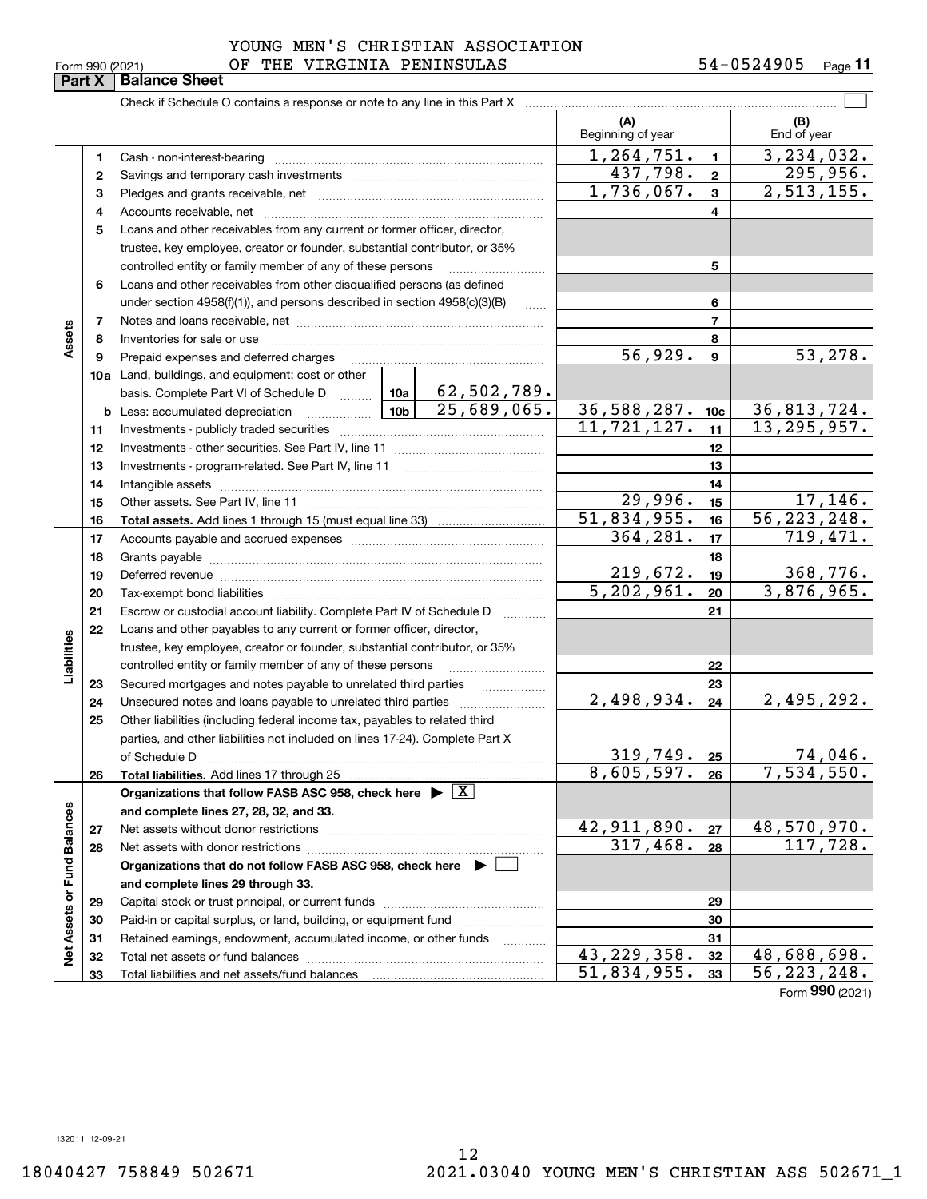YOUNG MEN'S CHRISTIAN ASSOCIATION
OF THE VIRGINIA PENINSULAS

Form 990 (2021) 54-0524905

## Part X Balance Sheet

Check if Schedule O contains a response or note to any line in this Part X

| | | Description | | | (A) Beginning of year | | (B) End of year |
|---|---|---|---|---|---|---|---|
| **Assets** | 1 | Cash - non-interest-bearing | | | 1,264,751. | 1 | 3,234,032. |
| | 2 | Savings and temporary cash investments | | | 437,798. | 2 | 295,956. |
| | 3 | Pledges and grants receivable, net | | | 1,736,067. | 3 | 2,513,155. |
| | 4 | Accounts receivable, net | | | | 4 | |
| | 5 | Loans and other receivables from any current or former officer, director, trustee, key employee, creator or founder, substantial contributor, or 35% controlled entity or family member of any of these persons | | | | 5 | |
| | 6 | Loans and other receivables from other disqualified persons (as defined under section 4958(f)(1)), and persons described in section 4958(c)(3)(B) | | | | 6 | |
| | 7 | Notes and loans receivable, net | | | | 7 | |
| | 8 | Inventories for sale or use | | | | 8 | |
| | 9 | Prepaid expenses and deferred charges | | | 56,929. | 9 | 53,278. |
| | 10a | Land, buildings, and equipment: cost or other basis. Complete Part VI of Schedule D | 10a | 62,502,789. | | | |
| | b | Less: accumulated depreciation | 10b | 25,689,065. | 36,588,287. | 10c | 36,813,724. |
| | 11 | Investments - publicly traded securities | | | 11,721,127. | 11 | 13,295,957. |
| | 12 | Investments - other securities. See Part IV, line 11 | | | | 12 | |
| | 13 | Investments - program-related. See Part IV, line 11 | | | | 13 | |
| | 14 | Intangible assets | | | | 14 | |
| | 15 | Other assets. See Part IV, line 11 | | | 29,996. | 15 | 17,146. |
| | 16 | **Total assets.** Add lines 1 through 15 (must equal line 33) | | | 51,834,955. | 16 | 56,223,248. |
| **Liabilities** | 17 | Accounts payable and accrued expenses | | | 364,281. | 17 | 719,471. |
| | 18 | Grants payable | | | | 18 | |
| | 19 | Deferred revenue | | | 219,672. | 19 | 368,776. |
| | 20 | Tax-exempt bond liabilities | | | 5,202,961. | 20 | 3,876,965. |
| | 21 | Escrow or custodial account liability. Complete Part IV of Schedule D | | | | 21 | |
| | 22 | Loans and other payables to any current or former officer, director, trustee, key employee, creator or founder, substantial contributor, or 35% controlled entity or family member of any of these persons | | | | 22 | |
| | 23 | Secured mortgages and notes payable to unrelated third parties | | | | 23 | |
| | 24 | Unsecured notes and loans payable to unrelated third parties | | | 2,498,934. | 24 | 2,495,292. |
| | 25 | Other liabilities (including federal income tax, payables to related third parties, and other liabilities not included on lines 17-24). Complete Part X of Schedule D | | | 319,749. | 25 | 74,046. |
| | 26 | **Total liabilities.** Add lines 17 through 25 | | | 8,605,597. | 26 | 7,534,550. |
| **Net Assets or Fund Balances** | | **Organizations that follow FASB ASC 958, check here** ▶ [X] **and complete lines 27, 28, 32, and 33.** | | | | | |
| | 27 | Net assets without donor restrictions | | | 42,911,890. | 27 | 48,570,970. |
| | 28 | Net assets with donor restrictions | | | 317,468. | 28 | 117,728. |
| | | **Organizations that do not follow FASB ASC 958, check here** ▶ [ ] **and complete lines 29 through 33.** | | | | | |
| | 29 | Capital stock or trust principal, or current funds | | | | 29 | |
| | 30 | Paid-in or capital surplus, or land, building, or equipment fund | | | | 30 | |
| | 31 | Retained earnings, endowment, accumulated income, or other funds | | | | 31 | |
| | 32 | Total net assets or fund balances | | | 43,229,358. | 32 | 48,688,698. |
| | 33 | Total liabilities and net assets/fund balances | | | 51,834,955. | 33 | 56,223,248. |

Form **990** (2021)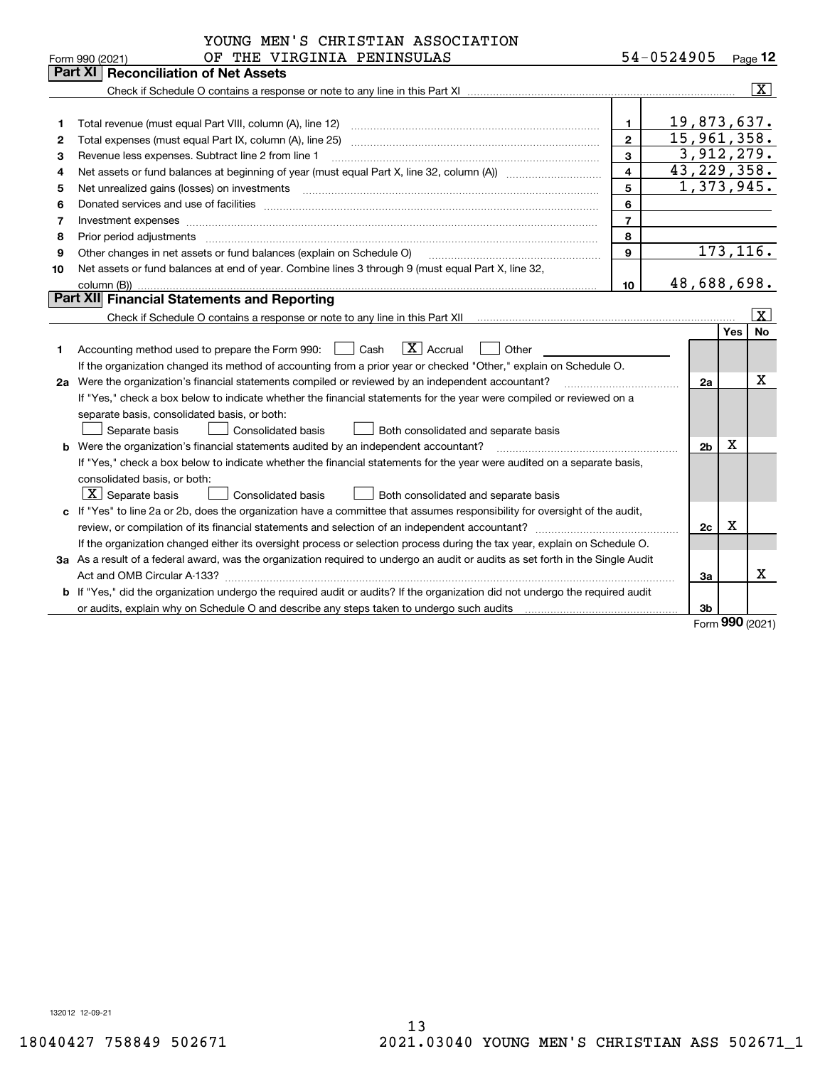YOUNG MEN'S CHRISTIAN ASSOCIATION
Form 990 (2021) OF THE VIRGINIA PENINSULAS 54-0524905 Page 12

## Part XI Reconciliation of Net Assets

Check if Schedule O contains a response or note to any line in this Part XI [X]

| | | | |
|---|---|---|---|
| 1 | Total revenue (must equal Part VIII, column (A), line 12) | 1 | 19,873,637. |
| 2 | Total expenses (must equal Part IX, column (A), line 25) | 2 | 15,961,358. |
| 3 | Revenue less expenses. Subtract line 2 from line 1 | 3 | 3,912,279. |
| 4 | Net assets or fund balances at beginning of year (must equal Part X, line 32, column (A)) | 4 | 43,229,358. |
| 5 | Net unrealized gains (losses) on investments | 5 | 1,373,945. |
| 6 | Donated services and use of facilities | 6 | |
| 7 | Investment expenses | 7 | |
| 8 | Prior period adjustments | 8 | |
| 9 | Other changes in net assets or fund balances (explain on Schedule O) | 9 | 173,116. |
| 10 | Net assets or fund balances at end of year. Combine lines 3 through 9 (must equal Part X, line 32, column (B)) | 10 | 48,688,698. |

## Part XII Financial Statements and Reporting

Check if Schedule O contains a response or note to any line in this Part XII [X]

| | | | Yes | No |
|---|---|---|---|---|
| 1 | Accounting method used to prepare the Form 990: [ ] Cash [X] Accrual [ ] Other<br>If the organization changed its method of accounting from a prior year or checked "Other," explain on Schedule O. | | | |
| 2a | Were the organization's financial statements compiled or reviewed by an independent accountant?<br>If "Yes," check a box below to indicate whether the financial statements for the year were compiled or reviewed on a separate basis, consolidated basis, or both:<br>[ ] Separate basis [ ] Consolidated basis [ ] Both consolidated and separate basis | 2a | | X |
| b | Were the organization's financial statements audited by an independent accountant?<br>If "Yes," check a box below to indicate whether the financial statements for the year were audited on a separate basis, consolidated basis, or both:<br>[X] Separate basis [ ] Consolidated basis [ ] Both consolidated and separate basis | 2b | X | |
| c | If "Yes" to line 2a or 2b, does the organization have a committee that assumes responsibility for oversight of the audit, review, or compilation of its financial statements and selection of an independent accountant?<br>If the organization changed either its oversight process or selection process during the tax year, explain on Schedule O. | 2c | X | |
| 3a | As a result of a federal award, was the organization required to undergo an audit or audits as set forth in the Single Audit Act and OMB Circular A-133? | 3a | | X |
| b | If "Yes," did the organization undergo the required audit or audits? If the organization did not undergo the required audit or audits, explain why on Schedule O and describe any steps taken to undergo such audits | 3b | | |

Form 990 (2021)

132012 12-09-21

18040427 758849 502671 2021.03040 YOUNG MEN'S CHRISTIAN ASS 502671_1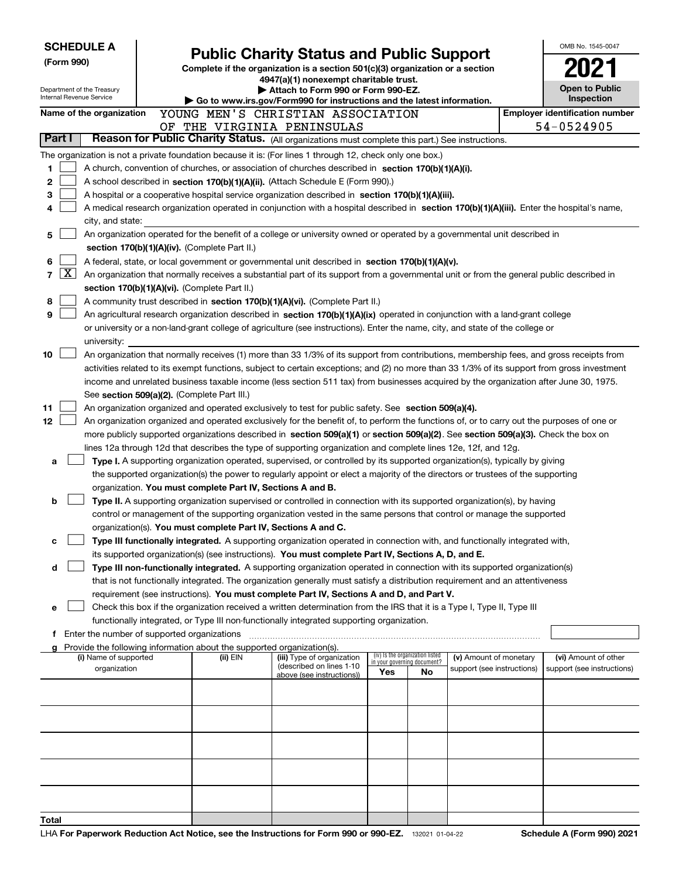**SCHEDULE A**
**(Form 990)**

Department of the Treasury
Internal Revenue Service

# Public Charity Status and Public Support

**Complete if the organization is a section 501(c)(3) organization or a section 4947(a)(1) nonexempt charitable trust.**
**▶ Attach to Form 990 or Form 990-EZ.**
**▶ Go to www.irs.gov/Form990 for instructions and the latest information.**

OMB No. 1545-0047
**2021**
**Open to Public Inspection**

**Name of the organization** YOUNG MEN'S CHRISTIAN ASSOCIATION OF THE VIRGINIA PENINSULAS

**Employer identification number** 54-0524905

**Part I** **Reason for Public Charity Status.** (All organizations must complete this part.) See instructions.

The organization is not a private foundation because it is: (For lines 1 through 12, check only one box.)

1 ☐ A church, convention of churches, or association of churches described in **section 170(b)(1)(A)(i).**

2 ☐ A school described in **section 170(b)(1)(A)(ii).** (Attach Schedule E (Form 990).)

3 ☐ A hospital or a cooperative hospital service organization described in **section 170(b)(1)(A)(iii).**

4 ☐ A medical research organization operated in conjunction with a hospital described in **section 170(b)(1)(A)(iii).** Enter the hospital's name, city, and state:

5 ☐ An organization operated for the benefit of a college or university owned or operated by a governmental unit described in **section 170(b)(1)(A)(iv).** (Complete Part II.)

6 ☐ A federal, state, or local government or governmental unit described in **section 170(b)(1)(A)(v).**

7 ☒ An organization that normally receives a substantial part of its support from a governmental unit or from the general public described in **section 170(b)(1)(A)(vi).** (Complete Part II.)

8 ☐ A community trust described in **section 170(b)(1)(A)(vi).** (Complete Part II.)

9 ☐ An agricultural research organization described in **section 170(b)(1)(A)(ix)** operated in conjunction with a land-grant college or university or a non-land-grant college of agriculture (see instructions). Enter the name, city, and state of the college or university:

10 ☐ An organization that normally receives (1) more than 33 1/3% of its support from contributions, membership fees, and gross receipts from activities related to its exempt functions, subject to certain exceptions; and (2) no more than 33 1/3% of its support from gross investment income and unrelated business taxable income (less section 511 tax) from businesses acquired by the organization after June 30, 1975. See **section 509(a)(2).** (Complete Part III.)

11 ☐ An organization organized and operated exclusively to test for public safety. See **section 509(a)(4).**

12 ☐ An organization organized and operated exclusively for the benefit of, to perform the functions of, or to carry out the purposes of one or more publicly supported organizations described in **section 509(a)(1)** or **section 509(a)(2)**. See **section 509(a)(3).** Check the box on lines 12a through 12d that describes the type of supporting organization and complete lines 12e, 12f, and 12g.

a ☐ **Type I.** A supporting organization operated, supervised, or controlled by its supported organization(s), typically by giving the supported organization(s) the power to regularly appoint or elect a majority of the directors or trustees of the supporting organization. **You must complete Part IV, Sections A and B.**

b ☐ **Type II.** A supporting organization supervised or controlled in connection with its supported organization(s), by having control or management of the supporting organization vested in the same persons that control or manage the supported organization(s). **You must complete Part IV, Sections A and C.**

c ☐ **Type III functionally integrated.** A supporting organization operated in connection with, and functionally integrated with, its supported organization(s) (see instructions). **You must complete Part IV, Sections A, D, and E.**

d ☐ **Type III non-functionally integrated.** A supporting organization operated in connection with its supported organization(s) that is not functionally integrated. The organization generally must satisfy a distribution requirement and an attentiveness requirement (see instructions). **You must complete Part IV, Sections A and D, and Part V.**

e ☐ Check this box if the organization received a written determination from the IRS that it is a Type I, Type II, Type III functionally integrated, or Type III non-functionally integrated supporting organization.

f Enter the number of supported organizations

g Provide the following information about the supported organization(s).

| (i) Name of supported organization | (ii) EIN | (iii) Type of organization (described on lines 1-10 above (see instructions)) | (iv) Is the organization listed in your governing document? Yes | No | (v) Amount of monetary support (see instructions) | (vi) Amount of other support (see instructions) |
|---|---|---|---|---|---|---|
| | | | | | | |
| | | | | | | |
| | | | | | | |
| | | | | | | |
| | | | | | | |
| **Total** | | | | | | |

LHA **For Paperwork Reduction Act Notice, see the Instructions for Form 990 or 990-EZ.** 132021 01-04-22 **Schedule A (Form 990) 2021**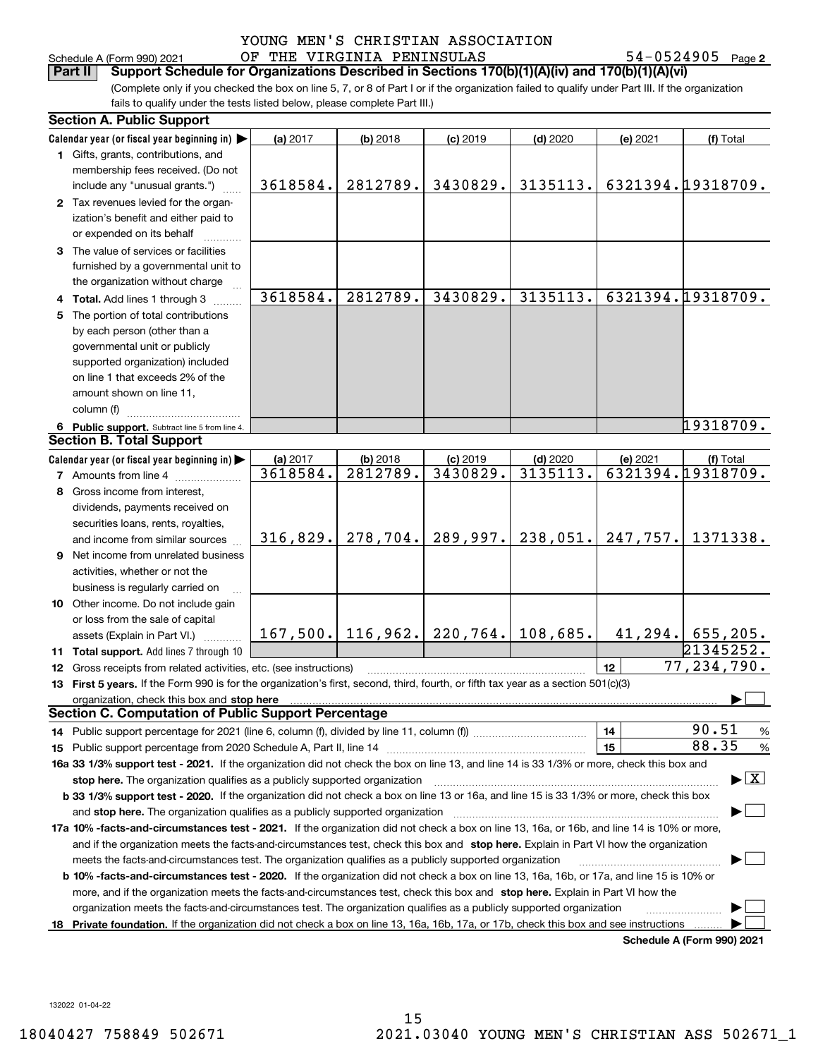YOUNG MEN'S CHRISTIAN ASSOCIATION
Schedule A (Form 990) 2021 OF THE VIRGINIA PENINSULAS 54-0524905 Page 2

**Part II** **Support Schedule for Organizations Described in Sections 170(b)(1)(A)(iv) and 170(b)(1)(A)(vi)**

(Complete only if you checked the box on line 5, 7, or 8 of Part I or if the organization failed to qualify under Part III. If the organization fails to qualify under the tests listed below, please complete Part III.)

## Section A. Public Support

| Calendar year (or fiscal year beginning in) ▶ | (a) 2017 | (b) 2018 | (c) 2019 | (d) 2020 | (e) 2021 | (f) Total |
|---|---|---|---|---|---|---|
| **1** Gifts, grants, contributions, and membership fees received. (Do not include any "unusual grants.") | 3618584. | 2812789. | 3430829. | 3135113. | 6321394. | 19318709. |
| **2** Tax revenues levied for the organization's benefit and either paid to or expended on its behalf | | | | | | |
| **3** The value of services or facilities furnished by a governmental unit to the organization without charge | | | | | | |
| **4 Total.** Add lines 1 through 3 | 3618584. | 2812789. | 3430829. | 3135113. | 6321394. | 19318709. |
| **5** The portion of total contributions by each person (other than a governmental unit or publicly supported organization) included on line 1 that exceeds 2% of the amount shown on line 11, column (f) | | | | | | |
| **6 Public support.** Subtract line 5 from line 4. | | | | | | 19318709. |

## Section B. Total Support

| Calendar year (or fiscal year beginning in) ▶ | (a) 2017 | (b) 2018 | (c) 2019 | (d) 2020 | (e) 2021 | (f) Total |
|---|---|---|---|---|---|---|
| **7** Amounts from line 4 | 3618584. | 2812789. | 3430829. | 3135113. | 6321394. | 19318709. |
| **8** Gross income from interest, dividends, payments received on securities loans, rents, royalties, and income from similar sources | 316,829. | 278,704. | 289,997. | 238,051. | 247,757. | 1371338. |
| **9** Net income from unrelated business activities, whether or not the business is regularly carried on | | | | | | |
| **10** Other income. Do not include gain or loss from the sale of capital assets (Explain in Part VI.) | 167,500. | 116,962. | 220,764. | 108,685. | 41,294. | 655,205. |
| **11 Total support.** Add lines 7 through 10 | | | | | | 21345252. |

**12** Gross receipts from related activities, etc. (see instructions) .......... **12** 77,234,790.

**13 First 5 years.** If the Form 990 is for the organization's first, second, third, fourth, or fifth tax year as a section 501(c)(3) organization, check this box and **stop here** ▶ ☐

## Section C. Computation of Public Support Percentage

**14** Public support percentage for 2021 (line 6, column (f), divided by line 11, column (f)) .......... **14** 90.51 %

**15** Public support percentage from 2020 Schedule A, Part II, line 14 .......... **15** 88.35 %

**16a 33 1/3% support test - 2021.** If the organization did not check the box on line 13, and line 14 is 33 1/3% or more, check this box and **stop here.** The organization qualifies as a publicly supported organization ▶ ☒

**b 33 1/3% support test - 2020.** If the organization did not check a box on line 13 or 16a, and line 15 is 33 1/3% or more, check this box and **stop here.** The organization qualifies as a publicly supported organization ▶ ☐

**17a 10% -facts-and-circumstances test - 2021.** If the organization did not check a box on line 13, 16a, or 16b, and line 14 is 10% or more, and if the organization meets the facts-and-circumstances test, check this box and **stop here.** Explain in Part VI how the organization meets the facts-and-circumstances test. The organization qualifies as a publicly supported organization ▶ ☐

**b 10% -facts-and-circumstances test - 2020.** If the organization did not check a box on line 13, 16a, 16b, or 17a, and line 15 is 10% or more, and if the organization meets the facts-and-circumstances test, check this box and **stop here.** Explain in Part VI how the organization meets the facts-and-circumstances test. The organization qualifies as a publicly supported organization ▶ ☐

**18 Private foundation.** If the organization did not check a box on line 13, 16a, 16b, 17a, or 17b, check this box and see instructions ▶ ☐

**Schedule A (Form 990) 2021**

132022 01-04-22

18040427 758849 502671 2021.03040 YOUNG MEN'S CHRISTIAN ASS 502671_1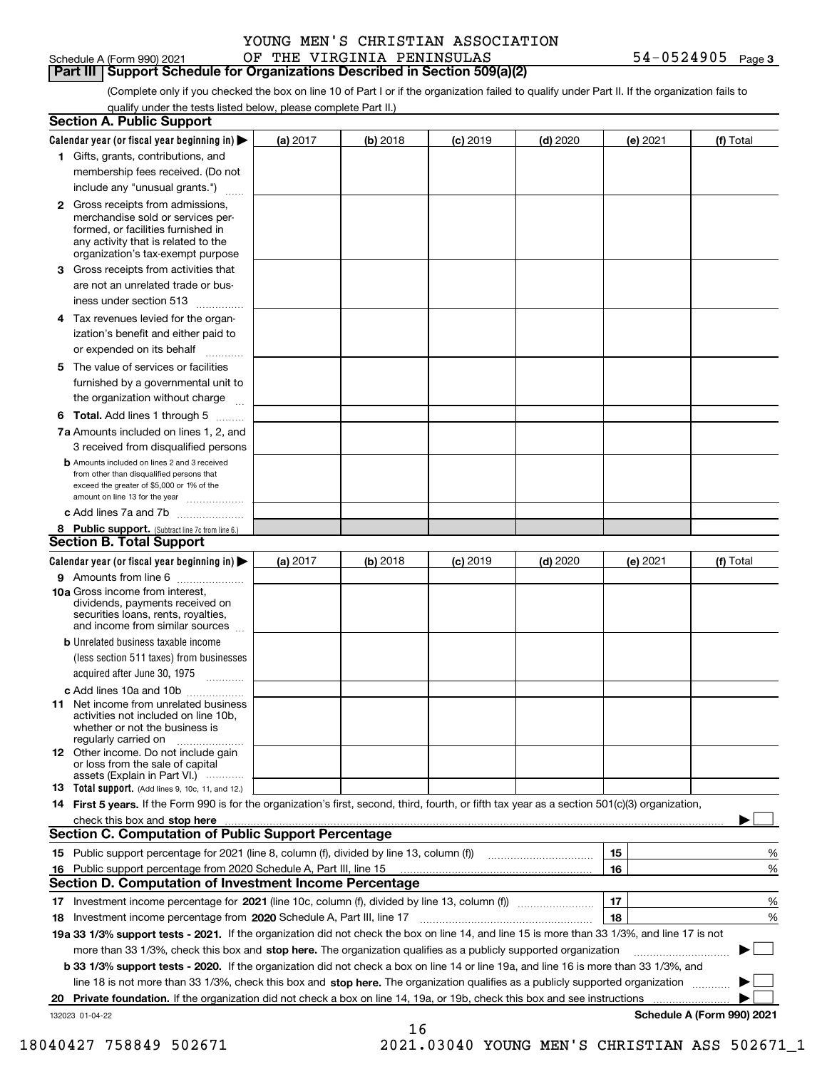YOUNG MEN'S CHRISTIAN ASSOCIATION
Schedule A (Form 990) 2021 OF THE VIRGINIA PENINSULAS 54-0524905 Page 3

## Part III Support Schedule for Organizations Described in Section 509(a)(2)

(Complete only if you checked the box on line 10 of Part I or if the organization failed to qualify under Part II. If the organization fails to qualify under the tests listed below, please complete Part II.)

### Section A. Public Support

| Calendar year (or fiscal year beginning in) ▶ | (a) 2017 | (b) 2018 | (c) 2019 | (d) 2020 | (e) 2021 | (f) Total |
|---|---|---|---|---|---|---|
| **1** Gifts, grants, contributions, and membership fees received. (Do not include any "unusual grants.") | | | | | | |
| **2** Gross receipts from admissions, merchandise sold or services performed, or facilities furnished in any activity that is related to the organization's tax-exempt purpose | | | | | | |
| **3** Gross receipts from activities that are not an unrelated trade or business under section 513 | | | | | | |
| **4** Tax revenues levied for the organization's benefit and either paid to or expended on its behalf | | | | | | |
| **5** The value of services or facilities furnished by a governmental unit to the organization without charge | | | | | | |
| **6 Total.** Add lines 1 through 5 | | | | | | |
| **7a** Amounts included on lines 1, 2, and 3 received from disqualified persons | | | | | | |
| **b** Amounts included on lines 2 and 3 received from other than disqualified persons that exceed the greater of $5,000 or 1% of the amount on line 13 for the year | | | | | | |
| **c** Add lines 7a and 7b | | | | | | |
| **8 Public support.** (Subtract line 7c from line 6.) | | | | | | |

### Section B. Total Support

| Calendar year (or fiscal year beginning in) ▶ | (a) 2017 | (b) 2018 | (c) 2019 | (d) 2020 | (e) 2021 | (f) Total |
|---|---|---|---|---|---|---|
| **9** Amounts from line 6 | | | | | | |
| **10a** Gross income from interest, dividends, payments received on securities loans, rents, royalties, and income from similar sources | | | | | | |
| **b** Unrelated business taxable income (less section 511 taxes) from businesses acquired after June 30, 1975 | | | | | | |
| **c** Add lines 10a and 10b | | | | | | |
| **11** Net income from unrelated business activities not included on line 10b, whether or not the business is regularly carried on | | | | | | |
| **12** Other income. Do not include gain or loss from the sale of capital assets (Explain in Part VI.) | | | | | | |
| **13 Total support.** (Add lines 9, 10c, 11, and 12.) | | | | | | |

**14 First 5 years.** If the Form 990 is for the organization's first, second, third, fourth, or fifth tax year as a section 501(c)(3) organization, check this box and **stop here** ▶ ☐

### Section C. Computation of Public Support Percentage

| | | | |
|---|---|---|---|
| **15** Public support percentage for 2021 (line 8, column (f), divided by line 13, column (f)) | 15 | | % |
| **16** Public support percentage from 2020 Schedule A, Part III, line 15 | 16 | | % |

### Section D. Computation of Investment Income Percentage

| | | | |
|---|---|---|---|
| **17** Investment income percentage for **2021** (line 10c, column (f), divided by line 13, column (f)) | 17 | | % |
| **18** Investment income percentage from **2020** Schedule A, Part III, line 17 | 18 | | % |

**19a 33 1/3% support tests - 2021.** If the organization did not check the box on line 14, and line 15 is more than 33 1/3%, and line 17 is not more than 33 1/3%, check this box and **stop here.** The organization qualifies as a publicly supported organization ▶ ☐

**b 33 1/3% support tests - 2020.** If the organization did not check a box on line 14 or line 19a, and line 16 is more than 33 1/3%, and line 18 is not more than 33 1/3%, check this box and **stop here.** The organization qualifies as a publicly supported organization ▶ ☐

**20 Private foundation.** If the organization did not check a box on line 14, 19a, or 19b, check this box and see instructions ▶ ☐

132023 01-04-22 **Schedule A (Form 990) 2021**

18040427 758849 502671 2021.03040 YOUNG MEN'S CHRISTIAN ASS 502671_1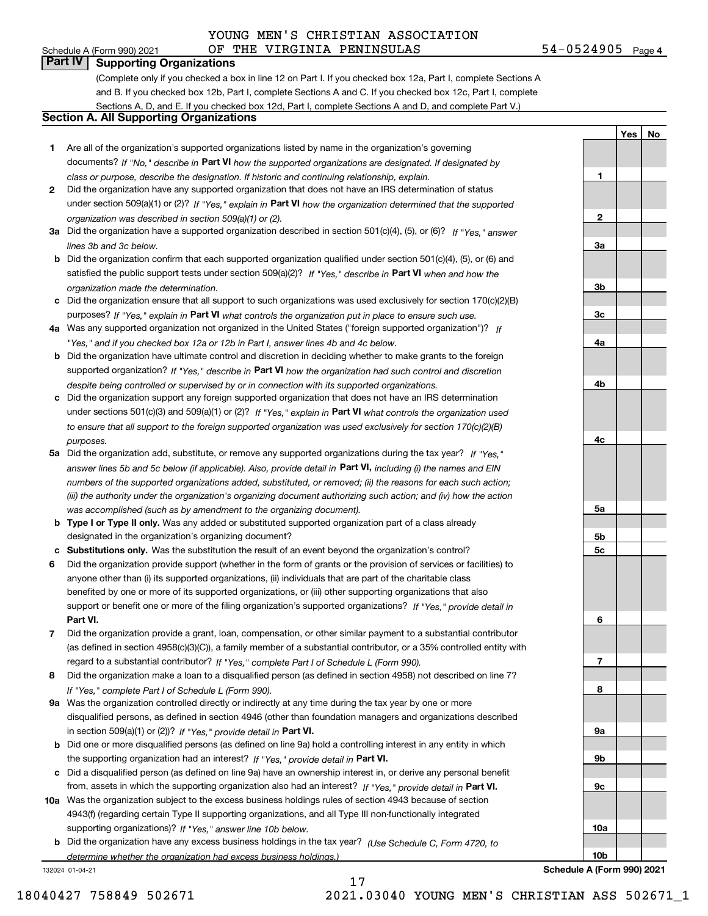YOUNG MEN'S CHRISTIAN ASSOCIATION
OF THE VIRGINIA PENINSULAS 54-0524905

Schedule A (Form 990) 2021 Page 4

## Part IV Supporting Organizations

(Complete only if you checked a box in line 12 on Part I. If you checked box 12a, Part I, complete Sections A and B. If you checked box 12b, Part I, complete Sections A and C. If you checked box 12c, Part I, complete Sections A, D, and E. If you checked box 12d, Part I, complete Sections A and D, and complete Part V.)

### Section A. All Supporting Organizations

| | | | Yes | No |
|---|---|---|---|---|
| **1** | Are all of the organization's supported organizations listed by name in the organization's governing documents? *If "No," describe in* **Part VI** *how the supported organizations are designated. If designated by class or purpose, describe the designation. If historic and continuing relationship, explain.* | 1 | | |
| **2** | Did the organization have any supported organization that does not have an IRS determination of status under section 509(a)(1) or (2)? *If "Yes," explain in* **Part VI** *how the organization determined that the supported organization was described in section 509(a)(1) or (2).* | 2 | | |
| **3a** | Did the organization have a supported organization described in section 501(c)(4), (5), or (6)? *If "Yes," answer lines 3b and 3c below.* | 3a | | |
| **b** | Did the organization confirm that each supported organization qualified under section 501(c)(4), (5), or (6) and satisfied the public support tests under section 509(a)(2)? *If "Yes," describe in* **Part VI** *when and how the organization made the determination.* | 3b | | |
| **c** | Did the organization ensure that all support to such organizations was used exclusively for section 170(c)(2)(B) purposes? *If "Yes," explain in* **Part VI** *what controls the organization put in place to ensure such use.* | 3c | | |
| **4a** | Was any supported organization not organized in the United States ("foreign supported organization")? *If "Yes," and if you checked box 12a or 12b in Part I, answer lines 4b and 4c below.* | 4a | | |
| **b** | Did the organization have ultimate control and discretion in deciding whether to make grants to the foreign supported organization? *If "Yes," describe in* **Part VI** *how the organization had such control and discretion despite being controlled or supervised by or in connection with its supported organizations.* | 4b | | |
| **c** | Did the organization support any foreign supported organization that does not have an IRS determination under sections 501(c)(3) and 509(a)(1) or (2)? *If "Yes," explain in* **Part VI** *what controls the organization used to ensure that all support to the foreign supported organization was used exclusively for section 170(c)(2)(B) purposes.* | 4c | | |
| **5a** | Did the organization add, substitute, or remove any supported organizations during the tax year? *If "Yes," answer lines 5b and 5c below (if applicable). Also, provide detail in* **Part VI,** *including (i) the names and EIN numbers of the supported organizations added, substituted, or removed; (ii) the reasons for each such action; (iii) the authority under the organization's organizing document authorizing such action; and (iv) how the action was accomplished (such as by amendment to the organizing document).* | 5a | | |
| **b** | **Type I or Type II only.** Was any added or substituted supported organization part of a class already designated in the organization's organizing document? | 5b | | |
| **c** | **Substitutions only.** Was the substitution the result of an event beyond the organization's control? | 5c | | |
| **6** | Did the organization provide support (whether in the form of grants or the provision of services or facilities) to anyone other than (i) its supported organizations, (ii) individuals that are part of the charitable class benefited by one or more of its supported organizations, or (iii) other supporting organizations that also support or benefit one or more of the filing organization's supported organizations? *If "Yes," provide detail in* **Part VI.** | 6 | | |
| **7** | Did the organization provide a grant, loan, compensation, or other similar payment to a substantial contributor (as defined in section 4958(c)(3)(C)), a family member of a substantial contributor, or a 35% controlled entity with regard to a substantial contributor? *If "Yes," complete Part I of Schedule L (Form 990).* | 7 | | |
| **8** | Did the organization make a loan to a disqualified person (as defined in section 4958) not described on line 7? *If "Yes," complete Part I of Schedule L (Form 990).* | 8 | | |
| **9a** | Was the organization controlled directly or indirectly at any time during the tax year by one or more disqualified persons, as defined in section 4946 (other than foundation managers and organizations described in section 509(a)(1) or (2))? *If "Yes," provide detail in* **Part VI.** | 9a | | |
| **b** | Did one or more disqualified persons (as defined on line 9a) hold a controlling interest in any entity in which the supporting organization had an interest? *If "Yes," provide detail in* **Part VI.** | 9b | | |
| **c** | Did a disqualified person (as defined on line 9a) have an ownership interest in, or derive any personal benefit from, assets in which the supporting organization also had an interest? *If "Yes," provide detail in* **Part VI.** | 9c | | |
| **10a** | Was the organization subject to the excess business holdings rules of section 4943 because of section 4943(f) (regarding certain Type II supporting organizations, and all Type III non-functionally integrated supporting organizations)? *If "Yes," answer line 10b below.* | 10a | | |
| **b** | Did the organization have any excess business holdings in the tax year? *(Use Schedule C, Form 4720, to determine whether the organization had excess business holdings.)* | 10b | | |

132024 01-04-21 **Schedule A (Form 990) 2021**

18040427 758849 502671 2021.03040 YOUNG MEN'S CHRISTIAN ASS 502671_1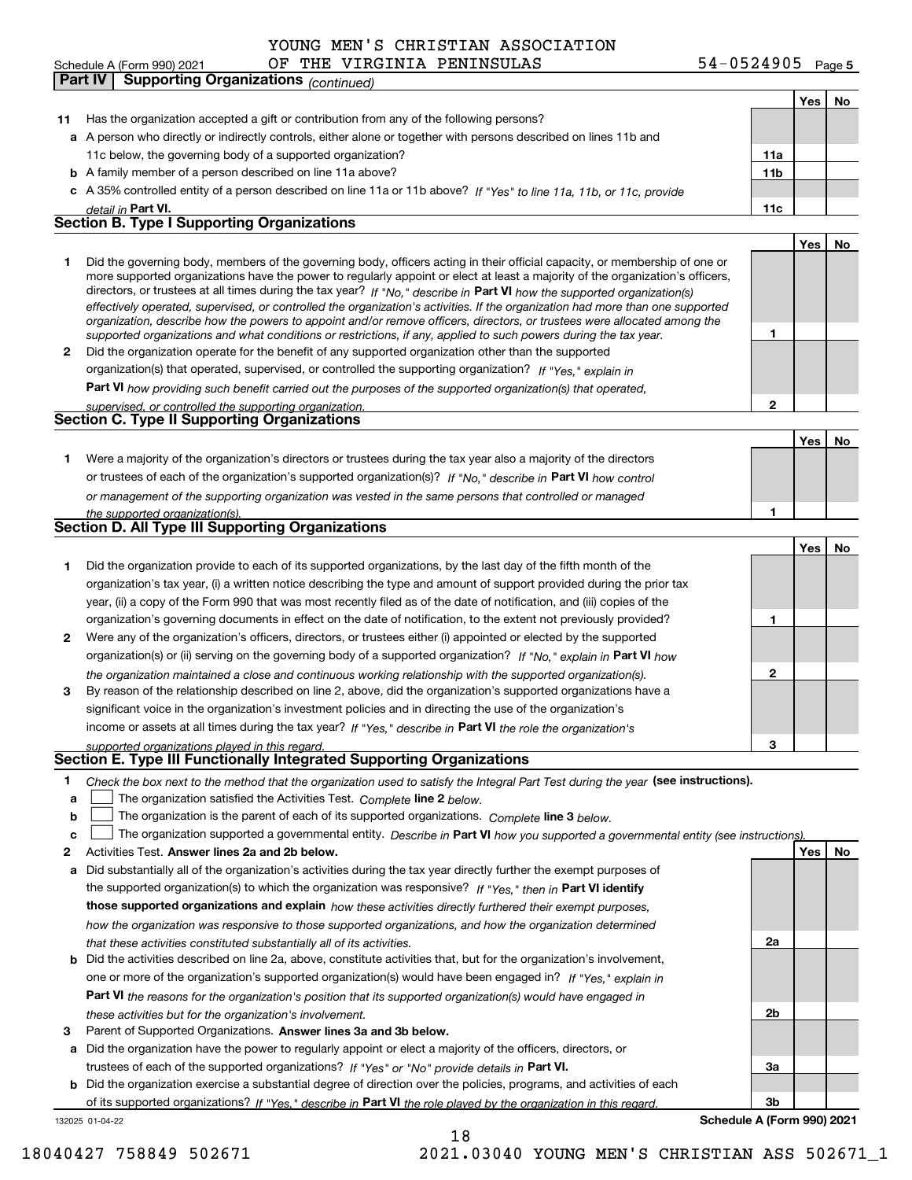YOUNG MEN'S CHRISTIAN ASSOCIATION
Schedule A (Form 990) 2021 OF THE VIRGINIA PENINSULAS 54-0524905 Page 5

**Part IV | Supporting Organizations** *(continued)*

| | | | Yes | No |
|---|---|---|---|---|
| **11** | Has the organization accepted a gift or contribution from any of the following persons? | | | |
| **a** | A person who directly or indirectly controls, either alone or together with persons described on lines 11b and 11c below, the governing body of a supported organization? | **11a** | | |
| **b** | A family member of a person described on line 11a above? | **11b** | | |
| **c** | A 35% controlled entity of a person described on line 11a or 11b above? *If "Yes" to line 11a, 11b, or 11c, provide detail in* **Part VI.** | **11c** | | |

## Section B. Type I Supporting Organizations

| | | | Yes | No |
|---|---|---|---|---|
| **1** | Did the governing body, members of the governing body, officers acting in their official capacity, or membership of one or more supported organizations have the power to regularly appoint or elect at least a majority of the organization's officers, directors, or trustees at all times during the tax year? *If "No," describe in* **Part VI** *how the supported organization(s) effectively operated, supervised, or controlled the organization's activities. If the organization had more than one supported organization, describe how the powers to appoint and/or remove officers, directors, or trustees were allocated among the supported organizations and what conditions or restrictions, if any, applied to such powers during the tax year.* | **1** | | |
| **2** | Did the organization operate for the benefit of any supported organization other than the supported organization(s) that operated, supervised, or controlled the supporting organization? *If "Yes," explain in* **Part VI** *how providing such benefit carried out the purposes of the supported organization(s) that operated, supervised, or controlled the supporting organization.* | **2** | | |

## Section C. Type II Supporting Organizations

| | | | Yes | No |
|---|---|---|---|---|
| **1** | Were a majority of the organization's directors or trustees during the tax year also a majority of the directors or trustees of each of the organization's supported organization(s)? *If "No," describe in* **Part VI** *how control or management of the supporting organization was vested in the same persons that controlled or managed the supported organization(s).* | **1** | | |

## Section D. All Type III Supporting Organizations

| | | | Yes | No |
|---|---|---|---|---|
| **1** | Did the organization provide to each of its supported organizations, by the last day of the fifth month of the organization's tax year, (i) a written notice describing the type and amount of support provided during the prior tax year, (ii) a copy of the Form 990 that was most recently filed as of the date of notification, and (iii) copies of the organization's governing documents in effect on the date of notification, to the extent not previously provided? | **1** | | |
| **2** | Were any of the organization's officers, directors, or trustees either (i) appointed or elected by the supported organization(s) or (ii) serving on the governing body of a supported organization? *If "No," explain in* **Part VI** *how the organization maintained a close and continuous working relationship with the supported organization(s).* | **2** | | |
| **3** | By reason of the relationship described on line 2, above, did the organization's supported organizations have a significant voice in the organization's investment policies and in directing the use of the organization's income or assets at all times during the tax year? *If "Yes," describe in* **Part VI** *the role the organization's supported organizations played in this regard.* | **3** | | |

## Section E. Type III Functionally Integrated Supporting Organizations

**1** *Check the box next to the method that the organization used to satisfy the Integral Part Test during the year* **(see instructions).**

**a** ☐ The organization satisfied the Activities Test. *Complete* **line 2** *below.*

**b** ☐ The organization is the parent of each of its supported organizations. *Complete* **line 3** *below.*

**c** ☐ The organization supported a governmental entity. *Describe in* **Part VI** *how you supported a governmental entity (see instructions).*

| | | | Yes | No |
|---|---|---|---|---|
| **2** | Activities Test. **Answer lines 2a and 2b below.** | | | |
| **a** | Did substantially all of the organization's activities during the tax year directly further the exempt purposes of the supported organization(s) to which the organization was responsive? *If "Yes," then in* **Part VI identify those supported organizations and explain** *how these activities directly furthered their exempt purposes, how the organization was responsive to those supported organizations, and how the organization determined that these activities constituted substantially all of its activities.* | **2a** | | |
| **b** | Did the activities described on line 2a, above, constitute activities that, but for the organization's involvement, one or more of the organization's supported organization(s) would have been engaged in? *If "Yes," explain in* **Part VI** *the reasons for the organization's position that its supported organization(s) would have engaged in these activities but for the organization's involvement.* | **2b** | | |
| **3** | Parent of Supported Organizations. **Answer lines 3a and 3b below.** | | | |
| **a** | Did the organization have the power to regularly appoint or elect a majority of the officers, directors, or trustees of each of the supported organizations? *If "Yes" or "No" provide details in* **Part VI.** | **3a** | | |
| **b** | Did the organization exercise a substantial degree of direction over the policies, programs, and activities of each of its supported organizations? *If "Yes," describe in* **Part VI** *the role played by the organization in this regard.* | **3b** | | |

132025 01-04-22 **Schedule A (Form 990) 2021**

18040427 758849 502671 2021.03040 YOUNG MEN'S CHRISTIAN ASS 502671_1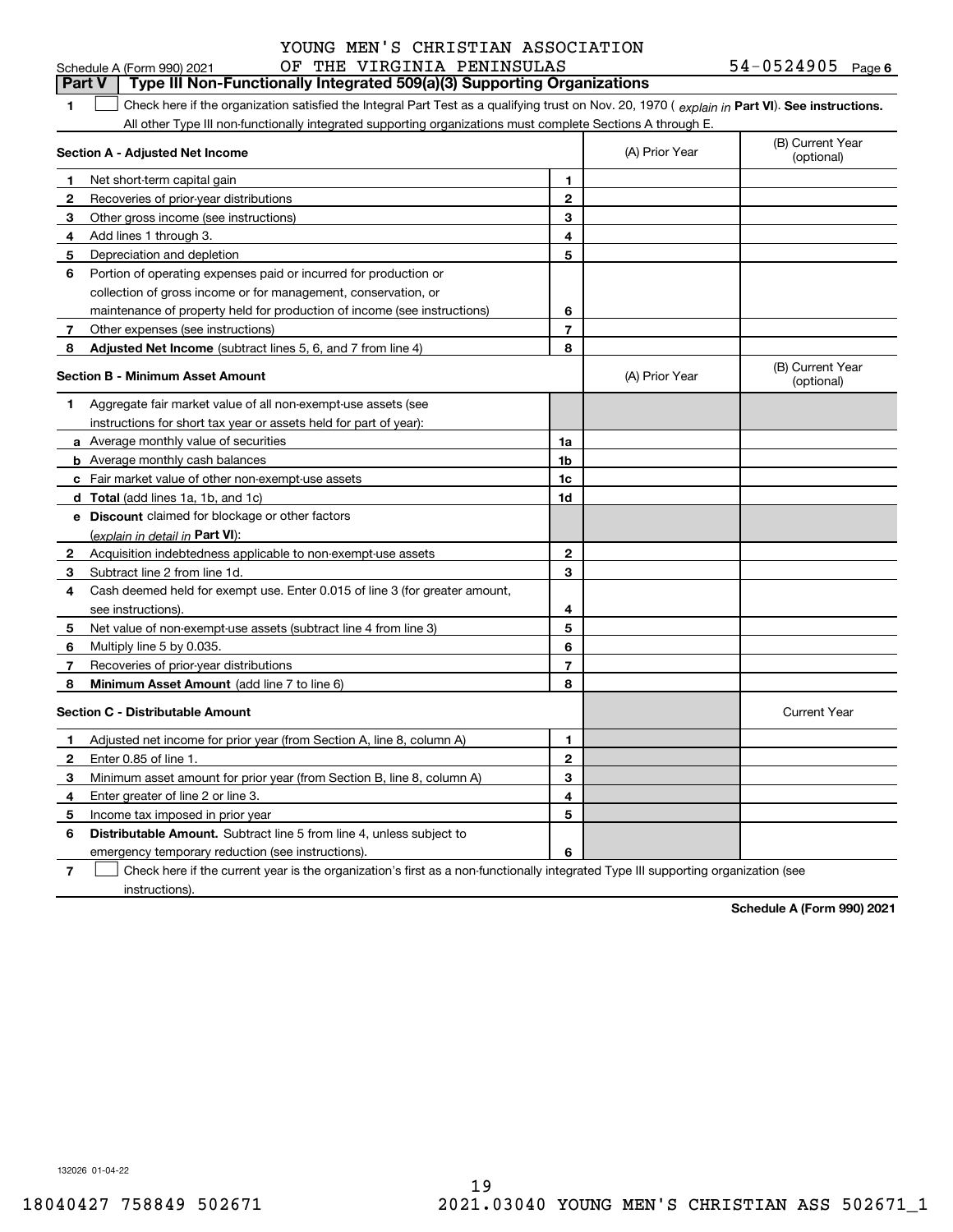YOUNG MEN'S CHRISTIAN ASSOCIATION

Schedule A (Form 990) 2021 OF THE VIRGINIA PENINSULAS 54-0524905 Page 6

## Part V Type III Non-Functionally Integrated 509(a)(3) Supporting Organizations

**1** ☐ Check here if the organization satisfied the Integral Part Test as a qualifying trust on Nov. 20, 1970 ( *explain in* **Part VI**). **See instructions.** All other Type III non-functionally integrated supporting organizations must complete Sections A through E.

| **Section A - Adjusted Net Income** | | | (A) Prior Year | (B) Current Year (optional) |
|---|---|---|---|---|
| **1** | Net short-term capital gain | **1** | | |
| **2** | Recoveries of prior-year distributions | **2** | | |
| **3** | Other gross income (see instructions) | **3** | | |
| **4** | Add lines 1 through 3. | **4** | | |
| **5** | Depreciation and depletion | **5** | | |
| **6** | Portion of operating expenses paid or incurred for production or collection of gross income or for management, conservation, or maintenance of property held for production of income (see instructions) | **6** | | |
| **7** | Other expenses (see instructions) | **7** | | |
| **8** | **Adjusted Net Income** (subtract lines 5, 6, and 7 from line 4) | **8** | | |

| **Section B - Minimum Asset Amount** | | | (A) Prior Year | (B) Current Year (optional) |
|---|---|---|---|---|
| **1** | Aggregate fair market value of all non-exempt-use assets (see instructions for short tax year or assets held for part of year): | | | |
| **a** | Average monthly value of securities | **1a** | | |
| **b** | Average monthly cash balances | **1b** | | |
| **c** | Fair market value of other non-exempt-use assets | **1c** | | |
| **d** | **Total** (add lines 1a, 1b, and 1c) | **1d** | | |
| **e** | **Discount** claimed for blockage or other factors (*explain in detail in* **Part VI**): | | | |
| **2** | Acquisition indebtedness applicable to non-exempt-use assets | **2** | | |
| **3** | Subtract line 2 from line 1d. | **3** | | |
| **4** | Cash deemed held for exempt use. Enter 0.015 of line 3 (for greater amount, see instructions). | **4** | | |
| **5** | Net value of non-exempt-use assets (subtract line 4 from line 3) | **5** | | |
| **6** | Multiply line 5 by 0.035. | **6** | | |
| **7** | Recoveries of prior-year distributions | **7** | | |
| **8** | **Minimum Asset Amount** (add line 7 to line 6) | **8** | | |

| **Section C - Distributable Amount** | | | | Current Year |
|---|---|---|---|---|
| **1** | Adjusted net income for prior year (from Section A, line 8, column A) | **1** | | |
| **2** | Enter 0.85 of line 1. | **2** | | |
| **3** | Minimum asset amount for prior year (from Section B, line 8, column A) | **3** | | |
| **4** | Enter greater of line 2 or line 3. | **4** | | |
| **5** | Income tax imposed in prior year | **5** | | |
| **6** | **Distributable Amount.** Subtract line 5 from line 4, unless subject to emergency temporary reduction (see instructions). | **6** | | |

**7** ☐ Check here if the current year is the organization's first as a non-functionally integrated Type III supporting organization (see instructions).

**Schedule A (Form 990) 2021**

132026 01-04-22

18040427 758849 502671 2021.03040 YOUNG MEN'S CHRISTIAN ASS 502671_1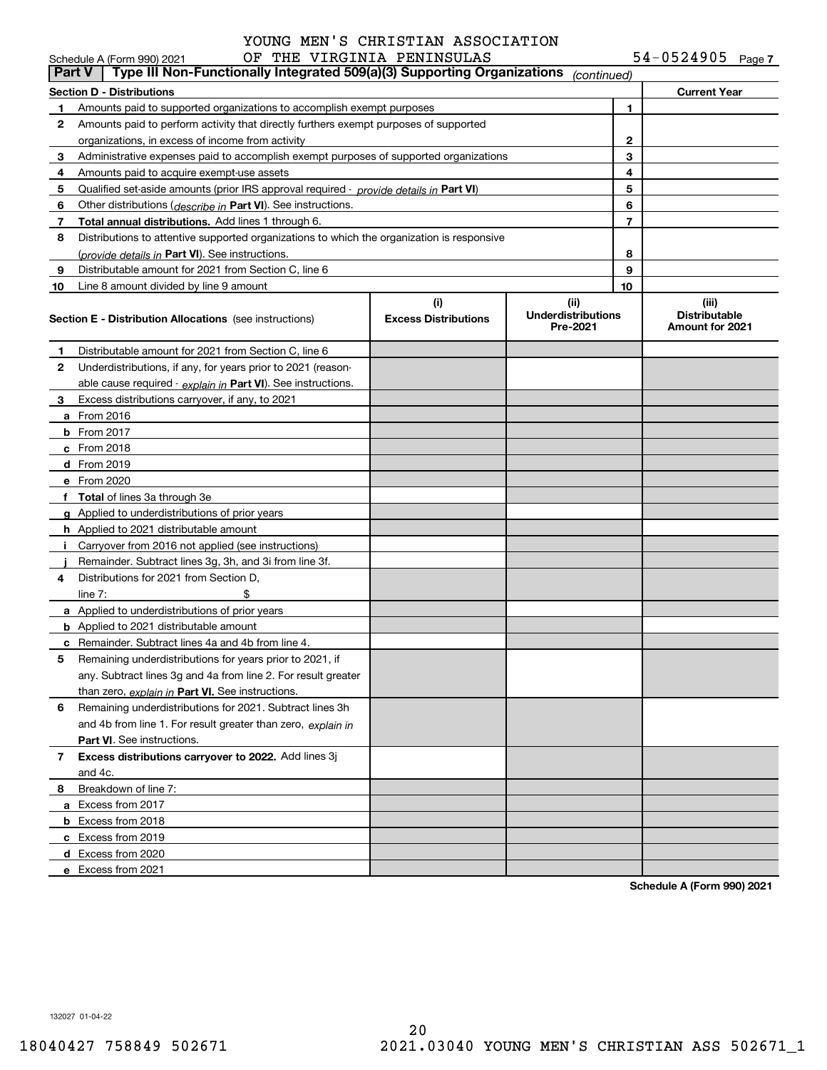YOUNG MEN'S CHRISTIAN ASSOCIATION
Schedule A (Form 990) 2021 OF THE VIRGINIA PENINSULAS 54-0524905 Page 7

**Part V** | **Type III Non-Functionally Integrated 509(a)(3) Supporting Organizations** *(continued)*

| **Section D - Distributions** | | | **Current Year** |
|---|---|---|---|
| **1** | Amounts paid to supported organizations to accomplish exempt purposes | 1 | |
| **2** | Amounts paid to perform activity that directly furthers exempt purposes of supported organizations, in excess of income from activity | 2 | |
| **3** | Administrative expenses paid to accomplish exempt purposes of supported organizations | 3 | |
| **4** | Amounts paid to acquire exempt-use assets | 4 | |
| **5** | Qualified set-aside amounts (prior IRS approval required - *provide details in* **Part VI**) | 5 | |
| **6** | Other distributions (*describe in* **Part VI**). See instructions. | 6 | |
| **7** | **Total annual distributions.** Add lines 1 through 6. | 7 | |
| **8** | Distributions to attentive supported organizations to which the organization is responsive (*provide details in* **Part VI**). See instructions. | 8 | |
| **9** | Distributable amount for 2021 from Section C, line 6 | 9 | |
| **10** | Line 8 amount divided by line 9 amount | 10 | |

| **Section E - Distribution Allocations** (see instructions) | **(i)** Excess Distributions | **(ii)** Underdistributions Pre-2021 | **(iii)** Distributable Amount for 2021 |
|---|---|---|---|
| **1** Distributable amount for 2021 from Section C, line 6 | | | |
| **2** Underdistributions, if any, for years prior to 2021 (reasonable cause required - *explain in* **Part VI**). See instructions. | | | |
| **3** Excess distributions carryover, if any, to 2021 | | | |
| **a** From 2016 | | | |
| **b** From 2017 | | | |
| **c** From 2018 | | | |
| **d** From 2019 | | | |
| **e** From 2020 | | | |
| **f** **Total** of lines 3a through 3e | | | |
| **g** Applied to underdistributions of prior years | | | |
| **h** Applied to 2021 distributable amount | | | |
| **i** Carryover from 2016 not applied (see instructions) | | | |
| **j** Remainder. Subtract lines 3g, 3h, and 3i from line 3f. | | | |
| **4** Distributions for 2021 from Section D, line 7: $ | | | |
| **a** Applied to underdistributions of prior years | | | |
| **b** Applied to 2021 distributable amount | | | |
| **c** Remainder. Subtract lines 4a and 4b from line 4. | | | |
| **5** Remaining underdistributions for years prior to 2021, if any. Subtract lines 3g and 4a from line 2. For result greater than zero, *explain in* **Part VI.** See instructions. | | | |
| **6** Remaining underdistributions for 2021. Subtract lines 3h and 4b from line 1. For result greater than zero, *explain in* **Part VI**. See instructions. | | | |
| **7** **Excess distributions carryover to 2022.** Add lines 3j and 4c. | | | |
| **8** Breakdown of line 7: | | | |
| **a** Excess from 2017 | | | |
| **b** Excess from 2018 | | | |
| **c** Excess from 2019 | | | |
| **d** Excess from 2020 | | | |
| **e** Excess from 2021 | | | |

**Schedule A (Form 990) 2021**

132027 01-04-22

18040427 758849 502671 2021.03040 YOUNG MEN'S CHRISTIAN ASS 502671_1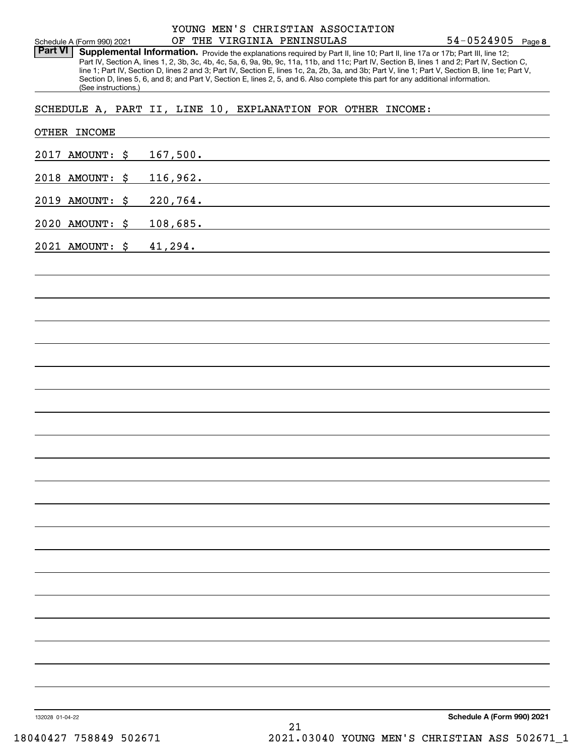YOUNG MEN'S CHRISTIAN ASSOCIATION
OF THE VIRGINIA PENINSULAS

Schedule A (Form 990) 2021 54-0524905 Page 8

**Part VI** **Supplemental Information.** Provide the explanations required by Part II, line 10; Part II, line 17a or 17b; Part III, line 12; Part IV, Section A, lines 1, 2, 3b, 3c, 4b, 4c, 5a, 6, 9a, 9b, 9c, 11a, 11b, and 11c; Part IV, Section B, lines 1 and 2; Part IV, Section C, line 1; Part IV, Section D, lines 2 and 3; Part IV, Section E, lines 1c, 2a, 2b, 3a, and 3b; Part V, line 1; Part V, Section B, line 1e; Part V, Section D, lines 5, 6, and 8; and Part V, Section E, lines 2, 5, and 6. Also complete this part for any additional information. (See instructions.)

SCHEDULE A, PART II, LINE 10, EXPLANATION FOR OTHER INCOME:

OTHER INCOME

2017 AMOUNT: $ 167,500.

2018 AMOUNT: $ 116,962.

2019 AMOUNT: $ 220,764.

2020 AMOUNT: $ 108,685.

2021 AMOUNT: $ 41,294.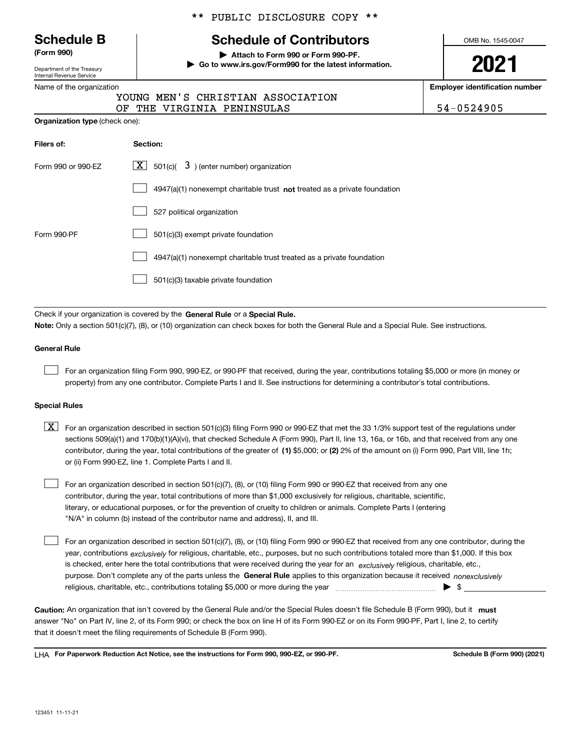** PUBLIC DISCLOSURE COPY **

# Schedule B
**(Form 990)**

Department of the Treasury
Internal Revenue Service

## Schedule of Contributors

▶ **Attach to Form 990 or Form 990-PF.**
▶ **Go to www.irs.gov/Form990 for the latest information.**

OMB No. 1545-0047

**2021**

Name of the organization: YOUNG MEN'S CHRISTIAN ASSOCIATION OF THE VIRGINIA PENINSULAS

**Employer identification number:** 54-0524905

**Organization type** (check one):

| **Filers of:** | **Section:** |
|---|---|
| Form 990 or 990-EZ | [X] 501(c)( 3 ) (enter number) organization |
| | [ ] 4947(a)(1) nonexempt charitable trust **not** treated as a private foundation |
| | [ ] 527 political organization |
| Form 990-PF | [ ] 501(c)(3) exempt private foundation |
| | [ ] 4947(a)(1) nonexempt charitable trust treated as a private foundation |
| | [ ] 501(c)(3) taxable private foundation |

Check if your organization is covered by the **General Rule** or a **Special Rule.**

**Note:** Only a section 501(c)(7), (8), or (10) organization can check boxes for both the General Rule and a Special Rule. See instructions.

**General Rule**

[ ] For an organization filing Form 990, 990-EZ, or 990-PF that received, during the year, contributions totaling $5,000 or more (in money or property) from any one contributor. Complete Parts I and II. See instructions for determining a contributor's total contributions.

**Special Rules**

[X] For an organization described in section 501(c)(3) filing Form 990 or 990-EZ that met the 33 1/3% support test of the regulations under sections 509(a)(1) and 170(b)(1)(A)(vi), that checked Schedule A (Form 990), Part II, line 13, 16a, or 16b, and that received from any one contributor, during the year, total contributions of the greater of **(1)** $5,000; or **(2)** 2% of the amount on (i) Form 990, Part VIII, line 1h; or (ii) Form 990-EZ, line 1. Complete Parts I and II.

[ ] For an organization described in section 501(c)(7), (8), or (10) filing Form 990 or 990-EZ that received from any one contributor, during the year, total contributions of more than $1,000 exclusively for religious, charitable, scientific, literary, or educational purposes, or for the prevention of cruelty to children or animals. Complete Parts I (entering "N/A" in column (b) instead of the contributor name and address), II, and III.

[ ] For an organization described in section 501(c)(7), (8), or (10) filing Form 990 or 990-EZ that received from any one contributor, during the year, contributions *exclusively* for religious, charitable, etc., purposes, but no such contributions totaled more than $1,000. If this box is checked, enter here the total contributions that were received during the year for an *exclusively* religious, charitable, etc., purpose. Don't complete any of the parts unless the **General Rule** applies to this organization because it received *nonexclusively* religious, charitable, etc., contributions totaling $5,000 or more during the year ▶ $ ____________

**Caution:** An organization that isn't covered by the General Rule and/or the Special Rules doesn't file Schedule B (Form 990), but it **must** answer "No" on Part IV, line 2, of its Form 990; or check the box on line H of its Form 990-EZ or on its Form 990-PF, Part I, line 2, to certify that it doesn't meet the filing requirements of Schedule B (Form 990).

LHA **For Paperwork Reduction Act Notice, see the instructions for Form 990, 990-EZ, or 990-PF.** **Schedule B (Form 990) (2021)**

123451 11-11-21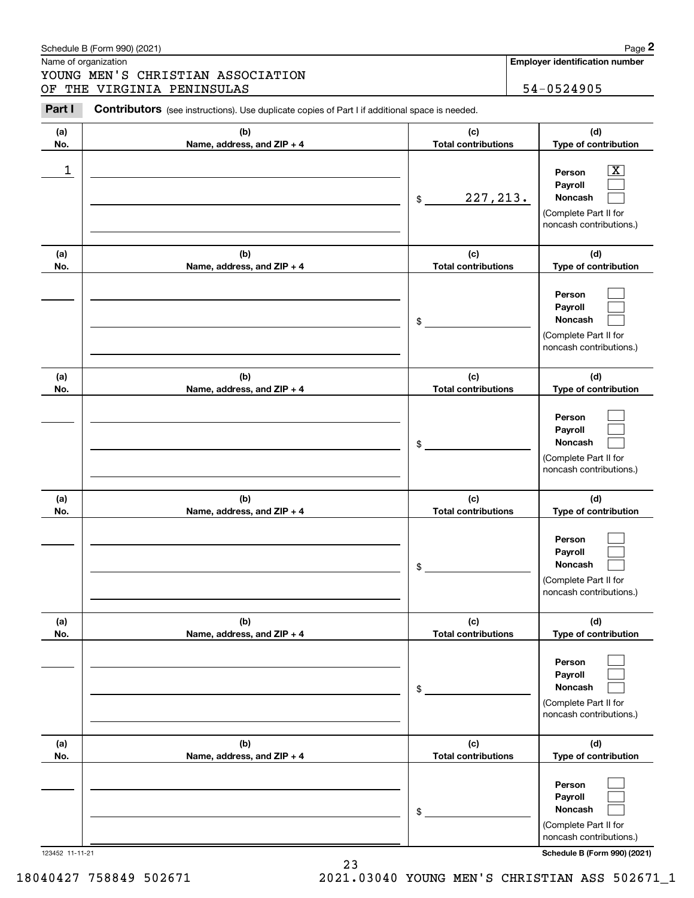Schedule B (Form 990) (2021)

Name of organization

YOUNG MEN'S CHRISTIAN ASSOCIATION OF THE VIRGINIA PENINSULAS

**Employer identification number**

54-0524905

**Part I** **Contributors** (see instructions). Use duplicate copies of Part I if additional space is needed.

| (a) No. | (b) Name, address, and ZIP + 4 | (c) Total contributions | (d) Type of contribution |
|---|---|---|---|
| 1 | | $ 227,213. | Person [X] Payroll [ ] Noncash [ ] (Complete Part II for noncash contributions.) |
| | | $ | Person [ ] Payroll [ ] Noncash [ ] (Complete Part II for noncash contributions.) |
| | | $ | Person [ ] Payroll [ ] Noncash [ ] (Complete Part II for noncash contributions.) |
| | | $ | Person [ ] Payroll [ ] Noncash [ ] (Complete Part II for noncash contributions.) |
| | | $ | Person [ ] Payroll [ ] Noncash [ ] (Complete Part II for noncash contributions.) |
| | | $ | Person [ ] Payroll [ ] Noncash [ ] (Complete Part II for noncash contributions.) |

123452 11-11-21

Schedule B (Form 990) (2021)

18040427 758849 502671 2021.03040 YOUNG MEN'S CHRISTIAN ASS 502671_1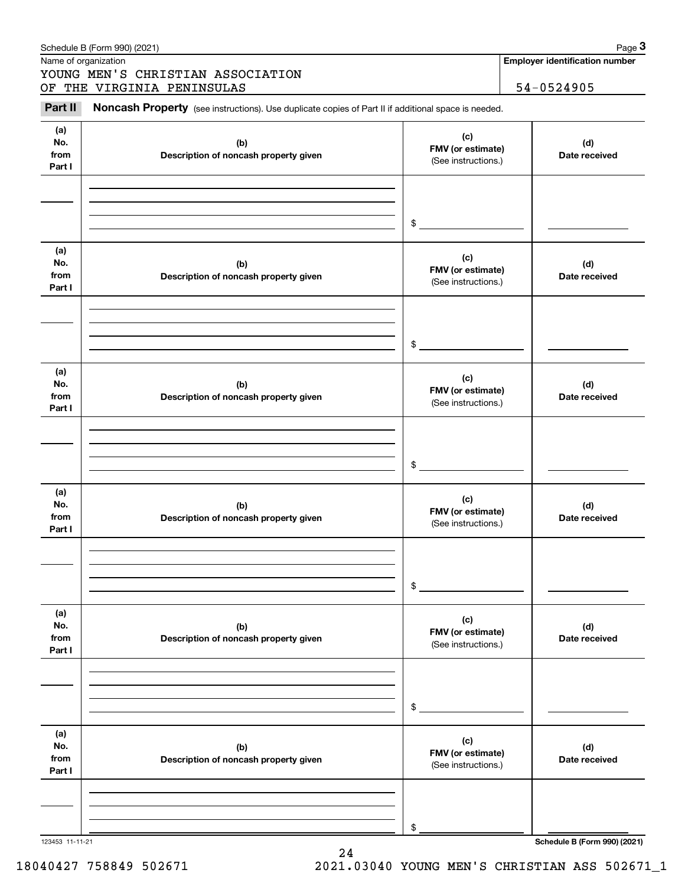Schedule B (Form 990) (2021) Page **3**

Name of organization: YOUNG MEN'S CHRISTIAN ASSOCIATION OF THE VIRGINIA PENINSULAS

**Employer identification number:** 54-0524905

**Part II** **Noncash Property** (see instructions). Use duplicate copies of Part II if additional space is needed.

| (a) No. from Part I | (b) Description of noncash property given | (c) FMV (or estimate) (See instructions.) | (d) Date received |
|---|---|---|---|
| | | $ | |

| (a) No. from Part I | (b) Description of noncash property given | (c) FMV (or estimate) (See instructions.) | (d) Date received |
|---|---|---|---|
| | | $ | |

| (a) No. from Part I | (b) Description of noncash property given | (c) FMV (or estimate) (See instructions.) | (d) Date received |
|---|---|---|---|
| | | $ | |

| (a) No. from Part I | (b) Description of noncash property given | (c) FMV (or estimate) (See instructions.) | (d) Date received |
|---|---|---|---|
| | | $ | |

| (a) No. from Part I | (b) Description of noncash property given | (c) FMV (or estimate) (See instructions.) | (d) Date received |
|---|---|---|---|
| | | $ | |

| (a) No. from Part I | (b) Description of noncash property given | (c) FMV (or estimate) (See instructions.) | (d) Date received |
|---|---|---|---|
| | | $ | |

123453 11-11-21 **Schedule B (Form 990) (2021)**

18040427 758849 502671 2021.03040 YOUNG MEN'S CHRISTIAN ASS 502671_1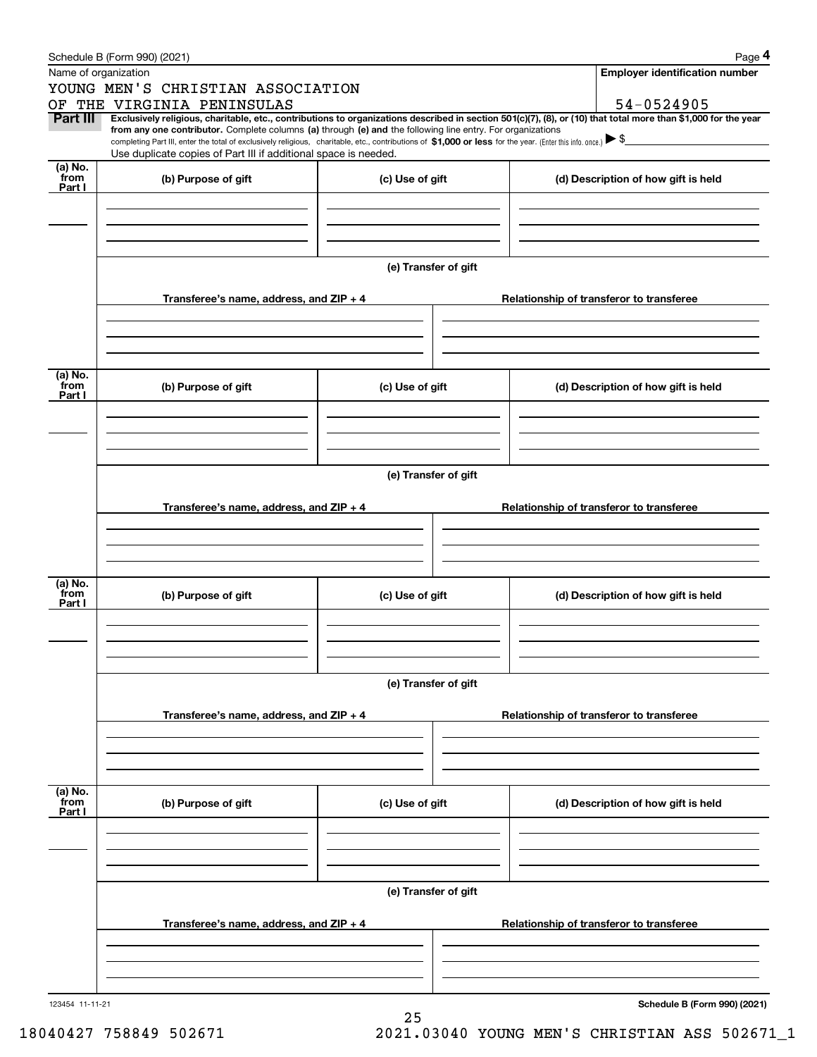Schedule B (Form 990) (2021) Page **4**

Name of organization: YOUNG MEN'S CHRISTIAN ASSOCIATION OF THE VIRGINIA PENINSULAS

**Employer identification number:** 54-0524905

**Part III** **Exclusively religious, charitable, etc., contributions to organizations described in section 501(c)(7), (8), or (10) that total more than $1,000 for the year from any one contributor.** Complete columns **(a)** through **(e) and** the following line entry. For organizations completing Part III, enter the total of exclusively religious, charitable, etc., contributions of **$1,000 or less** for the year. (Enter this info. once.) ▶ $

Use duplicate copies of Part III if additional space is needed.

| (a) No. from Part I | (b) Purpose of gift | (c) Use of gift | (d) Description of how gift is held |
|---|---|---|---|
| | | | |

**(e) Transfer of gift**

| Transferee's name, address, and ZIP + 4 | Relationship of transferor to transferee |
|---|---|
| | |

| (a) No. from Part I | (b) Purpose of gift | (c) Use of gift | (d) Description of how gift is held |
|---|---|---|---|
| | | | |

**(e) Transfer of gift**

| Transferee's name, address, and ZIP + 4 | Relationship of transferor to transferee |
|---|---|
| | |

| (a) No. from Part I | (b) Purpose of gift | (c) Use of gift | (d) Description of how gift is held |
|---|---|---|---|
| | | | |

**(e) Transfer of gift**

| Transferee's name, address, and ZIP + 4 | Relationship of transferor to transferee |
|---|---|
| | |

| (a) No. from Part I | (b) Purpose of gift | (c) Use of gift | (d) Description of how gift is held |
|---|---|---|---|
| | | | |

**(e) Transfer of gift**

| Transferee's name, address, and ZIP + 4 | Relationship of transferor to transferee |
|---|---|
| | |

123454 11-11-21 **Schedule B (Form 990) (2021)**

18040427 758849 502671 2021.03040 YOUNG MEN'S CHRISTIAN ASS 502671_1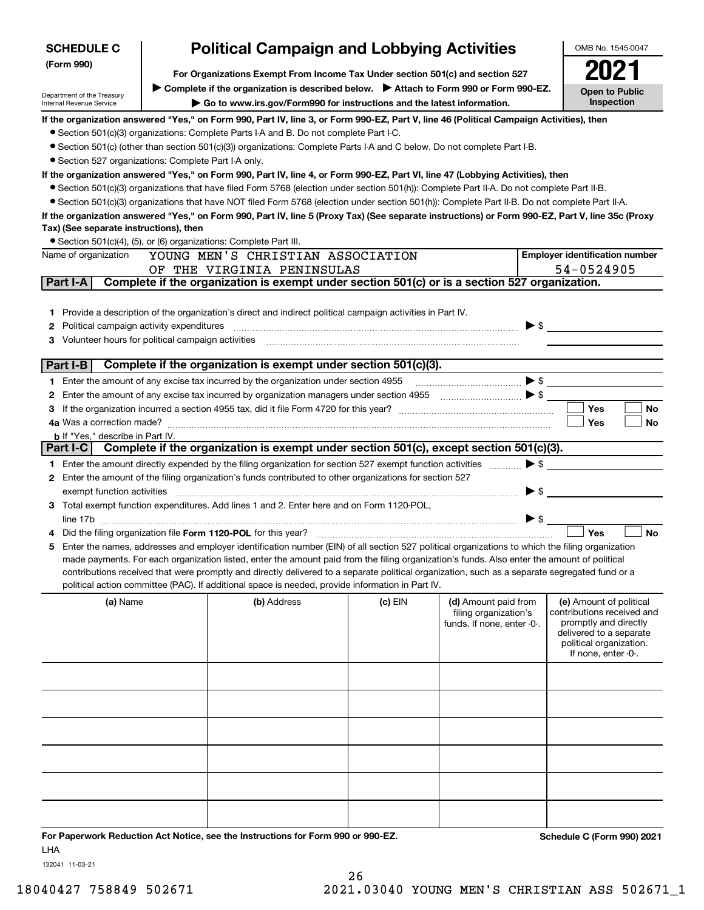**SCHEDULE C (Form 990)**

Department of the Treasury
Internal Revenue Service

# Political Campaign and Lobbying Activities

**For Organizations Exempt From Income Tax Under section 501(c) and section 527**

▶ Complete if the organization is described below. ▶ Attach to Form 990 or Form 990-EZ.

▶ Go to www.irs.gov/Form990 for instructions and the latest information.

OMB No. 1545-0047

**2021**

**Open to Public Inspection**

**If the organization answered "Yes," on Form 990, Part IV, line 3, or Form 990-EZ, Part V, line 46 (Political Campaign Activities), then**

- Section 501(c)(3) organizations: Complete Parts I-A and B. Do not complete Part I-C.
- Section 501(c) (other than section 501(c)(3)) organizations: Complete Parts I-A and C below. Do not complete Part I-B.
- Section 527 organizations: Complete Part I-A only.

**If the organization answered "Yes," on Form 990, Part IV, line 4, or Form 990-EZ, Part VI, line 47 (Lobbying Activities), then**

- Section 501(c)(3) organizations that have filed Form 5768 (election under section 501(h)): Complete Part II-A. Do not complete Part II-B.
- Section 501(c)(3) organizations that have NOT filed Form 5768 (election under section 501(h)): Complete Part II-B. Do not complete Part II-A.

**If the organization answered "Yes," on Form 990, Part IV, line 5 (Proxy Tax) (See separate instructions) or Form 990-EZ, Part V, line 35c (Proxy Tax) (See separate instructions), then**

- Section 501(c)(4), (5), or (6) organizations: Complete Part III.

| Name of organization | Employer identification number |
|---|---|
| YOUNG MEN'S CHRISTIAN ASSOCIATION OF THE VIRGINIA PENINSULAS | 54-0524905 |

## Part I-A Complete if the organization is exempt under section 501(c) or is a section 527 organization.

1. Provide a description of the organization's direct and indirect political campaign activities in Part IV.
2. Political campaign activity expenditures ▶ $
3. Volunteer hours for political campaign activities

## Part I-B Complete if the organization is exempt under section 501(c)(3).

1. Enter the amount of any excise tax incurred by the organization under section 4955 ▶ $
2. Enter the amount of any excise tax incurred by organization managers under section 4955 ▶ $
3. If the organization incurred a section 4955 tax, did it file Form 4720 for this year? ☐ Yes ☐ No

4a. Was a correction made? ☐ Yes ☐ No

b. If "Yes," describe in Part IV.

## Part I-C Complete if the organization is exempt under section 501(c), except section 501(c)(3).

1. Enter the amount directly expended by the filing organization for section 527 exempt function activities ▶ $
2. Enter the amount of the filing organization's funds contributed to other organizations for section 527 exempt function activities ▶ $
3. Total exempt function expenditures. Add lines 1 and 2. Enter here and on Form 1120-POL, line 17b ▶ $
4. Did the filing organization file **Form 1120-POL** for this year? ☐ Yes ☐ No
5. Enter the names, addresses and employer identification number (EIN) of all section 527 political organizations to which the filing organization made payments. For each organization listed, enter the amount paid from the filing organization's funds. Also enter the amount of political contributions received that were promptly and directly delivered to a separate political organization, such as a separate segregated fund or a political action committee (PAC). If additional space is needed, provide information in Part IV.

| (a) Name | (b) Address | (c) EIN | (d) Amount paid from filing organization's funds. If none, enter -0-. | (e) Amount of political contributions received and promptly and directly delivered to a separate political organization. If none, enter -0-. |
|---|---|---|---|---|
| | | | | |
| | | | | |
| | | | | |
| | | | | |
| | | | | |
| | | | | |

**For Paperwork Reduction Act Notice, see the Instructions for Form 990 or 990-EZ.** **Schedule C (Form 990) 2021**

LHA

132041 11-03-21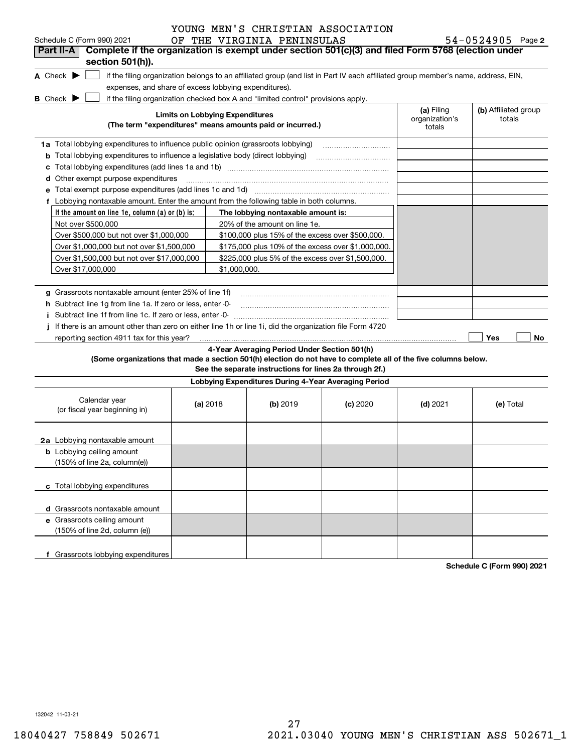YOUNG MEN'S CHRISTIAN ASSOCIATION OF THE VIRGINIA PENINSULAS 54-0524905

## Part II-A Complete if the organization is exempt under section 501(c)(3) and filed Form 5768 (election under section 501(h)).

**A** Check ▶ ☐ if the filing organization belongs to an affiliated group (and list in Part IV each affiliated group member's name, address, EIN, expenses, and share of excess lobbying expenditures).

**B** Check ▶ ☐ if the filing organization checked box A and "limited control" provisions apply.

| Limits on Lobbying Expenditures (The term "expenditures" means amounts paid or incurred.) | (a) Filing organization's totals | (b) Affiliated group totals |
|---|---|---|
| **1a** Total lobbying expenditures to influence public opinion (grassroots lobbying) | | |
| **b** Total lobbying expenditures to influence a legislative body (direct lobbying) | | |
| **c** Total lobbying expenditures (add lines 1a and 1b) | | |
| **d** Other exempt purpose expenditures | | |
| **e** Total exempt purpose expenditures (add lines 1c and 1d) | | |
| **f** Lobbying nontaxable amount. Enter the amount from the following table in both columns. | | |

| If the amount on line 1e, column (a) or (b) is: | The lobbying nontaxable amount is: |
|---|---|
| Not over $500,000 | 20% of the amount on line 1e. |
| Over $500,000 but not over $1,000,000 | $100,000 plus 15% of the excess over $500,000. |
| Over $1,000,000 but not over $1,500,000 | $175,000 plus 10% of the excess over $1,000,000. |
| Over $1,500,000 but not over $17,000,000 | $225,000 plus 5% of the excess over $1,500,000. |
| Over $17,000,000 | $1,000,000. |

| | (a) Filing organization's totals | (b) Affiliated group totals |
|---|---|---|
| **g** Grassroots nontaxable amount (enter 25% of line 1f) | | |
| **h** Subtract line 1g from line 1a. If zero or less, enter -0- | | |
| **i** Subtract line 1f from line 1c. If zero or less, enter -0- | | |

**j** If there is an amount other than zero on either line 1h or line 1i, did the organization file Form 4720 reporting section 4911 tax for this year? ☐ Yes ☐ No

### 4-Year Averaging Period Under Section 501(h)

**(Some organizations that made a section 501(h) election do not have to complete all of the five columns below. See the separate instructions for lines 2a through 2f.)**

| Lobbying Expenditures During 4-Year Averaging Period | | | | | |
|---|---|---|---|---|---|
| Calendar year (or fiscal year beginning in) | (a) 2018 | (b) 2019 | (c) 2020 | (d) 2021 | (e) Total |
| **2a** Lobbying nontaxable amount | | | | | |
| **b** Lobbying ceiling amount (150% of line 2a, column(e)) | | | | | |
| **c** Total lobbying expenditures | | | | | |
| **d** Grassroots nontaxable amount | | | | | |
| **e** Grassroots ceiling amount (150% of line 2d, column (e)) | | | | | |
| **f** Grassroots lobbying expenditures | | | | | |

**Schedule C (Form 990) 2021**

132042 11-03-21

18040427 758849 502671 2021.03040 YOUNG MEN'S CHRISTIAN ASS 502671_1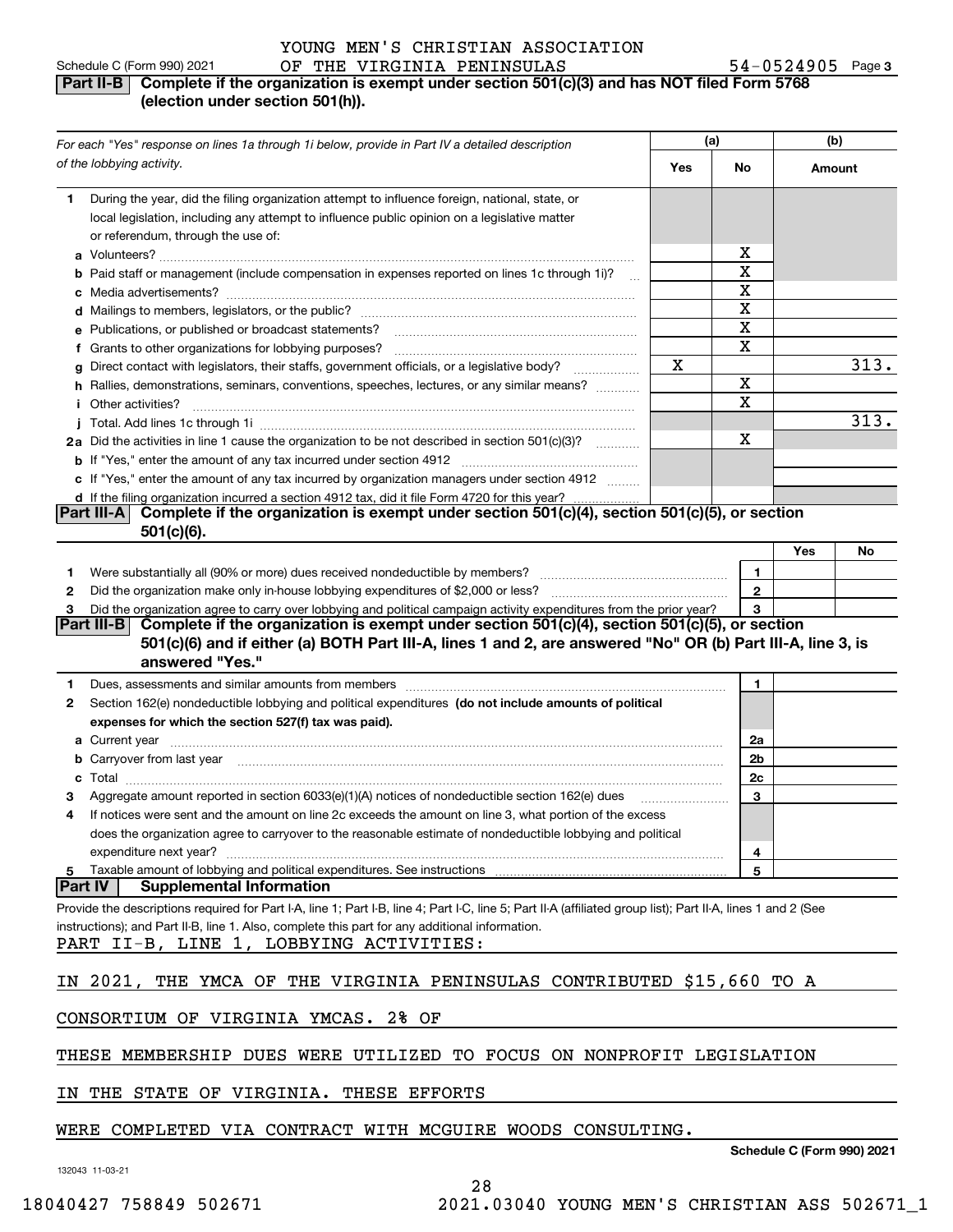YOUNG MEN'S CHRISTIAN ASSOCIATION OF THE VIRGINIA PENINSULAS 54-0524905

## Part II-B Complete if the organization is exempt under section 501(c)(3) and has NOT filed Form 5768 (election under section 501(h)).

| For each "Yes" response on lines 1a through 1i below, provide in Part IV a detailed description of the lobbying activity. | (a) Yes | (a) No | (b) Amount |
|---|---|---|---|
| **1** During the year, did the filing organization attempt to influence foreign, national, state, or local legislation, including any attempt to influence public opinion on a legislative matter or referendum, through the use of: | | | |
| **a** Volunteers? | | X | |
| **b** Paid staff or management (include compensation in expenses reported on lines 1c through 1i)? | | X | |
| **c** Media advertisements? | | X | |
| **d** Mailings to members, legislators, or the public? | | X | |
| **e** Publications, or published or broadcast statements? | | X | |
| **f** Grants to other organizations for lobbying purposes? | | X | |
| **g** Direct contact with legislators, their staffs, government officials, or a legislative body? | X | | 313. |
| **h** Rallies, demonstrations, seminars, conventions, speeches, lectures, or any similar means? | | X | |
| **i** Other activities? | | X | |
| **j** Total. Add lines 1c through 1i | | | 313. |
| **2a** Did the activities in line 1 cause the organization to be not described in section 501(c)(3)? | | X | |
| **b** If "Yes," enter the amount of any tax incurred under section 4912 | | | |
| **c** If "Yes," enter the amount of any tax incurred by organization managers under section 4912 | | | |
| **d** If the filing organization incurred a section 4912 tax, did it file Form 4720 for this year? | | | |

## Part III-A Complete if the organization is exempt under section 501(c)(4), section 501(c)(5), or section 501(c)(6).

| | | | Yes | No |
|---|---|---|---|---|
| **1** | Were substantially all (90% or more) dues received nondeductible by members? | 1 | | |
| **2** | Did the organization make only in-house lobbying expenditures of $2,000 or less? | 2 | | |
| **3** | Did the organization agree to carry over lobbying and political campaign activity expenditures from the prior year? | 3 | | |

## Part III-B Complete if the organization is exempt under section 501(c)(4), section 501(c)(5), or section 501(c)(6) and if either (a) BOTH Part III-A, lines 1 and 2, are answered "No" OR (b) Part III-A, line 3, is answered "Yes."

| | | | |
|---|---|---|---|
| **1** | Dues, assessments and similar amounts from members | 1 | |
| **2** | Section 162(e) nondeductible lobbying and political expenditures **(do not include amounts of political expenses for which the section 527(f) tax was paid).** | | |
| **a** | Current year | 2a | |
| **b** | Carryover from last year | 2b | |
| **c** | Total | 2c | |
| **3** | Aggregate amount reported in section 6033(e)(1)(A) notices of nondeductible section 162(e) dues | 3 | |
| **4** | If notices were sent and the amount on line 2c exceeds the amount on line 3, what portion of the excess does the organization agree to carryover to the reasonable estimate of nondeductible lobbying and political expenditure next year? | 4 | |
| **5** | Taxable amount of lobbying and political expenditures. See instructions | 5 | |

## Part IV Supplemental Information

Provide the descriptions required for Part I-A, line 1; Part I-B, line 4; Part I-C, line 5; Part II-A (affiliated group list); Part II-A, lines 1 and 2 (See instructions); and Part II-B, line 1. Also, complete this part for any additional information.

PART II-B, LINE 1, LOBBYING ACTIVITIES:

IN 2021, THE YMCA OF THE VIRGINIA PENINSULAS CONTRIBUTED $15,660 TO A CONSORTIUM OF VIRGINIA YMCAS. 2% OF THESE MEMBERSHIP DUES WERE UTILIZED TO FOCUS ON NONPROFIT LEGISLATION IN THE STATE OF VIRGINIA. THESE EFFORTS WERE COMPLETED VIA CONTRACT WITH MCGUIRE WOODS CONSULTING.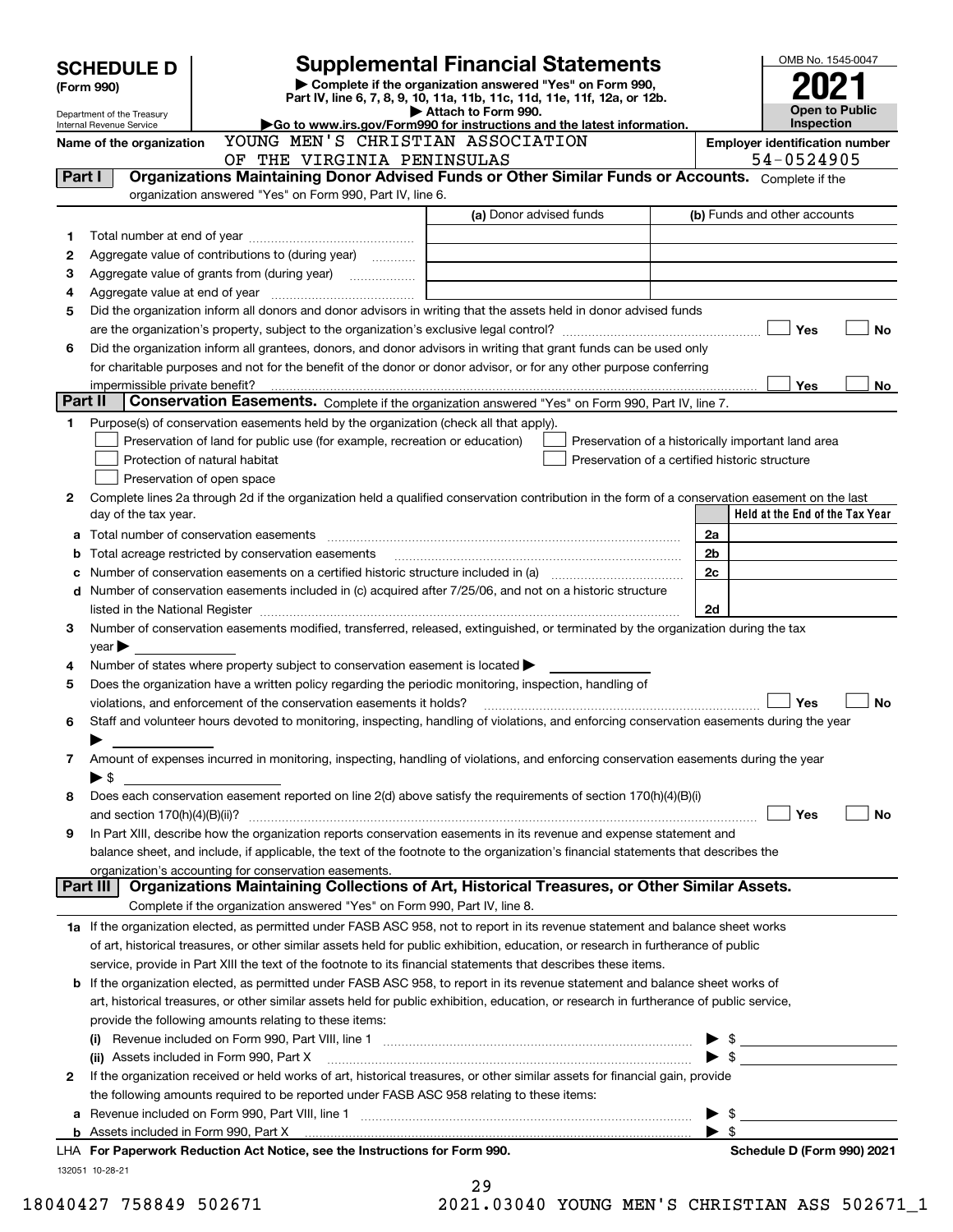# SCHEDULE D (Form 990)

Department of the Treasury
Internal Revenue Service

## Supplemental Financial Statements

▶ Complete if the organization answered "Yes" on Form 990, Part IV, line 6, 7, 8, 9, 10, 11a, 11b, 11c, 11d, 11e, 11f, 12a, or 12b.
▶ Attach to Form 990.
▶ Go to www.irs.gov/Form990 for instructions and the latest information.

OMB No. 1545-0047
**2021**
**Open to Public Inspection**

Name of the organization: YOUNG MEN'S CHRISTIAN ASSOCIATION OF THE VIRGINIA PENINSULAS

Employer identification number: 54-0524905

### Part I — Organizations Maintaining Donor Advised Funds or Other Similar Funds or Accounts.
Complete if the organization answered "Yes" on Form 990, Part IV, line 6.

| | | (a) Donor advised funds | (b) Funds and other accounts |
|---|---|---|---|
| 1 | Total number at end of year | | |
| 2 | Aggregate value of contributions to (during year) | | |
| 3 | Aggregate value of grants from (during year) | | |
| 4 | Aggregate value at end of year | | |

5 Did the organization inform all donors and donor advisors in writing that the assets held in donor advised funds are the organization's property, subject to the organization's exclusive legal control? ☐ Yes ☐ No

6 Did the organization inform all grantees, donors, and donor advisors in writing that grant funds can be used only for charitable purposes and not for the benefit of the donor or donor advisor, or for any other purpose conferring impermissible private benefit? ☐ Yes ☐ No

### Part II — Conservation Easements.
Complete if the organization answered "Yes" on Form 990, Part IV, line 7.

1 Purpose(s) of conservation easements held by the organization (check all that apply).

- ☐ Preservation of land for public use (for example, recreation or education)
- ☐ Protection of natural habitat
- ☐ Preservation of open space
- ☐ Preservation of a historically important land area
- ☐ Preservation of a certified historic structure

2 Complete lines 2a through 2d if the organization held a qualified conservation contribution in the form of a conservation easement on the last day of the tax year.

| | | | Held at the End of the Tax Year |
|---|---|---|---|
| a | Total number of conservation easements | 2a | |
| b | Total acreage restricted by conservation easements | 2b | |
| c | Number of conservation easements on a certified historic structure included in (a) | 2c | |
| d | Number of conservation easements included in (c) acquired after 7/25/06, and not on a historic structure listed in the National Register | 2d | |

3 Number of conservation easements modified, transferred, released, extinguished, or terminated by the organization during the tax year ▶

4 Number of states where property subject to conservation easement is located ▶

5 Does the organization have a written policy regarding the periodic monitoring, inspection, handling of violations, and enforcement of the conservation easements it holds? ☐ Yes ☐ No

6 Staff and volunteer hours devoted to monitoring, inspecting, handling of violations, and enforcing conservation easements during the year ▶

7 Amount of expenses incurred in monitoring, inspecting, handling of violations, and enforcing conservation easements during the year ▶ $

8 Does each conservation easement reported on line 2(d) above satisfy the requirements of section 170(h)(4)(B)(i) and section 170(h)(4)(B)(ii)? ☐ Yes ☐ No

9 In Part XIII, describe how the organization reports conservation easements in its revenue and expense statement and balance sheet, and include, if applicable, the text of the footnote to the organization's financial statements that describes the organization's accounting for conservation easements.

### Part III — Organizations Maintaining Collections of Art, Historical Treasures, or Other Similar Assets.
Complete if the organization answered "Yes" on Form 990, Part IV, line 8.

1a If the organization elected, as permitted under FASB ASC 958, not to report in its revenue statement and balance sheet works of art, historical treasures, or other similar assets held for public exhibition, education, or research in furtherance of public service, provide in Part XIII the text of the footnote to its financial statements that describes these items.

b If the organization elected, as permitted under FASB ASC 958, to report in its revenue statement and balance sheet works of art, historical treasures, or other similar assets held for public exhibition, education, or research in furtherance of public service, provide the following amounts relating to these items:

(i) Revenue included on Form 990, Part VIII, line 1 ▶ $

(ii) Assets included in Form 990, Part X ▶ $

2 If the organization received or held works of art, historical treasures, or other similar assets for financial gain, provide the following amounts required to be reported under FASB ASC 958 relating to these items:

a Revenue included on Form 990, Part VIII, line 1 ▶ $

b Assets included in Form 990, Part X ▶ $

LHA For Paperwork Reduction Act Notice, see the Instructions for Form 990. — Schedule D (Form 990) 2021

132051 10-28-21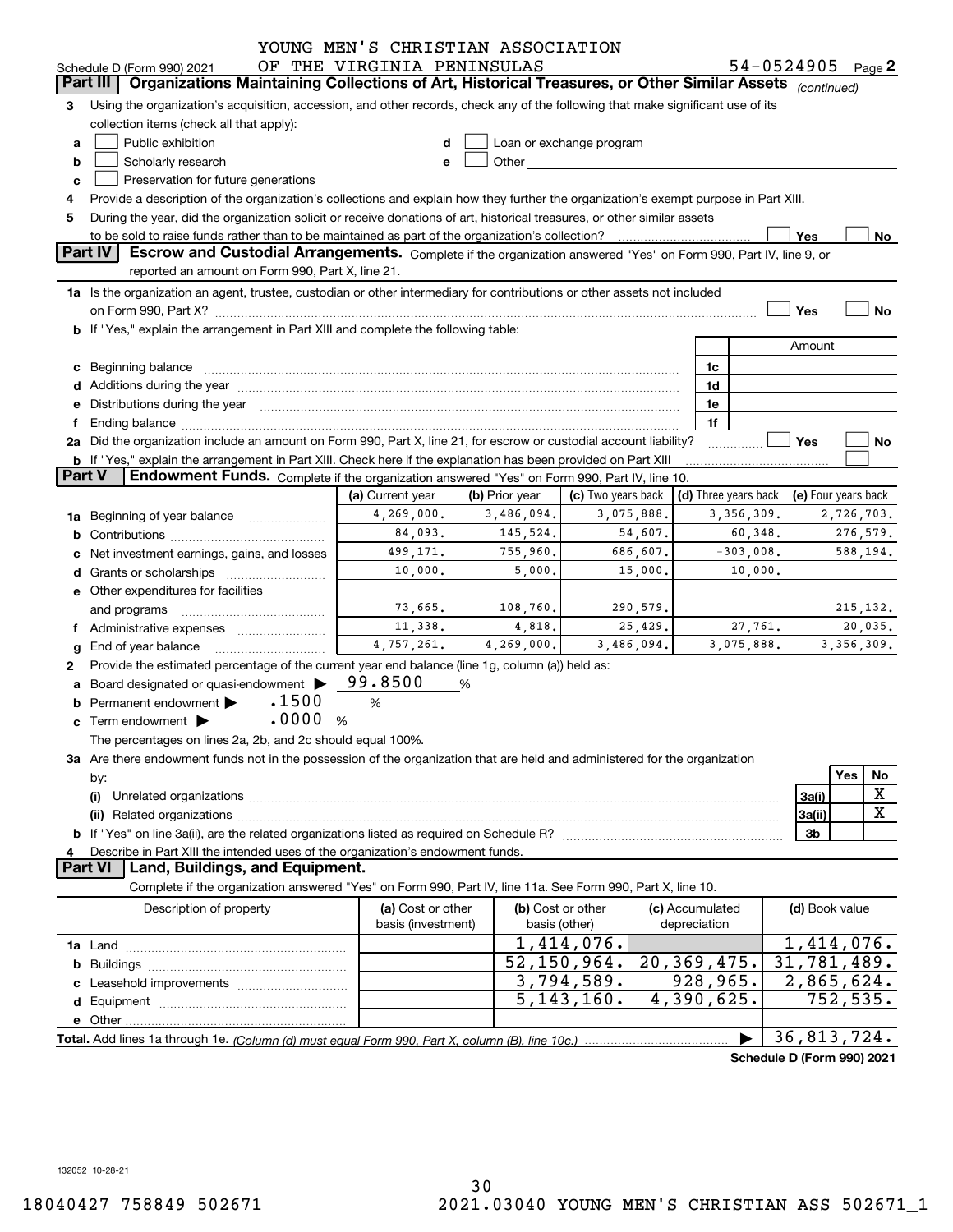Schedule D (Form 990) 2021 YOUNG MEN'S CHRISTIAN ASSOCIATION OF THE VIRGINIA PENINSULAS 54-0524905 Page 2

## Part III Organizations Maintaining Collections of Art, Historical Treasures, or Other Similar Assets *(continued)*

**3** Using the organization's acquisition, accession, and other records, check any of the following that make significant use of its collection items (check all that apply):

- a ☐ Public exhibition
- b ☐ Scholarly research
- c ☐ Preservation for future generations
- d ☐ Loan or exchange program
- e ☐ Other

**4** Provide a description of the organization's collections and explain how they further the organization's exempt purpose in Part XIII.

**5** During the year, did the organization solicit or receive donations of art, historical treasures, or other similar assets to be sold to raise funds rather than to be maintained as part of the organization's collection? ☐ Yes ☐ No

## Part IV Escrow and Custodial Arrangements.

Complete if the organization answered "Yes" on Form 990, Part IV, line 9, or reported an amount on Form 990, Part X, line 21.

**1a** Is the organization an agent, trustee, custodian or other intermediary for contributions or other assets not included on Form 990, Part X? ☐ Yes ☐ No

**b** If "Yes," explain the arrangement in Part XIII and complete the following table:

| | | Amount |
|---|---|---|
| c Beginning balance | 1c | |
| d Additions during the year | 1d | |
| e Distributions during the year | 1e | |
| f Ending balance | 1f | |

**2a** Did the organization include an amount on Form 990, Part X, line 21, for escrow or custodial account liability? ☐ Yes ☐ No

**b** If "Yes," explain the arrangement in Part XIII. Check here if the explanation has been provided on Part XIII ☐

## Part V Endowment Funds.

Complete if the organization answered "Yes" on Form 990, Part IV, line 10.

| | (a) Current year | (b) Prior year | (c) Two years back | (d) Three years back | (e) Four years back |
|---|---|---|---|---|---|
| 1a Beginning of year balance | 4,269,000. | 3,486,094. | 3,075,888. | 3,356,309. | 2,726,703. |
| b Contributions | 84,093. | 145,524. | 54,607. | 60,348. | 276,579. |
| c Net investment earnings, gains, and losses | 499,171. | 755,960. | 686,607. | -303,008. | 588,194. |
| d Grants or scholarships | 10,000. | 5,000. | 15,000. | 10,000. | |
| e Other expenditures for facilities and programs | 73,665. | 108,760. | 290,579. | | 215,132. |
| f Administrative expenses | 11,338. | 4,818. | 25,429. | 27,761. | 20,035. |
| g End of year balance | 4,757,261. | 4,269,000. | 3,486,094. | 3,075,888. | 3,356,309. |

**2** Provide the estimated percentage of the current year end balance (line 1g, column (a)) held as:

- a Board designated or quasi-endowment ▶ 99.8500 %
- b Permanent endowment ▶ .1500 %
- c Term endowment ▶ .0000 %

The percentages on lines 2a, 2b, and 2c should equal 100%.

**3a** Are there endowment funds not in the possession of the organization that are held and administered for the organization by:

| | | Yes | No |
|---|---|---|---|
| (i) Unrelated organizations | 3a(i) | | X |
| (ii) Related organizations | 3a(ii) | | X |
| b If "Yes" on line 3a(ii), are the related organizations listed as required on Schedule R? | 3b | | |

**4** Describe in Part XIII the intended uses of the organization's endowment funds.

## Part VI Land, Buildings, and Equipment.

Complete if the organization answered "Yes" on Form 990, Part IV, line 11a. See Form 990, Part X, line 10.

| Description of property | (a) Cost or other basis (investment) | (b) Cost or other basis (other) | (c) Accumulated depreciation | (d) Book value |
|---|---|---|---|---|
| 1a Land | | 1,414,076. | | 1,414,076. |
| b Buildings | | 52,150,964. | 20,369,475. | 31,781,489. |
| c Leasehold improvements | | 3,794,589. | 928,965. | 2,865,624. |
| d Equipment | | 5,143,160. | 4,390,625. | 752,535. |
| e Other | | | | |
| **Total.** Add lines 1a through 1e. *(Column (d) must equal Form 990, Part X, column (B), line 10c.)* | | | ▶ | 36,813,724. |

**Schedule D (Form 990) 2021**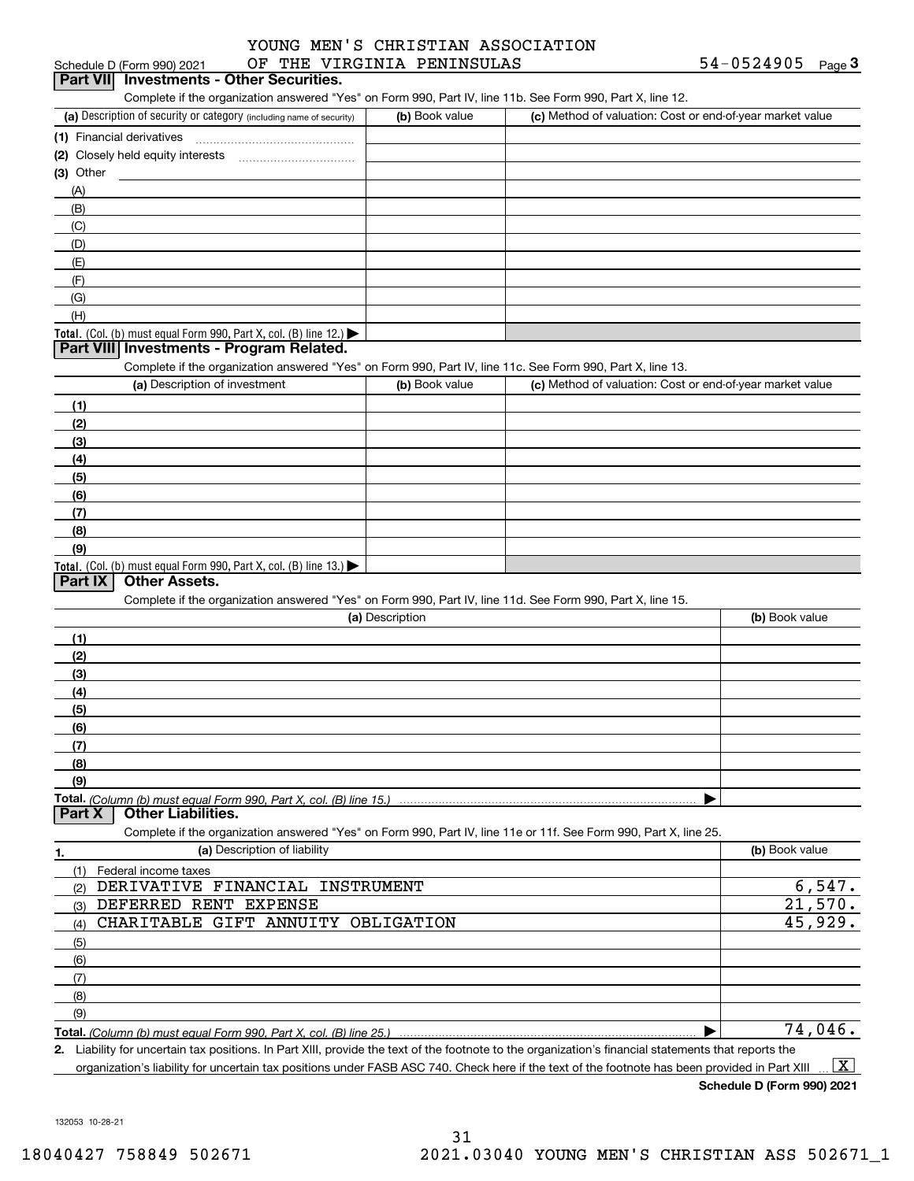Schedule D (Form 990) 2021 YOUNG MEN'S CHRISTIAN ASSOCIATION OF THE VIRGINIA PENINSULAS 54-0524905 Page 3

## Part VII Investments - Other Securities.

Complete if the organization answered "Yes" on Form 990, Part IV, line 11b. See Form 990, Part X, line 12.

| (a) Description of security or category (including name of security) | (b) Book value | (c) Method of valuation: Cost or end-of-year market value |
|---|---|---|
| (1) Financial derivatives | | |
| (2) Closely held equity interests | | |
| (3) Other | | |
| (A) | | |
| (B) | | |
| (C) | | |
| (D) | | |
| (E) | | |
| (F) | | |
| (G) | | |
| (H) | | |
| **Total.** (Col. (b) must equal Form 990, Part X, col. (B) line 12.) | | |

## Part VIII Investments - Program Related.

Complete if the organization answered "Yes" on Form 990, Part IV, line 11c. See Form 990, Part X, line 13.

| (a) Description of investment | (b) Book value | (c) Method of valuation: Cost or end-of-year market value |
|---|---|---|
| (1) | | |
| (2) | | |
| (3) | | |
| (4) | | |
| (5) | | |
| (6) | | |
| (7) | | |
| (8) | | |
| (9) | | |
| **Total.** (Col. (b) must equal Form 990, Part X, col. (B) line 13.) | | |

## Part IX Other Assets.

Complete if the organization answered "Yes" on Form 990, Part IV, line 11d. See Form 990, Part X, line 15.

| (a) Description | (b) Book value |
|---|---|
| (1) | |
| (2) | |
| (3) | |
| (4) | |
| (5) | |
| (6) | |
| (7) | |
| (8) | |
| (9) | |
| **Total.** *(Column (b) must equal Form 990, Part X, col. (B) line 15.)* | |

## Part X Other Liabilities.

Complete if the organization answered "Yes" on Form 990, Part IV, line 11e or 11f. See Form 990, Part X, line 25.

| 1. (a) Description of liability | (b) Book value |
|---|---|
| (1) Federal income taxes | |
| (2) DERIVATIVE FINANCIAL INSTRUMENT | 6,547. |
| (3) DEFERRED RENT EXPENSE | 21,570. |
| (4) CHARITABLE GIFT ANNUITY OBLIGATION | 45,929. |
| (5) | |
| (6) | |
| (7) | |
| (8) | |
| (9) | |
| **Total.** *(Column (b) must equal Form 990, Part X, col. (B) line 25.)* | 74,046. |

2. Liability for uncertain tax positions. In Part XIII, provide the text of the footnote to the organization's financial statements that reports the organization's liability for uncertain tax positions under FASB ASC 740. Check here if the text of the footnote has been provided in Part XIII [X]

**Schedule D (Form 990) 2021**

132053 10-28-21

18040427 758849 502671 2021.03040 YOUNG MEN'S CHRISTIAN ASS 502671_1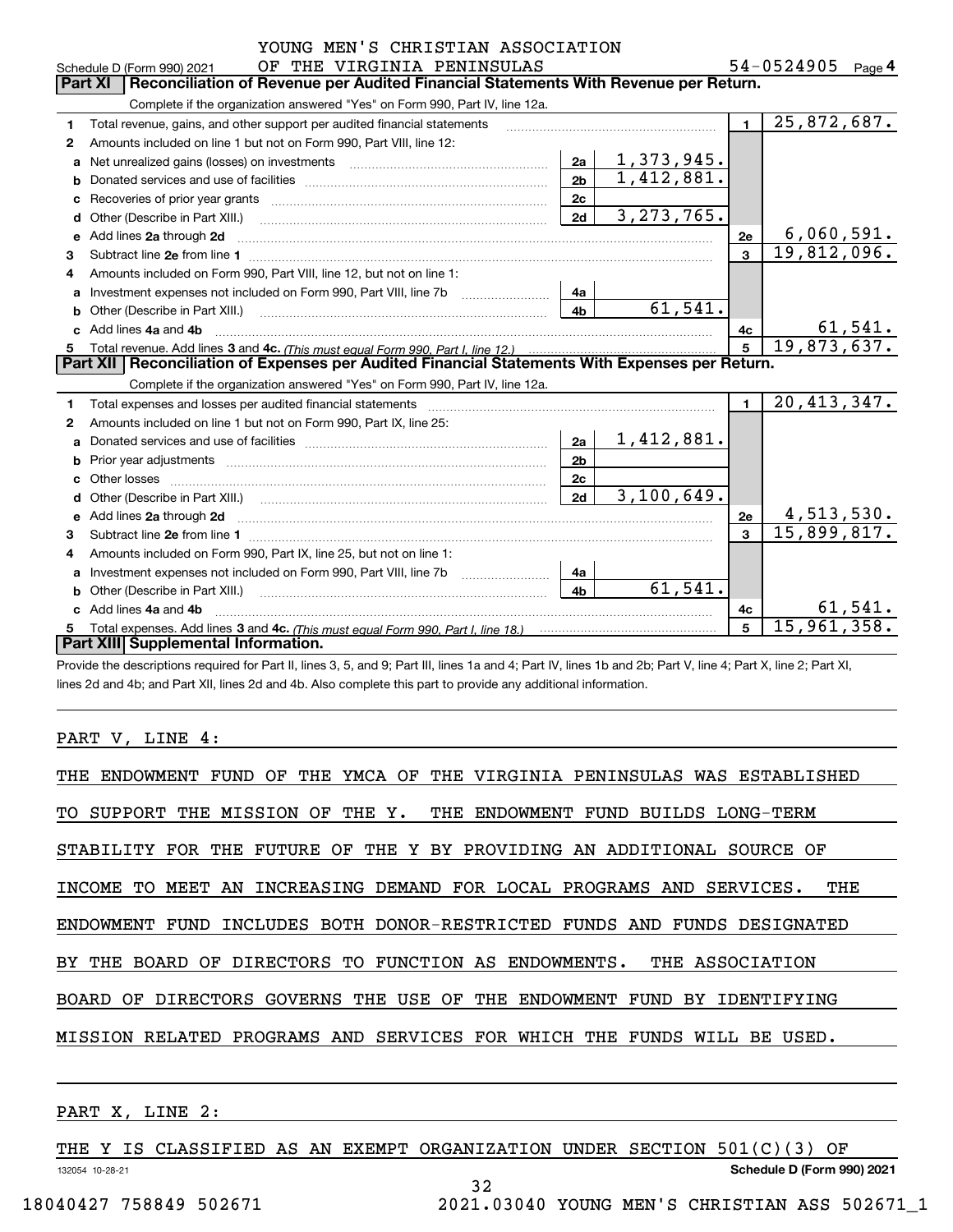YOUNG MEN'S CHRISTIAN ASSOCIATION

Schedule D (Form 990) 2021 OF THE VIRGINIA PENINSULAS 54-0524905 Page 4

## Part XI Reconciliation of Revenue per Audited Financial Statements With Revenue per Return.

Complete if the organization answered "Yes" on Form 990, Part IV, line 12a.

| | | | | | |
|---|---|---|---|---|---|
| 1 | Total revenue, gains, and other support per audited financial statements | | | 1 | 25,872,687. |
| 2 | Amounts included on line 1 but not on Form 990, Part VIII, line 12: | | | | |
| a | Net unrealized gains (losses) on investments | 2a | 1,373,945. | | |
| b | Donated services and use of facilities | 2b | 1,412,881. | | |
| c | Recoveries of prior year grants | 2c | | | |
| d | Other (Describe in Part XIII.) | 2d | 3,273,765. | | |
| e | Add lines 2a through 2d | | | 2e | 6,060,591. |
| 3 | Subtract line 2e from line 1 | | | 3 | 19,812,096. |
| 4 | Amounts included on Form 990, Part VIII, line 12, but not on line 1: | | | | |
| a | Investment expenses not included on Form 990, Part VIII, line 7b | 4a | | | |
| b | Other (Describe in Part XIII.) | 4b | 61,541. | | |
| c | Add lines 4a and 4b | | | 4c | 61,541. |
| 5 | Total revenue. Add lines 3 and 4c. *(This must equal Form 990, Part I, line 12.)* | | | 5 | 19,873,637. |

## Part XII Reconciliation of Expenses per Audited Financial Statements With Expenses per Return.

Complete if the organization answered "Yes" on Form 990, Part IV, line 12a.

| | | | | | |
|---|---|---|---|---|---|
| 1 | Total expenses and losses per audited financial statements | | | 1 | 20,413,347. |
| 2 | Amounts included on line 1 but not on Form 990, Part IX, line 25: | | | | |
| a | Donated services and use of facilities | 2a | 1,412,881. | | |
| b | Prior year adjustments | 2b | | | |
| c | Other losses | 2c | | | |
| d | Other (Describe in Part XIII.) | 2d | 3,100,649. | | |
| e | Add lines 2a through 2d | | | 2e | 4,513,530. |
| 3 | Subtract line 2e from line 1 | | | 3 | 15,899,817. |
| 4 | Amounts included on Form 990, Part IX, line 25, but not on line 1: | | | | |
| a | Investment expenses not included on Form 990, Part VIII, line 7b | 4a | | | |
| b | Other (Describe in Part XIII.) | 4b | 61,541. | | |
| c | Add lines 4a and 4b | | | 4c | 61,541. |
| 5 | Total expenses. Add lines 3 and 4c. *(This must equal Form 990, Part I, line 18.)* | | | 5 | 15,961,358. |

## Part XIII Supplemental Information.

Provide the descriptions required for Part II, lines 3, 5, and 9; Part III, lines 1a and 4; Part IV, lines 1b and 2b; Part V, line 4; Part X, line 2; Part XI, lines 2d and 4b; and Part XII, lines 2d and 4b. Also complete this part to provide any additional information.

PART V, LINE 4:

THE ENDOWMENT FUND OF THE YMCA OF THE VIRGINIA PENINSULAS WAS ESTABLISHED TO SUPPORT THE MISSION OF THE Y. THE ENDOWMENT FUND BUILDS LONG-TERM STABILITY FOR THE FUTURE OF THE Y BY PROVIDING AN ADDITIONAL SOURCE OF INCOME TO MEET AN INCREASING DEMAND FOR LOCAL PROGRAMS AND SERVICES. THE ENDOWMENT FUND INCLUDES BOTH DONOR-RESTRICTED FUNDS AND FUNDS DESIGNATED BY THE BOARD OF DIRECTORS TO FUNCTION AS ENDOWMENTS. THE ASSOCIATION BOARD OF DIRECTORS GOVERNS THE USE OF THE ENDOWMENT FUND BY IDENTIFYING MISSION RELATED PROGRAMS AND SERVICES FOR WHICH THE FUNDS WILL BE USED.

PART X, LINE 2:

THE Y IS CLASSIFIED AS AN EXEMPT ORGANIZATION UNDER SECTION 501(C)(3) OF

132054 10-28-21 Schedule D (Form 990) 2021

18040427 758849 502671 2021.03040 YOUNG MEN'S CHRISTIAN ASS 502671_1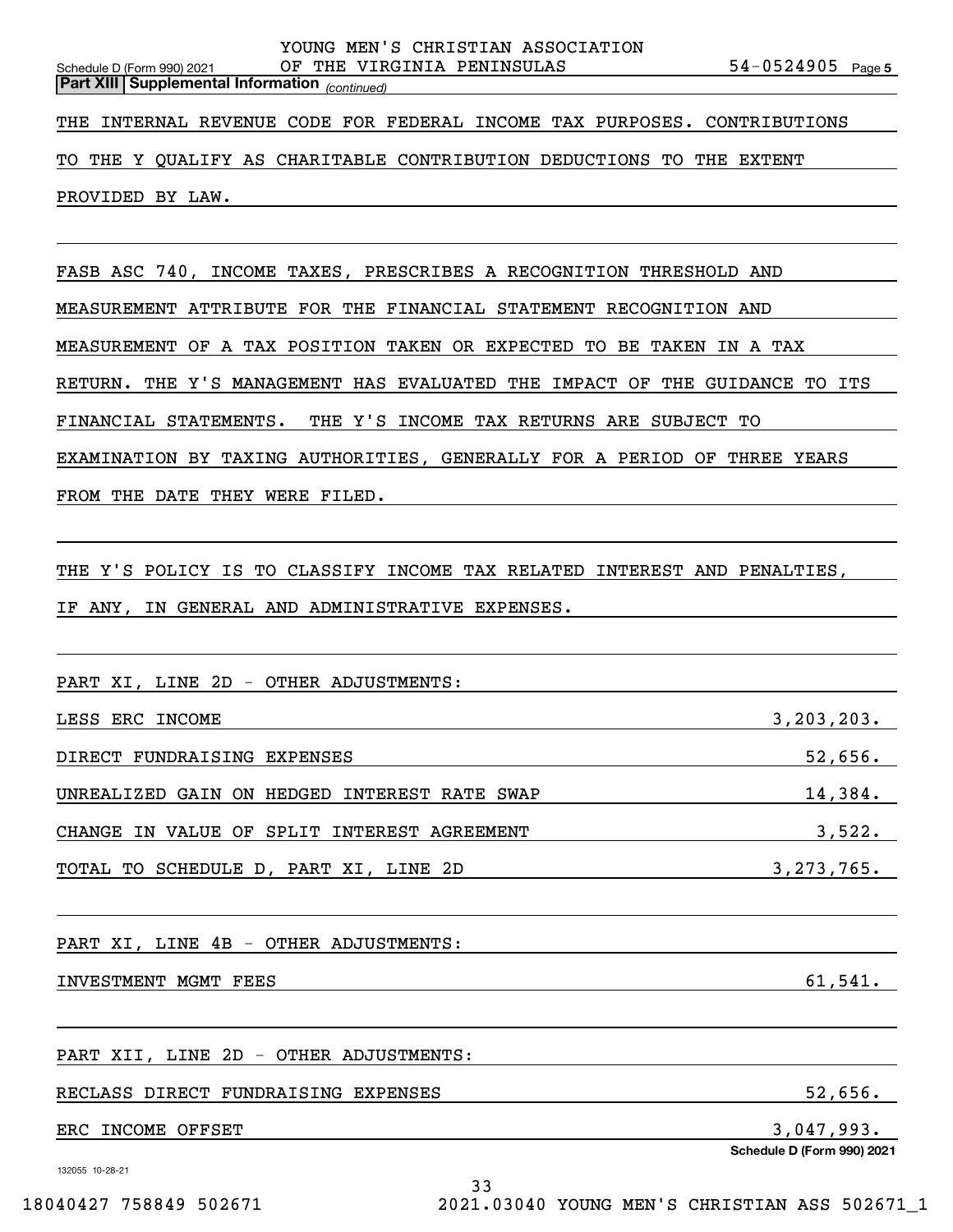YOUNG MEN'S CHRISTIAN ASSOCIATION
OF THE VIRGINIA PENINSULAS 54-0524905

**Part XIII Supplemental Information** *(continued)*

THE INTERNAL REVENUE CODE FOR FEDERAL INCOME TAX PURPOSES. CONTRIBUTIONS TO THE Y QUALIFY AS CHARITABLE CONTRIBUTION DEDUCTIONS TO THE EXTENT PROVIDED BY LAW.

FASB ASC 740, INCOME TAXES, PRESCRIBES A RECOGNITION THRESHOLD AND MEASUREMENT ATTRIBUTE FOR THE FINANCIAL STATEMENT RECOGNITION AND MEASUREMENT OF A TAX POSITION TAKEN OR EXPECTED TO BE TAKEN IN A TAX RETURN. THE Y'S MANAGEMENT HAS EVALUATED THE IMPACT OF THE GUIDANCE TO ITS FINANCIAL STATEMENTS. THE Y'S INCOME TAX RETURNS ARE SUBJECT TO EXAMINATION BY TAXING AUTHORITIES, GENERALLY FOR A PERIOD OF THREE YEARS FROM THE DATE THEY WERE FILED.

THE Y'S POLICY IS TO CLASSIFY INCOME TAX RELATED INTEREST AND PENALTIES, IF ANY, IN GENERAL AND ADMINISTRATIVE EXPENSES.

PART XI, LINE 2D - OTHER ADJUSTMENTS:

| | |
|---|---|
| LESS ERC INCOME | 3,203,203. |
| DIRECT FUNDRAISING EXPENSES | 52,656. |
| UNREALIZED GAIN ON HEDGED INTEREST RATE SWAP | 14,384. |
| CHANGE IN VALUE OF SPLIT INTEREST AGREEMENT | 3,522. |
| TOTAL TO SCHEDULE D, PART XI, LINE 2D | 3,273,765. |

PART XI, LINE 4B - OTHER ADJUSTMENTS:

| | |
|---|---|
| INVESTMENT MGMT FEES | 61,541. |

PART XII, LINE 2D - OTHER ADJUSTMENTS:

| | |
|---|---|
| RECLASS DIRECT FUNDRAISING EXPENSES | 52,656. |
| ERC INCOME OFFSET | 3,047,993. |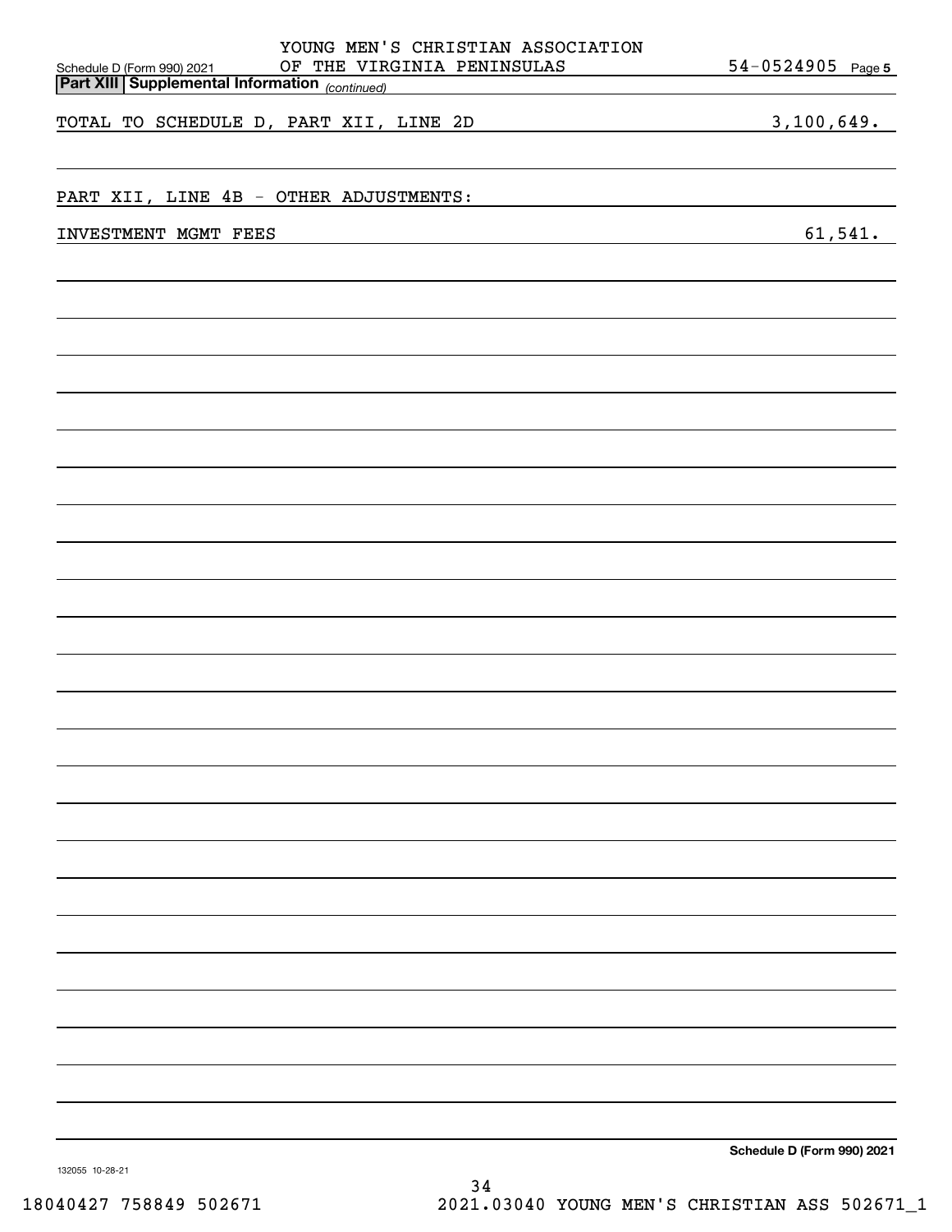YOUNG MEN'S CHRISTIAN ASSOCIATION OF THE VIRGINIA PENINSULAS — 54-0524905

## Part XIII Supplemental Information *(continued)*

| | |
|---|---|
| TOTAL TO SCHEDULE D, PART XII, LINE 2D | 3,100,649. |

PART XII, LINE 4B - OTHER ADJUSTMENTS:

| | |
|---|---|
| INVESTMENT MGMT FEES | 61,541. |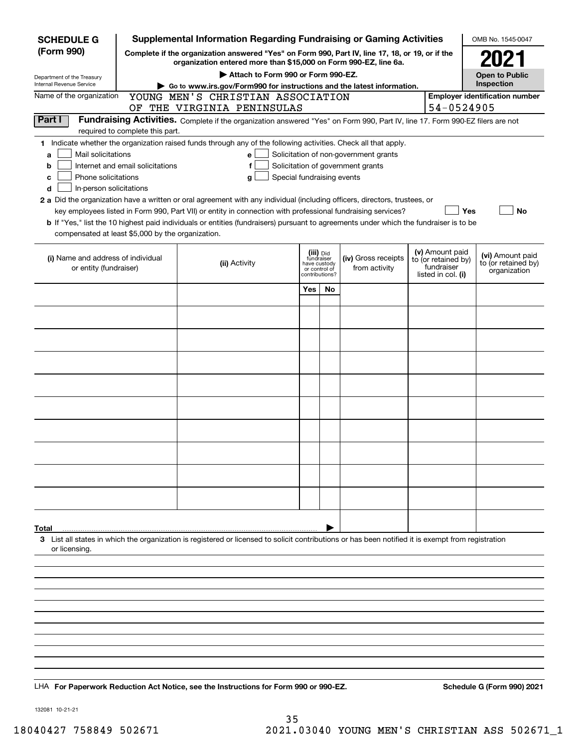**SCHEDULE G (Form 990)**

Department of the Treasury
Internal Revenue Service

# Supplemental Information Regarding Fundraising or Gaming Activities

**Complete if the organization answered "Yes" on Form 990, Part IV, line 17, 18, or 19, or if the organization entered more than $15,000 on Form 990-EZ, line 6a.**

▶ **Attach to Form 990 or Form 990-EZ.**

▶ **Go to www.irs.gov/Form990 for instructions and the latest information.**

OMB No. 1545-0047

**2021**

**Open to Public Inspection**

Name of the organization: YOUNG MEN'S CHRISTIAN ASSOCIATION OF THE VIRGINIA PENINSULAS

**Employer identification number** 54-0524905

**Part I** **Fundraising Activities.** Complete if the organization answered "Yes" on Form 990, Part IV, line 17. Form 990-EZ filers are not required to complete this part.

**1** Indicate whether the organization raised funds through any of the following activities. Check all that apply.

- **a** ☐ Mail solicitations
- **b** ☐ Internet and email solicitations
- **c** ☐ Phone solicitations
- **d** ☐ In-person solicitations
- **e** ☐ Solicitation of non-government grants
- **f** ☐ Solicitation of government grants
- **g** ☐ Special fundraising events

**2 a** Did the organization have a written or oral agreement with any individual (including officers, directors, trustees, or key employees listed in Form 990, Part VII) or entity in connection with professional fundraising services? ☐ **Yes** ☐ **No**

**b** If "Yes," list the 10 highest paid individuals or entities (fundraisers) pursuant to agreements under which the fundraiser is to be compensated at least $5,000 by the organization.

| (i) Name and address of individual or entity (fundraiser) | (ii) Activity | (iii) Did fundraiser have custody or control of contributions? | | (iv) Gross receipts from activity | (v) Amount paid to (or retained by) fundraiser listed in col. (i) | (vi) Amount paid to (or retained by) organization |
|---|---|---|---|---|---|---|
| | | Yes | No | | | |
| | | | | | | |
| | | | | | | |
| | | | | | | |
| | | | | | | |
| | | | | | | |
| | | | | | | |
| | | | | | | |
| | | | | | | |
| | | | | | | |
| | | | | | | |
| **Total** | | | ▶ | | | |

**3** List all states in which the organization is registered or licensed to solicit contributions or has been notified it is exempt from registration or licensing.

LHA **For Paperwork Reduction Act Notice, see the Instructions for Form 990 or 990-EZ.** **Schedule G (Form 990) 2021**

132081 10-21-21

18040427 758849 502671 2021.03040 YOUNG MEN'S CHRISTIAN ASS 502671_1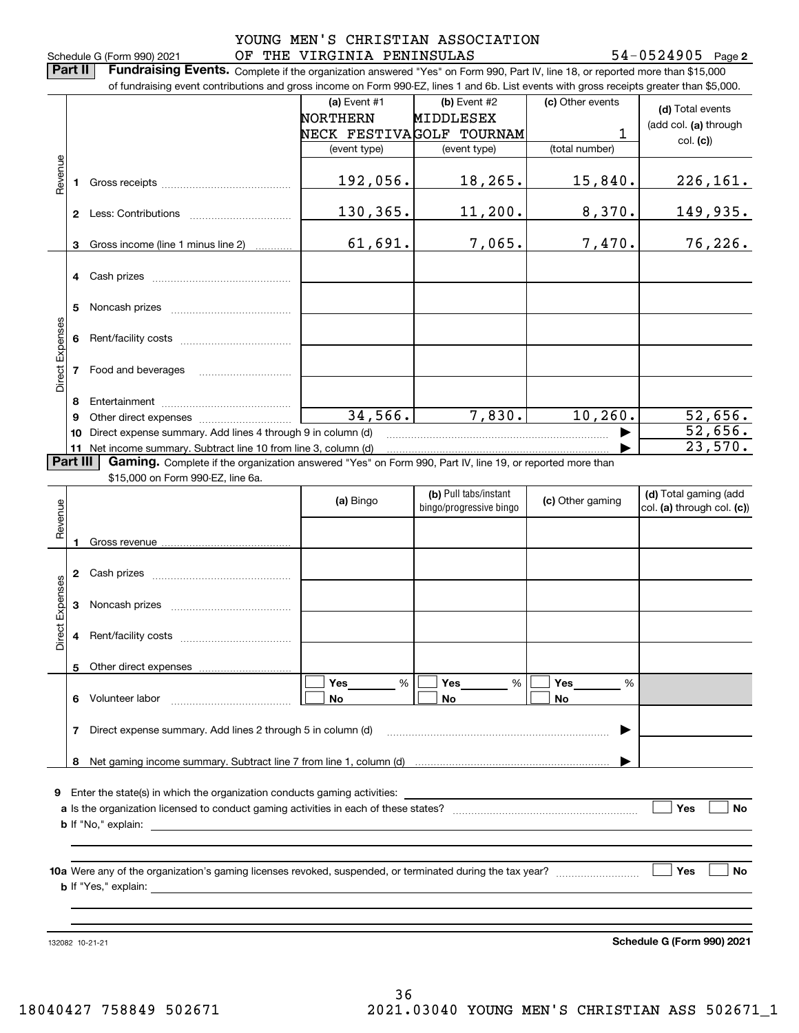YOUNG MEN'S CHRISTIAN ASSOCIATION OF THE VIRGINIA PENINSULAS

Schedule G (Form 990) 2021 — 54-0524905 Page 2

**Part II** **Fundraising Events.** Complete if the organization answered "Yes" on Form 990, Part IV, line 18, or reported more than $15,000 of fundraising event contributions and gross income on Form 990-EZ, lines 1 and 6b. List events with gross receipts greater than $5,000.

| | | (a) Event #1 NORTHERN NECK FESTIVA (event type) | (b) Event #2 MIDDLESEX GOLF TOURNAM (event type) | (c) Other events 1 (total number) | (d) Total events (add col. (a) through col. (c)) |
|---|---|---|---|---|---|
| Revenue | 1 Gross receipts | 192,056. | 18,265. | 15,840. | 226,161. |
| | 2 Less: Contributions | 130,365. | 11,200. | 8,370. | 149,935. |
| | 3 Gross income (line 1 minus line 2) | 61,691. | 7,065. | 7,470. | 76,226. |
| Direct Expenses | 4 Cash prizes | | | | |
| | 5 Noncash prizes | | | | |
| | 6 Rent/facility costs | | | | |
| | 7 Food and beverages | | | | |
| | 8 Entertainment | | | | |
| | 9 Other direct expenses | 34,566. | 7,830. | 10,260. | 52,656. |
| | 10 Direct expense summary. Add lines 4 through 9 in column (d) | | | ▶ | 52,656. |
| | 11 Net income summary. Subtract line 10 from line 3, column (d) | | | ▶ | 23,570. |

**Part III** **Gaming.** Complete if the organization answered "Yes" on Form 990, Part IV, line 19, or reported more than $15,000 on Form 990-EZ, line 6a.

| | | (a) Bingo | (b) Pull tabs/instant bingo/progressive bingo | (c) Other gaming | (d) Total gaming (add col. (a) through col. (c)) |
|---|---|---|---|---|---|
| Revenue | 1 Gross revenue | | | | |
| Direct Expenses | 2 Cash prizes | | | | |
| | 3 Noncash prizes | | | | |
| | 4 Rent/facility costs | | | | |
| | 5 Other direct expenses | | | | |
| | 6 Volunteer labor | ☐ Yes ___ % ☐ No | ☐ Yes ___ % ☐ No | ☐ Yes ___ % ☐ No | |
| | 7 Direct expense summary. Add lines 2 through 5 in column (d) | | | ▶ | |
| | 8 Net gaming income summary. Subtract line 7 from line 1, column (d) | | | ▶ | |

**9** Enter the state(s) in which the organization conducts gaming activities: ______

**a** Is the organization licensed to conduct gaming activities in each of these states? ☐ Yes ☐ No

**b** If "No," explain: ______

**10a** Were any of the organization's gaming licenses revoked, suspended, or terminated during the tax year? ☐ Yes ☐ No

**b** If "Yes," explain: ______

132082 10-21-21 **Schedule G (Form 990) 2021**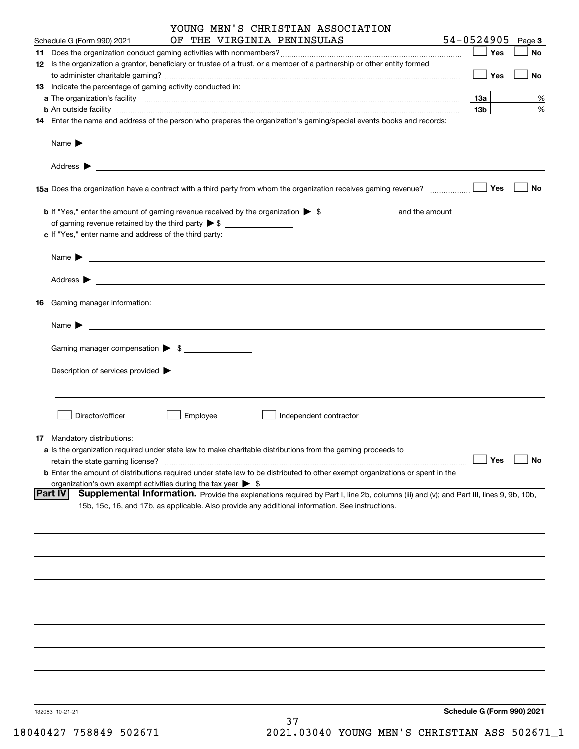Schedule G (Form 990) 2021 YOUNG MEN'S CHRISTIAN ASSOCIATION OF THE VIRGINIA PENINSULAS 54-0524905 Page 3

**11** Does the organization conduct gaming activities with nonmembers? ☐ Yes ☐ No

**12** Is the organization a grantor, beneficiary or trustee of a trust, or a member of a partnership or other entity formed to administer charitable gaming? ☐ Yes ☐ No

**13** Indicate the percentage of gaming activity conducted in:

**a** The organization's facility **13a** %

**b** An outside facility **13b** %

**14** Enter the name and address of the person who prepares the organization's gaming/special events books and records:

Name ▶

Address ▶

**15a** Does the organization have a contract with a third party from whom the organization receives gaming revenue? ☐ Yes ☐ No

**b** If "Yes," enter the amount of gaming revenue received by the organization ▶ $ ______ and the amount of gaming revenue retained by the third party ▶ $ ______

**c** If "Yes," enter name and address of the third party:

Name ▶

Address ▶

**16** Gaming manager information:

Name ▶

Gaming manager compensation ▶ $

Description of services provided ▶

☐ Director/officer ☐ Employee ☐ Independent contractor

**17** Mandatory distributions:

**a** Is the organization required under state law to make charitable distributions from the gaming proceeds to retain the state gaming license? ☐ Yes ☐ No

**b** Enter the amount of distributions required under state law to be distributed to other exempt organizations or spent in the organization's own exempt activities during the tax year ▶ $

**Part IV** **Supplemental Information.** Provide the explanations required by Part I, line 2b, columns (iii) and (v); and Part III, lines 9, 9b, 10b, 15b, 15c, 16, and 17b, as applicable. Also provide any additional information. See instructions.

132083 10-21-21 **Schedule G (Form 990) 2021**

18040427 758849 502671 2021.03040 YOUNG MEN'S CHRISTIAN ASS 502671_1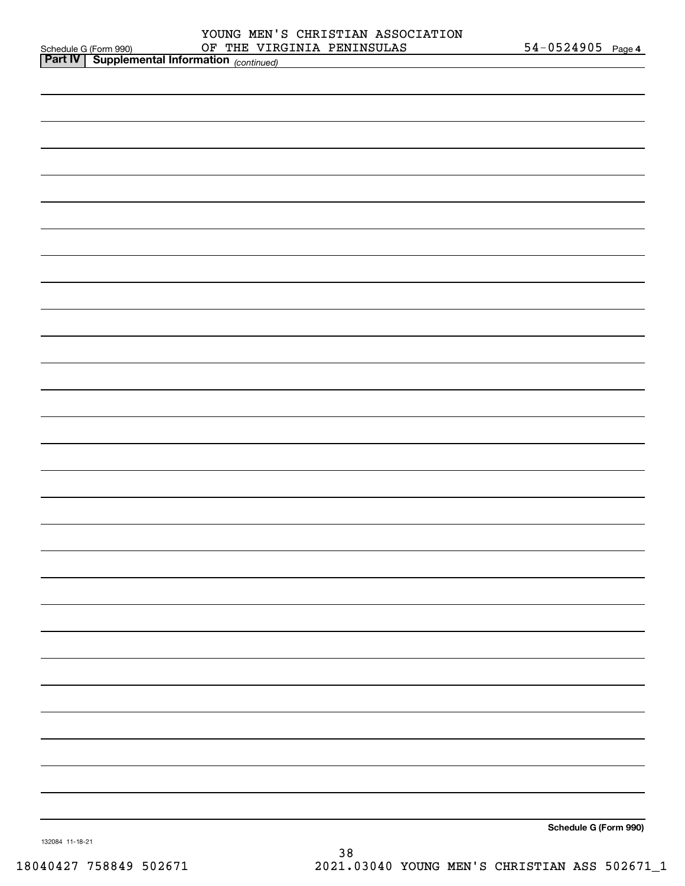YOUNG MEN'S CHRISTIAN ASSOCIATION OF THE VIRGINIA PENINSULAS 54-0524905

## Part IV Supplemental Information *(continued)*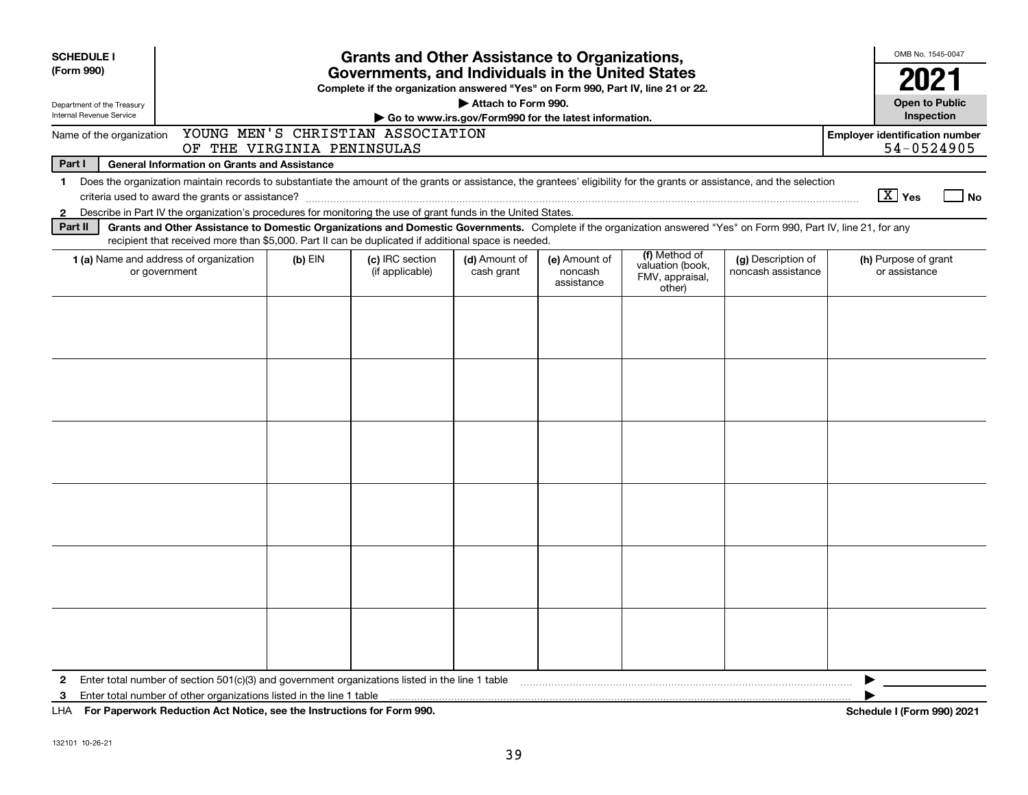**SCHEDULE I**
**(Form 990)**

Department of the Treasury
Internal Revenue Service

# Grants and Other Assistance to Organizations, Governments, and Individuals in the United States

**Complete if the organization answered "Yes" on Form 990, Part IV, line 21 or 22.**
**▶ Attach to Form 990.**
**▶ Go to www.irs.gov/Form990 for the latest information.**

OMB No. 1545-0047

**2021**

**Open to Public Inspection**

Name of the organization: YOUNG MEN'S CHRISTIAN ASSOCIATION OF THE VIRGINIA PENINSULAS

**Employer identification number:** 54-0524905

**Part I — General Information on Grants and Assistance**

1 Does the organization maintain records to substantiate the amount of the grants or assistance, the grantees' eligibility for the grants or assistance, and the selection criteria used to award the grants or assistance? [X] Yes [ ] No

2 Describe in Part IV the organization's procedures for monitoring the use of grant funds in the United States.

**Part II — Grants and Other Assistance to Domestic Organizations and Domestic Governments.** Complete if the organization answered "Yes" on Form 990, Part IV, line 21, for any recipient that received more than $5,000. Part II can be duplicated if additional space is needed.

| 1 (a) Name and address of organization or government | (b) EIN | (c) IRC section (if applicable) | (d) Amount of cash grant | (e) Amount of noncash assistance | (f) Method of valuation (book, FMV, appraisal, other) | (g) Description of noncash assistance | (h) Purpose of grant or assistance |
|---|---|---|---|---|---|---|---|
| | | | | | | | |
| | | | | | | | |
| | | | | | | | |
| | | | | | | | |
| | | | | | | | |
| | | | | | | | |

2 Enter total number of section 501(c)(3) and government organizations listed in the line 1 table ▶

3 Enter total number of other organizations listed in the line 1 table ▶

LHA **For Paperwork Reduction Act Notice, see the Instructions for Form 990.** **Schedule I (Form 990) 2021**

132101 10-26-21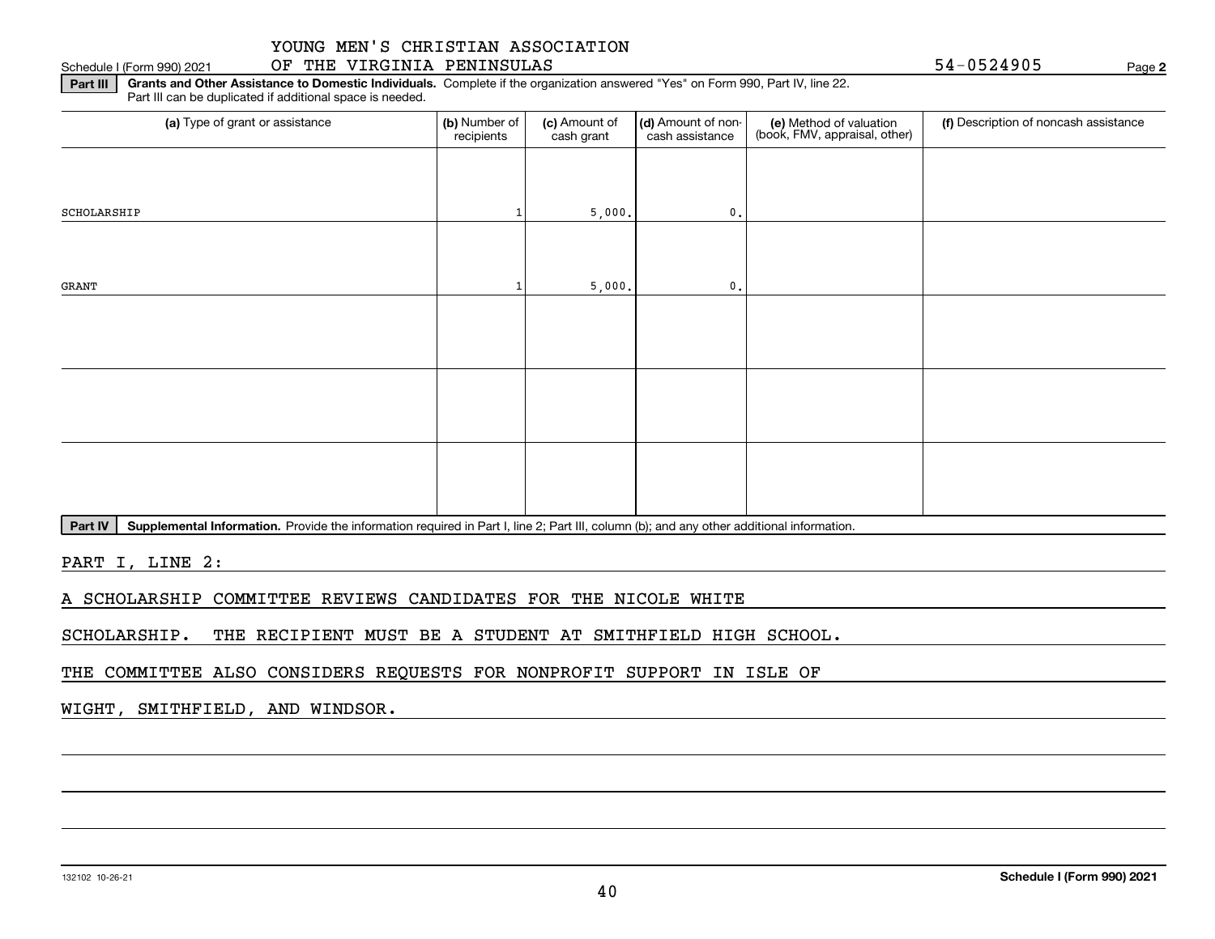YOUNG MEN'S CHRISTIAN ASSOCIATION
OF THE VIRGINIA PENINSULAS

Schedule I (Form 990) 2021 54-0524905 Page **2**

**Part III** **Grants and Other Assistance to Domestic Individuals.** Complete if the organization answered "Yes" on Form 990, Part IV, line 22.
Part III can be duplicated if additional space is needed.

| (a) Type of grant or assistance | (b) Number of recipients | (c) Amount of cash grant | (d) Amount of non-cash assistance | (e) Method of valuation (book, FMV, appraisal, other) | (f) Description of noncash assistance |
|---|---|---|---|---|---|
| SCHOLARSHIP | 1 | 5,000. | 0. | | |
| GRANT | 1 | 5,000. | 0. | | |
| | | | | | |
| | | | | | |
| | | | | | |

**Part IV** **Supplemental Information.** Provide the information required in Part I, line 2; Part III, column (b); and any other additional information.

PART I, LINE 2:

A SCHOLARSHIP COMMITTEE REVIEWS CANDIDATES FOR THE NICOLE WHITE SCHOLARSHIP. THE RECIPIENT MUST BE A STUDENT AT SMITHFIELD HIGH SCHOOL. THE COMMITTEE ALSO CONSIDERS REQUESTS FOR NONPROFIT SUPPORT IN ISLE OF WIGHT, SMITHFIELD, AND WINDSOR.

132102 10-26-21 **Schedule I (Form 990) 2021**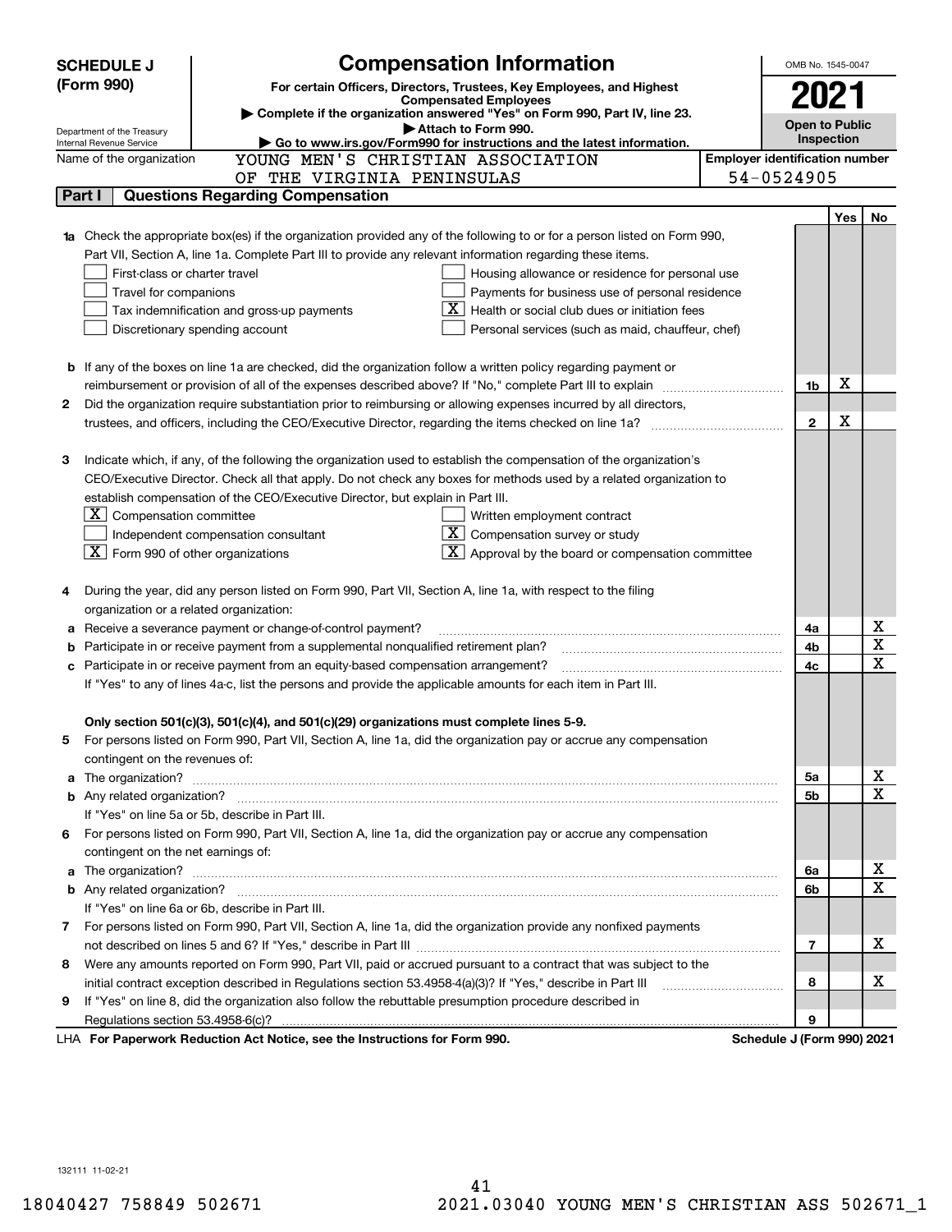# SCHEDULE J (Form 990)

## Compensation Information

**For certain Officers, Directors, Trustees, Key Employees, and Highest Compensated Employees**

▶ Complete if the organization answered "Yes" on Form 990, Part IV, line 23.

▶ Attach to Form 990.

▶ Go to www.irs.gov/Form990 for instructions and the latest information.

Department of the Treasury
Internal Revenue Service

OMB No. 1545-0047

**2021**

**Open to Public Inspection**

Name of the organization: YOUNG MEN'S CHRISTIAN ASSOCIATION OF THE VIRGINIA PENINSULAS

Employer identification number: 54-0524905

## Part I — Questions Regarding Compensation

| | | | Yes | No |
|---|---|---|---|---|
| **1a** | Check the appropriate box(es) if the organization provided any of the following to or for a person listed on Form 990, Part VII, Section A, line 1a. Complete Part III to provide any relevant information regarding these items.<br>☐ First-class or charter travel<br>☐ Travel for companions<br>☐ Tax indemnification and gross-up payments<br>☐ Discretionary spending account<br>☐ Housing allowance or residence for personal use<br>☐ Payments for business use of personal residence<br>☒ Health or social club dues or initiation fees<br>☐ Personal services (such as maid, chauffeur, chef) | | | |
| **b** | If any of the boxes on line 1a are checked, did the organization follow a written policy regarding payment or reimbursement or provision of all of the expenses described above? If "No," complete Part III to explain | 1b | X | |
| **2** | Did the organization require substantiation prior to reimbursing or allowing expenses incurred by all directors, trustees, and officers, including the CEO/Executive Director, regarding the items checked on line 1a? | 2 | X | |
| **3** | Indicate which, if any, of the following the organization used to establish the compensation of the organization's CEO/Executive Director. Check all that apply. Do not check any boxes for methods used by a related organization to establish compensation of the CEO/Executive Director, but explain in Part III.<br>☒ Compensation committee<br>☐ Independent compensation consultant<br>☒ Form 990 of other organizations<br>☐ Written employment contract<br>☒ Compensation survey or study<br>☒ Approval by the board or compensation committee | | | |
| **4** | During the year, did any person listed on Form 990, Part VII, Section A, line 1a, with respect to the filing organization or a related organization: | | | |
| **a** | Receive a severance payment or change-of-control payment? | 4a | | X |
| **b** | Participate in or receive payment from a supplemental nonqualified retirement plan? | 4b | | X |
| **c** | Participate in or receive payment from an equity-based compensation arrangement? | 4c | | X |
| | If "Yes" to any of lines 4a-c, list the persons and provide the applicable amounts for each item in Part III. | | | |
| | **Only section 501(c)(3), 501(c)(4), and 501(c)(29) organizations must complete lines 5-9.** | | | |
| **5** | For persons listed on Form 990, Part VII, Section A, line 1a, did the organization pay or accrue any compensation contingent on the revenues of: | | | |
| **a** | The organization? | 5a | | X |
| **b** | Any related organization? | 5b | | X |
| | If "Yes" on line 5a or 5b, describe in Part III. | | | |
| **6** | For persons listed on Form 990, Part VII, Section A, line 1a, did the organization pay or accrue any compensation contingent on the net earnings of: | | | |
| **a** | The organization? | 6a | | X |
| **b** | Any related organization? | 6b | | X |
| | If "Yes" on line 6a or 6b, describe in Part III. | | | |
| **7** | For persons listed on Form 990, Part VII, Section A, line 1a, did the organization provide any nonfixed payments not described on lines 5 and 6? If "Yes," describe in Part III | 7 | | X |
| **8** | Were any amounts reported on Form 990, Part VII, paid or accrued pursuant to a contract that was subject to the initial contract exception described in Regulations section 53.4958-4(a)(3)? If "Yes," describe in Part III | 8 | | X |
| **9** | If "Yes" on line 8, did the organization also follow the rebuttable presumption procedure described in Regulations section 53.4958-6(c)? | 9 | | |

LHA **For Paperwork Reduction Act Notice, see the Instructions for Form 990.** **Schedule J (Form 990) 2021**

132111 11-02-21

18040427 758849 502671 2021.03040 YOUNG MEN'S CHRISTIAN ASS 502671_1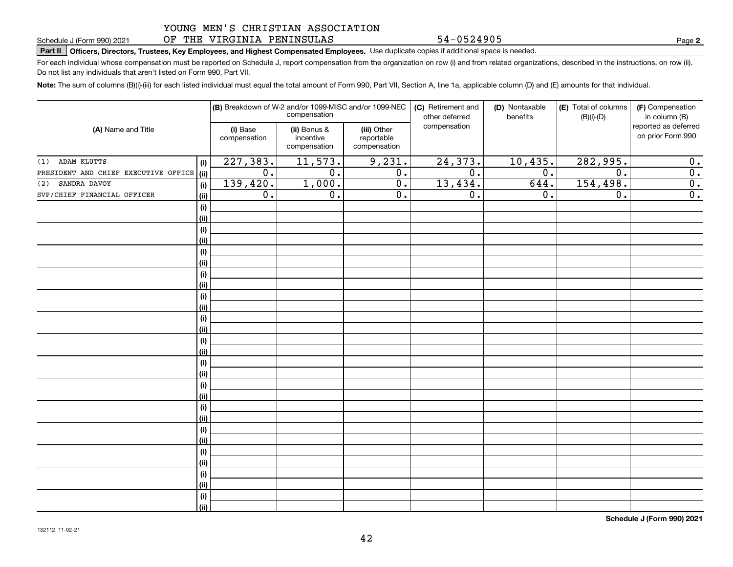YOUNG MEN'S CHRISTIAN ASSOCIATION
OF THE VIRGINIA PENINSULAS 54-0524905

Schedule J (Form 990) 2021 Page **2**

**Part II Officers, Directors, Trustees, Key Employees, and Highest Compensated Employees.** Use duplicate copies if additional space is needed.

For each individual whose compensation must be reported on Schedule J, report compensation from the organization on row (i) and from related organizations, described in the instructions, on row (ii). Do not list any individuals that aren't listed on Form 990, Part VII.

**Note:** The sum of columns (B)(i)-(iii) for each listed individual must equal the total amount of Form 990, Part VII, Section A, line 1a, applicable column (D) and (E) amounts for that individual.

| (A) Name and Title | | (B) Breakdown of W-2 and/or 1099-MISC and/or 1099-NEC compensation | | | (C) Retirement and other deferred compensation | (D) Nontaxable benefits | (E) Total of columns (B)(i)-(D) | (F) Compensation in column (B) reported as deferred on prior Form 990 |
|---|---|---|---|---|---|---|---|---|
| | | (i) Base compensation | (ii) Bonus & incentive compensation | (iii) Other reportable compensation | | | | |
| (1) ADAM KLUTTS | (i) | 227,383. | 11,573. | 9,231. | 24,373. | 10,435. | 282,995. | 0. |
| PRESIDENT AND CHIEF EXECUTIVE OFFICE | (ii) | 0. | 0. | 0. | 0. | 0. | 0. | 0. |
| (2) SANDRA DAVOY | (i) | 139,420. | 1,000. | 0. | 13,434. | 644. | 154,498. | 0. |
| SVP/CHIEF FINANCIAL OFFICER | (ii) | 0. | 0. | 0. | 0. | 0. | 0. | 0. |

**Schedule J (Form 990) 2021**

132112 11-02-21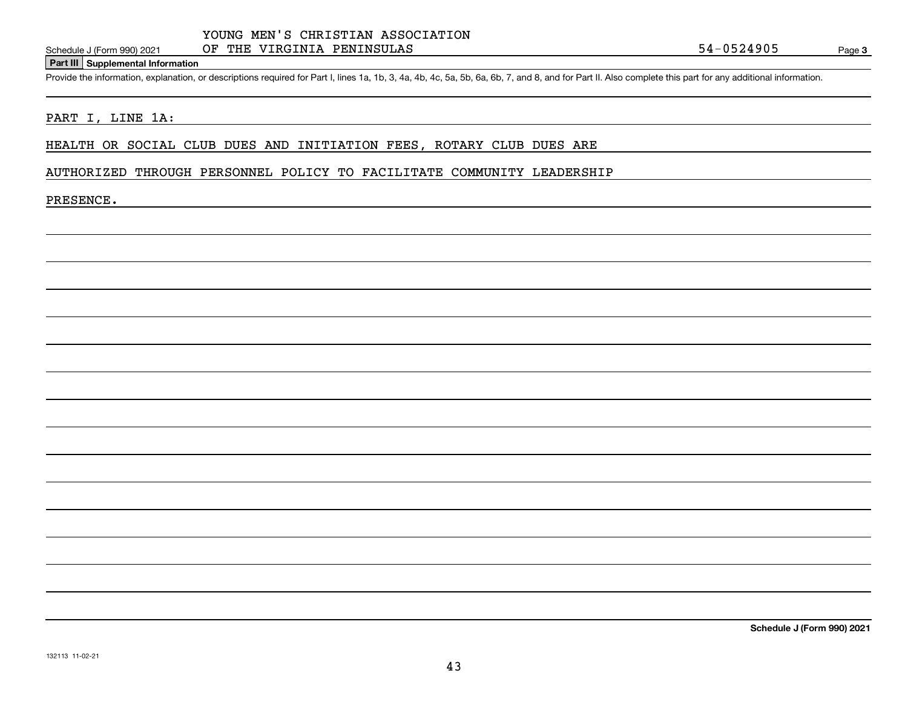YOUNG MEN'S CHRISTIAN ASSOCIATION
OF THE VIRGINIA PENINSULAS

54-0524905

## Part III Supplemental Information

Provide the information, explanation, or descriptions required for Part I, lines 1a, 1b, 3, 4a, 4b, 4c, 5a, 5b, 6a, 6b, 7, and 8, and for Part II. Also complete this part for any additional information.

PART I, LINE 1A:

HEALTH OR SOCIAL CLUB DUES AND INITIATION FEES, ROTARY CLUB DUES ARE AUTHORIZED THROUGH PERSONNEL POLICY TO FACILITATE COMMUNITY LEADERSHIP PRESENCE.

**Schedule J (Form 990) 2021**

132113 11-02-21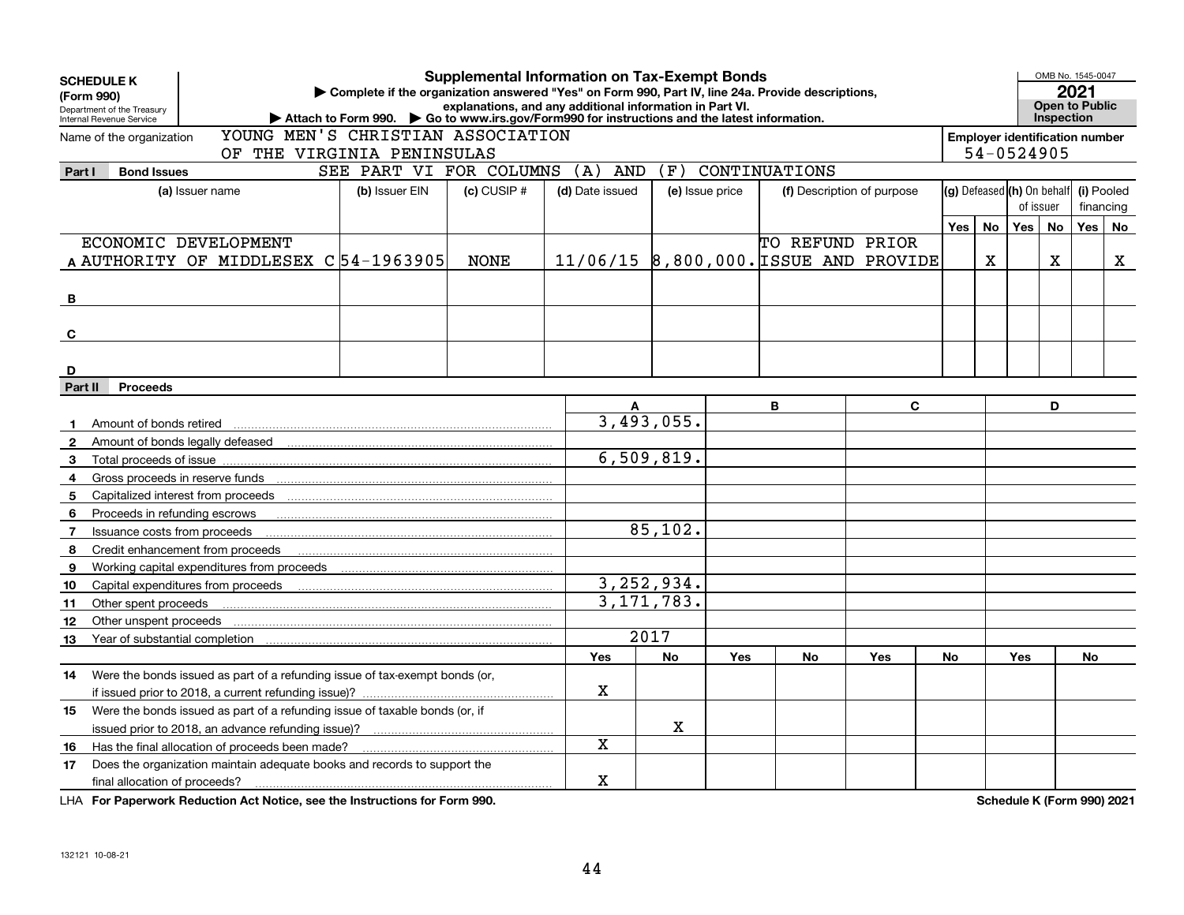**SCHEDULE K (Form 990)**
Department of the Treasury
Internal Revenue Service

# Supplemental Information on Tax-Exempt Bonds

▶ Complete if the organization answered "Yes" on Form 990, Part IV, line 24a. Provide descriptions, explanations, and any additional information in Part VI.
▶ Attach to Form 990. ▶ Go to www.irs.gov/Form990 for instructions and the latest information.

OMB No. 1545-0047
**2021**
**Open to Public Inspection**

Name of the organization: YOUNG MEN'S CHRISTIAN ASSOCIATION OF THE VIRGINIA PENINSULAS

Employer identification number: 54-0524905

## Part I Bond Issues

SEE PART VI FOR COLUMNS (A) AND (F) CONTINUATIONS

| | (a) Issuer name | (b) Issuer EIN | (c) CUSIP # | (d) Date issued | (e) Issue price | (f) Description of purpose | (g) Defeased Yes | (g) Defeased No | (h) On behalf of issuer Yes | (h) On behalf of issuer No | (i) Pooled financing Yes | (i) Pooled financing No |
|---|---|---|---|---|---|---|---|---|---|---|---|---|
| A | ECONOMIC DEVELOPMENT AUTHORITY OF MIDDLESEX C | 54-1963905 | NONE | 11/06/15 | 8,800,000. | TO REFUND PRIOR ISSUE AND PROVIDE | | X | | X | | X |
| B | | | | | | | | | | | | |
| C | | | | | | | | | | | | |
| D | | | | | | | | | | | | |

## Part II Proceeds

| | | A | | B | | C | | D | |
|---|---|---|---|---|---|---|---|---|---|
| 1 | Amount of bonds retired | 3,493,055. | | | | | | | |
| 2 | Amount of bonds legally defeased | | | | | | | | |
| 3 | Total proceeds of issue | 6,509,819. | | | | | | | |
| 4 | Gross proceeds in reserve funds | | | | | | | | |
| 5 | Capitalized interest from proceeds | | | | | | | | |
| 6 | Proceeds in refunding escrows | | | | | | | | |
| 7 | Issuance costs from proceeds | 85,102. | | | | | | | |
| 8 | Credit enhancement from proceeds | | | | | | | | |
| 9 | Working capital expenditures from proceeds | | | | | | | | |
| 10 | Capital expenditures from proceeds | 3,252,934. | | | | | | | |
| 11 | Other spent proceeds | 3,171,783. | | | | | | | |
| 12 | Other unspent proceeds | | | | | | | | |
| 13 | Year of substantial completion | 2017 | | | | | | | |
| | | Yes | No | Yes | No | Yes | No | Yes | No |
| 14 | Were the bonds issued as part of a refunding issue of tax-exempt bonds (or, if issued prior to 2018, a current refunding issue)? | X | | | | | | | |
| 15 | Were the bonds issued as part of a refunding issue of taxable bonds (or, if issued prior to 2018, an advance refunding issue)? | | X | | | | | | |
| 16 | Has the final allocation of proceeds been made? | X | | | | | | | |
| 17 | Does the organization maintain adequate books and records to support the final allocation of proceeds? | X | | | | | | | |

LHA For Paperwork Reduction Act Notice, see the Instructions for Form 990. Schedule K (Form 990) 2021

132121 10-08-21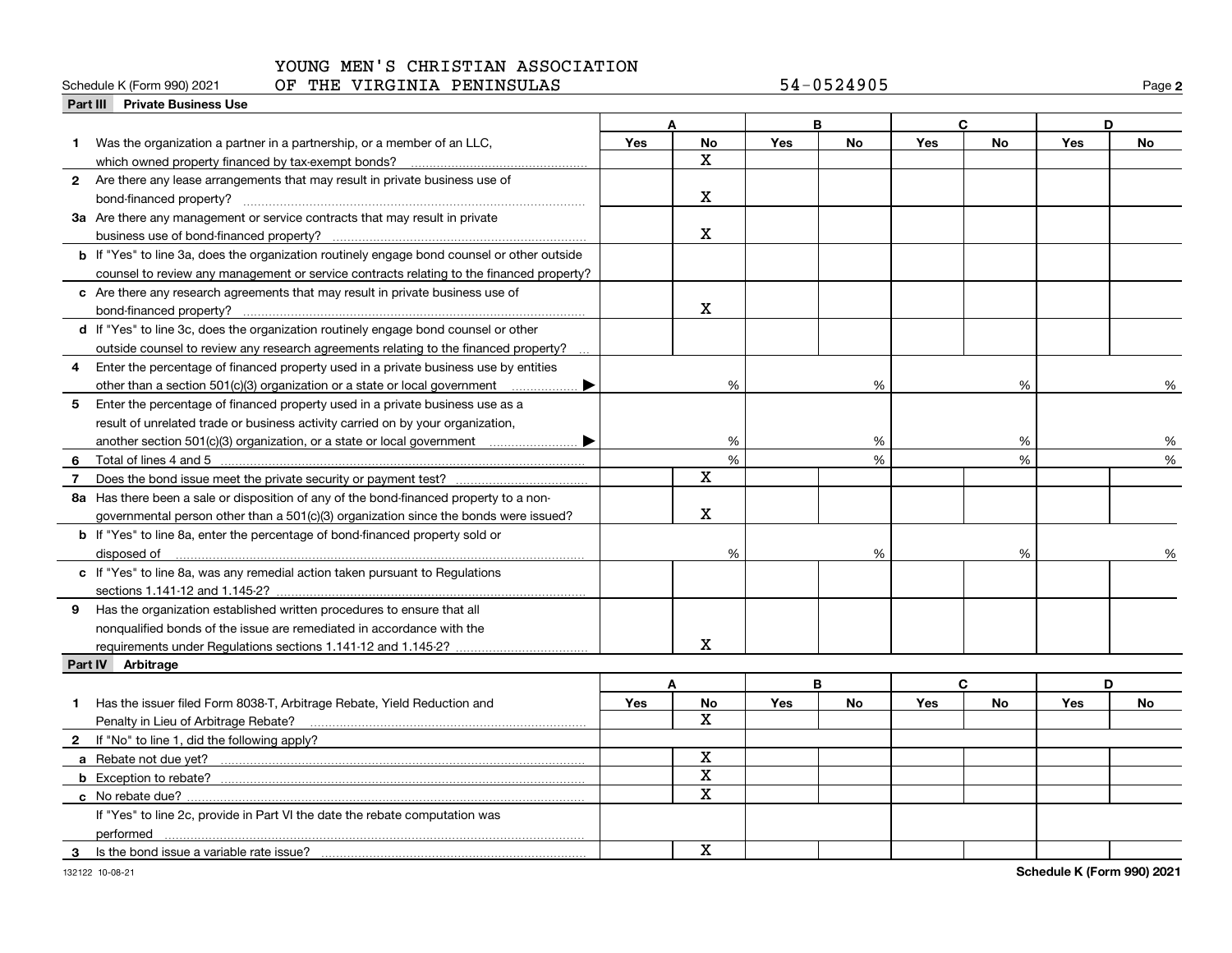YOUNG MEN'S CHRISTIAN ASSOCIATION OF THE VIRGINIA PENINSULAS

Schedule K (Form 990) 2021 — 54-0524905 — Page 2

## Part III Private Business Use

| | A | | B | | C | | D | |
|---|---|---|---|---|---|---|---|---|
| | Yes | No | Yes | No | Yes | No | Yes | No |
| **1** Was the organization a partner in a partnership, or a member of an LLC, which owned property financed by tax-exempt bonds? | | X | | | | | | |
| **2** Are there any lease arrangements that may result in private business use of bond-financed property? | | X | | | | | | |
| **3a** Are there any management or service contracts that may result in private business use of bond-financed property? | | X | | | | | | |
| **b** If "Yes" to line 3a, does the organization routinely engage bond counsel or other outside counsel to review any management or service contracts relating to the financed property? | | | | | | | | |
| **c** Are there any research agreements that may result in private business use of bond-financed property? | | X | | | | | | |
| **d** If "Yes" to line 3c, does the organization routinely engage bond counsel or other outside counsel to review any research agreements relating to the financed property? | | | | | | | | |
| **4** Enter the percentage of financed property used in a private business use by entities other than a section 501(c)(3) organization or a state or local government ▶ | | % | | % | | % | | % |
| **5** Enter the percentage of financed property used in a private business use as a result of unrelated trade or business activity carried on by your organization, another section 501(c)(3) organization, or a state or local government ▶ | | % | | % | | % | | % |
| **6** Total of lines 4 and 5 | | % | | % | | % | | % |
| **7** Does the bond issue meet the private security or payment test? | | X | | | | | | |
| **8a** Has there been a sale or disposition of any of the bond-financed property to a non-governmental person other than a 501(c)(3) organization since the bonds were issued? | | X | | | | | | |
| **b** If "Yes" to line 8a, enter the percentage of bond-financed property sold or disposed of | | % | | % | | % | | % |
| **c** If "Yes" to line 8a, was any remedial action taken pursuant to Regulations sections 1.141-12 and 1.145-2? | | | | | | | | |
| **9** Has the organization established written procedures to ensure that all nonqualified bonds of the issue are remediated in accordance with the requirements under Regulations sections 1.141-12 and 1.145-2? | | X | | | | | | |

## Part IV Arbitrage

| | A | | B | | C | | D | |
|---|---|---|---|---|---|---|---|---|
| | Yes | No | Yes | No | Yes | No | Yes | No |
| **1** Has the issuer filed Form 8038-T, Arbitrage Rebate, Yield Reduction and Penalty in Lieu of Arbitrage Rebate? | | X | | | | | | |
| **2** If "No" to line 1, did the following apply? | | | | | | | | |
| **a** Rebate not due yet? | | X | | | | | | |
| **b** Exception to rebate? | | X | | | | | | |
| **c** No rebate due? | | X | | | | | | |
| If "Yes" to line 2c, provide in Part VI the date the rebate computation was performed | | | | | | | | |
| **3** Is the bond issue a variable rate issue? | | X | | | | | | |

132122 10-08-21

Schedule K (Form 990) 2021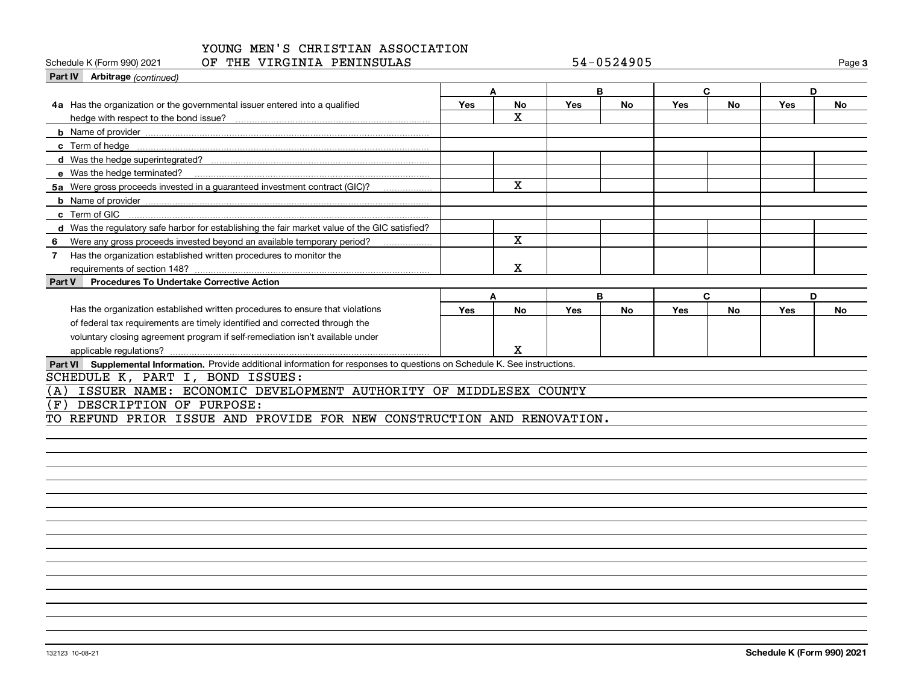YOUNG MEN'S CHRISTIAN ASSOCIATION
OF THE VIRGINIA PENINSULAS

Schedule K (Form 990) 2021 — 54-0524905

**Part IV Arbitrage** *(continued)*

| | A | | B | | C | | D | |
|---|---|---|---|---|---|---|---|---|
| | Yes | No | Yes | No | Yes | No | Yes | No |
| **4a** Has the organization or the governmental issuer entered into a qualified hedge with respect to the bond issue? | | X | | | | | | |
| **b** Name of provider | | | | | | | | |
| **c** Term of hedge | | | | | | | | |
| **d** Was the hedge superintegrated? | | | | | | | | |
| **e** Was the hedge terminated? | | | | | | | | |
| **5a** Were gross proceeds invested in a guaranteed investment contract (GIC)? | | X | | | | | | |
| **b** Name of provider | | | | | | | | |
| **c** Term of GIC | | | | | | | | |
| **d** Was the regulatory safe harbor for establishing the fair market value of the GIC satisfied? | | | | | | | | |
| **6** Were any gross proceeds invested beyond an available temporary period? | | X | | | | | | |
| **7** Has the organization established written procedures to monitor the requirements of section 148? | | X | | | | | | |

**Part V Procedures To Undertake Corrective Action**

| | A | | B | | C | | D | |
|---|---|---|---|---|---|---|---|---|
| | Yes | No | Yes | No | Yes | No | Yes | No |
| Has the organization established written procedures to ensure that violations of federal tax requirements are timely identified and corrected through the voluntary closing agreement program if self-remediation isn't available under applicable regulations? | | X | | | | | | |

**Part VI Supplemental Information.** Provide additional information for responses to questions on Schedule K. See instructions.

SCHEDULE K, PART I, BOND ISSUES:

(A) ISSUER NAME: ECONOMIC DEVELOPMENT AUTHORITY OF MIDDLESEX COUNTY

(F) DESCRIPTION OF PURPOSE:

TO REFUND PRIOR ISSUE AND PROVIDE FOR NEW CONSTRUCTION AND RENOVATION.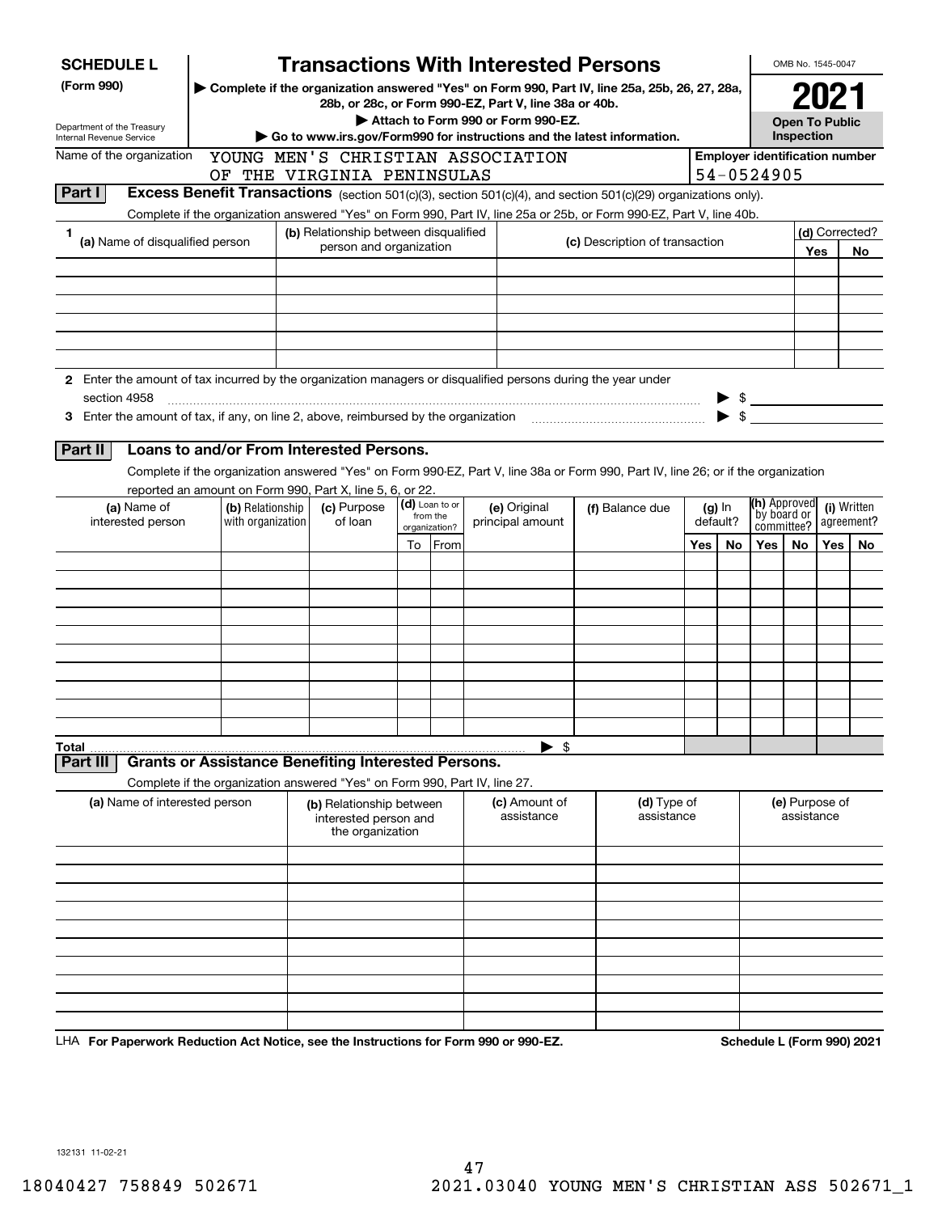# SCHEDULE L (Form 990)

## Transactions With Interested Persons

▶ Complete if the organization answered "Yes" on Form 990, Part IV, line 25a, 25b, 26, 27, 28a, 28b, or 28c, or Form 990-EZ, Part V, line 38a or 40b.

▶ Attach to Form 990 or Form 990-EZ.

▶ Go to www.irs.gov/Form990 for instructions and the latest information.

Department of the Treasury
Internal Revenue Service

OMB No. 1545-0047

**2021**

**Open To Public Inspection**

Name of the organization: YOUNG MEN'S CHRISTIAN ASSOCIATION OF THE VIRGINIA PENINSULAS

Employer identification number: 54-0524905

### Part I Excess Benefit Transactions (section 501(c)(3), section 501(c)(4), and section 501(c)(29) organizations only).

Complete if the organization answered "Yes" on Form 990, Part IV, line 25a or 25b, or Form 990-EZ, Part V, line 40b.

| 1 (a) Name of disqualified person | (b) Relationship between disqualified person and organization | (c) Description of transaction | (d) Corrected? Yes | No |
|---|---|---|---|---|
| | | | | |
| | | | | |
| | | | | |
| | | | | |
| | | | | |
| | | | | |

**2** Enter the amount of tax incurred by the organization managers or disqualified persons during the year under section 4958 ▶ $

**3** Enter the amount of tax, if any, on line 2, above, reimbursed by the organization ▶ $

### Part II Loans to and/or From Interested Persons.

Complete if the organization answered "Yes" on Form 990-EZ, Part V, line 38a or Form 990, Part IV, line 26; or if the organization reported an amount on Form 990, Part X, line 5, 6, or 22.

| (a) Name of interested person | (b) Relationship with organization | (c) Purpose of loan | (d) Loan to or from the organization? To | From | (e) Original principal amount | (f) Balance due | (g) In default? Yes | No | (h) Approved by board or committee? Yes | No | (i) Written agreement? Yes | No |
|---|---|---|---|---|---|---|---|---|---|---|---|---|
| | | | | | | | | | | | | |
| | | | | | | | | | | | | |
| | | | | | | | | | | | | |
| | | | | | | | | | | | | |
| | | | | | | | | | | | | |
| | | | | | | | | | | | | |
| | | | | | | | | | | | | |
| | | | | | | | | | | | | |
| | | | | | | | | | | | | |
| | | | | | | | | | | | | |
| **Total** | | | | | | ▶ $ | | | | | | |

### Part III Grants or Assistance Benefiting Interested Persons.

Complete if the organization answered "Yes" on Form 990, Part IV, line 27.

| (a) Name of interested person | (b) Relationship between interested person and the organization | (c) Amount of assistance | (d) Type of assistance | (e) Purpose of assistance |
|---|---|---|---|---|
| | | | | |
| | | | | |
| | | | | |
| | | | | |
| | | | | |
| | | | | |
| | | | | |
| | | | | |
| | | | | |
| | | | | |

LHA **For Paperwork Reduction Act Notice, see the Instructions for Form 990 or 990-EZ.** **Schedule L (Form 990) 2021**

132131 11-02-21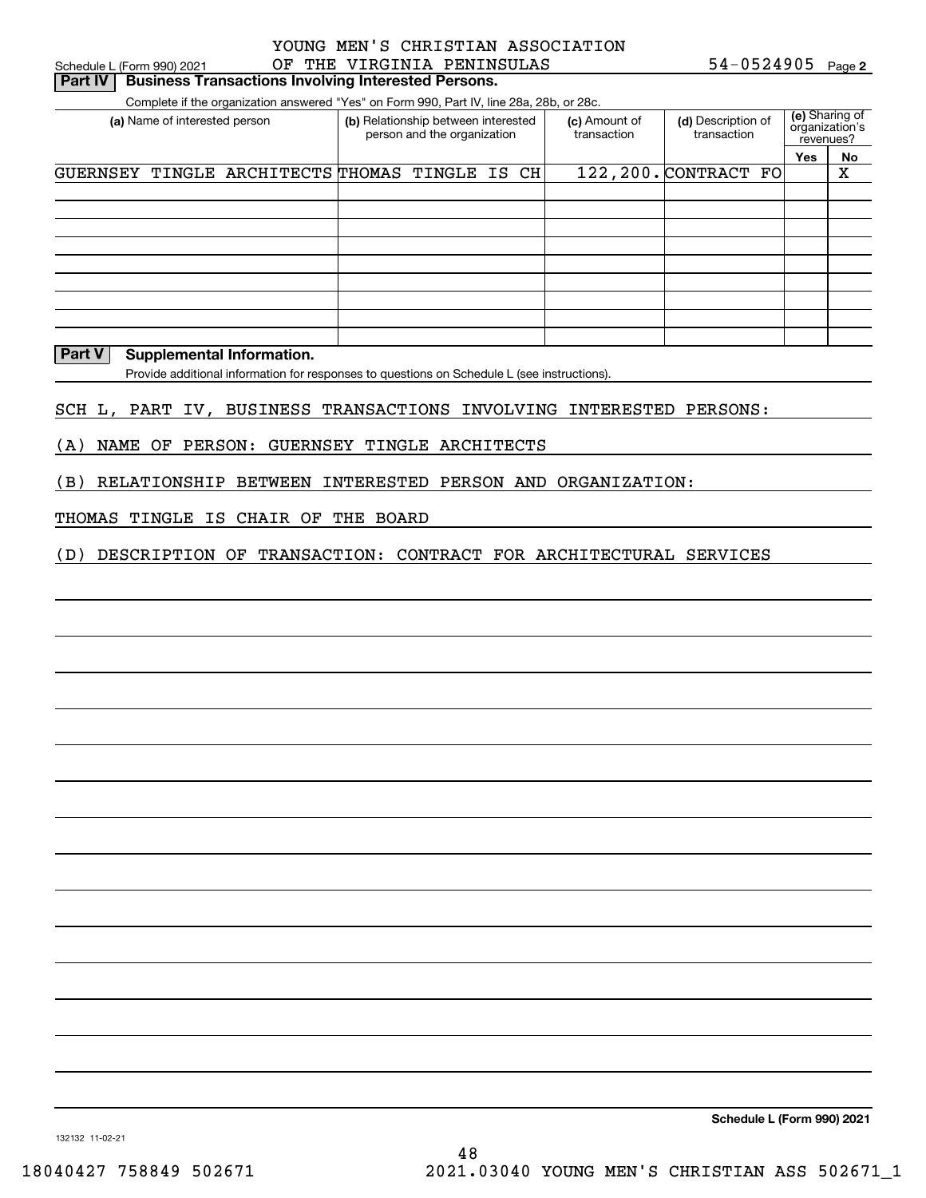YOUNG MEN'S CHRISTIAN ASSOCIATION

Schedule L (Form 990) 2021 OF THE VIRGINIA PENINSULAS 54-0524905 Page **2**

## Part IV Business Transactions Involving Interested Persons.

Complete if the organization answered "Yes" on Form 990, Part IV, line 28a, 28b, or 28c.

| (a) Name of interested person | (b) Relationship between interested person and the organization | (c) Amount of transaction | (d) Description of transaction | (e) Sharing of organization's revenues? Yes | No |
|---|---|---|---|---|---|
| GUERNSEY TINGLE ARCHITECTS | THOMAS TINGLE IS CH | 122,200. | CONTRACT FO | | X |
| | | | | | |
| | | | | | |
| | | | | | |
| | | | | | |
| | | | | | |
| | | | | | |
| | | | | | |
| | | | | | |

## Part V Supplemental Information.

Provide additional information for responses to questions on Schedule L (see instructions).

SCH L, PART IV, BUSINESS TRANSACTIONS INVOLVING INTERESTED PERSONS:

(A) NAME OF PERSON: GUERNSEY TINGLE ARCHITECTS

(B) RELATIONSHIP BETWEEN INTERESTED PERSON AND ORGANIZATION:

THOMAS TINGLE IS CHAIR OF THE BOARD

(D) DESCRIPTION OF TRANSACTION: CONTRACT FOR ARCHITECTURAL SERVICES

**Schedule L (Form 990) 2021**

132132 11-02-21

18040427 758849 502671 2021.03040 YOUNG MEN'S CHRISTIAN ASS 502671_1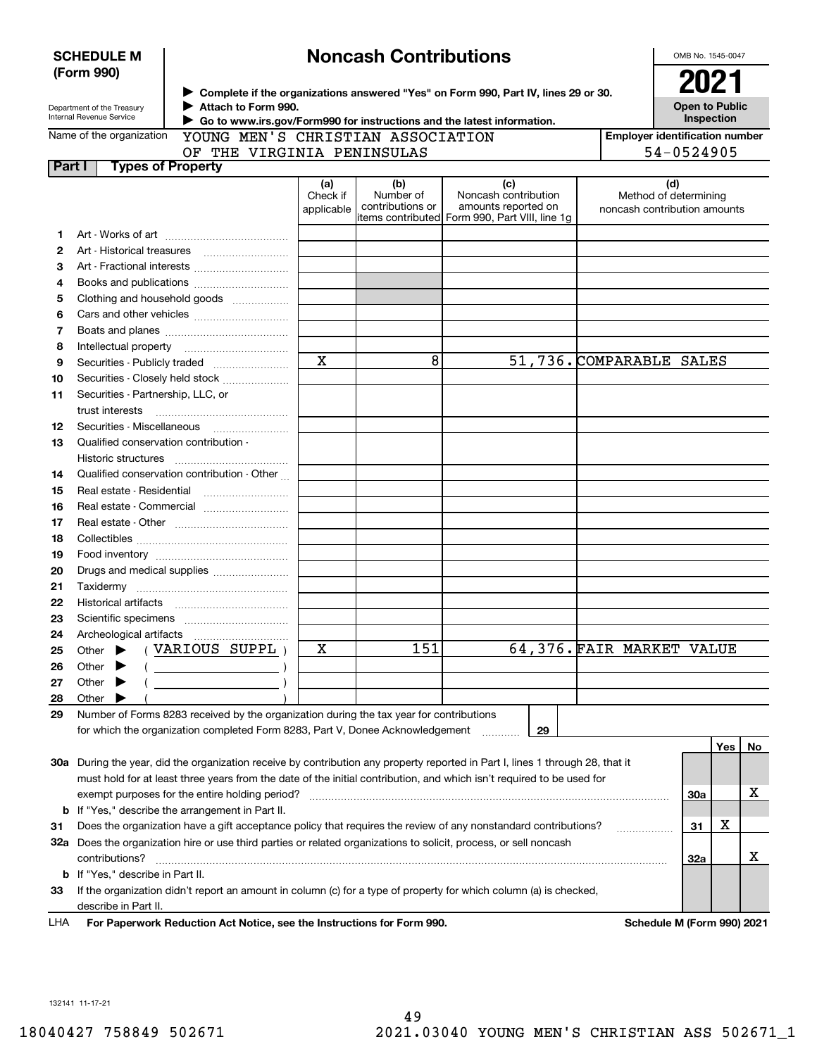**SCHEDULE M (Form 990)**

Department of the Treasury
Internal Revenue Service

# Noncash Contributions

▶ Complete if the organizations answered "Yes" on Form 990, Part IV, lines 29 or 30.
▶ Attach to Form 990.
▶ Go to www.irs.gov/Form990 for instructions and the latest information.

OMB No. 1545-0047

**2021**

**Open to Public Inspection**

Name of the organization: YOUNG MEN'S CHRISTIAN ASSOCIATION OF THE VIRGINIA PENINSULAS

Employer identification number: 54-0524905

## Part I Types of Property

| | | (a) Check if applicable | (b) Number of contributions or items contributed | (c) Noncash contribution amounts reported on Form 990, Part VIII, line 1g | (d) Method of determining noncash contribution amounts |
|---|---|---|---|---|---|
| 1 | Art - Works of art | | | | |
| 2 | Art - Historical treasures | | | | |
| 3 | Art - Fractional interests | | | | |
| 4 | Books and publications | | | | |
| 5 | Clothing and household goods | | | | |
| 6 | Cars and other vehicles | | | | |
| 7 | Boats and planes | | | | |
| 8 | Intellectual property | | | | |
| 9 | Securities - Publicly traded | X | 8 | 51,736. | COMPARABLE SALES |
| 10 | Securities - Closely held stock | | | | |
| 11 | Securities - Partnership, LLC, or trust interests | | | | |
| 12 | Securities - Miscellaneous | | | | |
| 13 | Qualified conservation contribution - Historic structures | | | | |
| 14 | Qualified conservation contribution - Other | | | | |
| 15 | Real estate - Residential | | | | |
| 16 | Real estate - Commercial | | | | |
| 17 | Real estate - Other | | | | |
| 18 | Collectibles | | | | |
| 19 | Food inventory | | | | |
| 20 | Drugs and medical supplies | | | | |
| 21 | Taxidermy | | | | |
| 22 | Historical artifacts | | | | |
| 23 | Scientific specimens | | | | |
| 24 | Archeological artifacts | | | | |
| 25 | Other ▶ ( VARIOUS SUPPL ) | X | 151 | 64,376. | FAIR MARKET VALUE |
| 26 | Other ▶ ( ) | | | | |
| 27 | Other ▶ ( ) | | | | |
| 28 | Other ▶ ( ) | | | | |

29 Number of Forms 8283 received by the organization during the tax year for contributions for which the organization completed Form 8283, Part V, Donee Acknowledgement ..... 29

| | | | Yes | No |
|---|---|---|---|---|
| 30a | During the year, did the organization receive by contribution any property reported in Part I, lines 1 through 28, that it must hold for at least three years from the date of the initial contribution, and which isn't required to be used for exempt purposes for the entire holding period? | 30a | | X |
| b | If "Yes," describe the arrangement in Part II. | | | |
| 31 | Does the organization have a gift acceptance policy that requires the review of any nonstandard contributions? | 31 | X | |
| 32a | Does the organization hire or use third parties or related organizations to solicit, process, or sell noncash contributions? | 32a | | X |
| b | If "Yes," describe in Part II. | | | |
| 33 | If the organization didn't report an amount in column (c) for a type of property for which column (a) is checked, describe in Part II. | | | |

LHA **For Paperwork Reduction Act Notice, see the Instructions for Form 990.** **Schedule M (Form 990) 2021**

132141 11-17-21

18040427 758849 502671 2021.03040 YOUNG MEN'S CHRISTIAN ASS 502671_1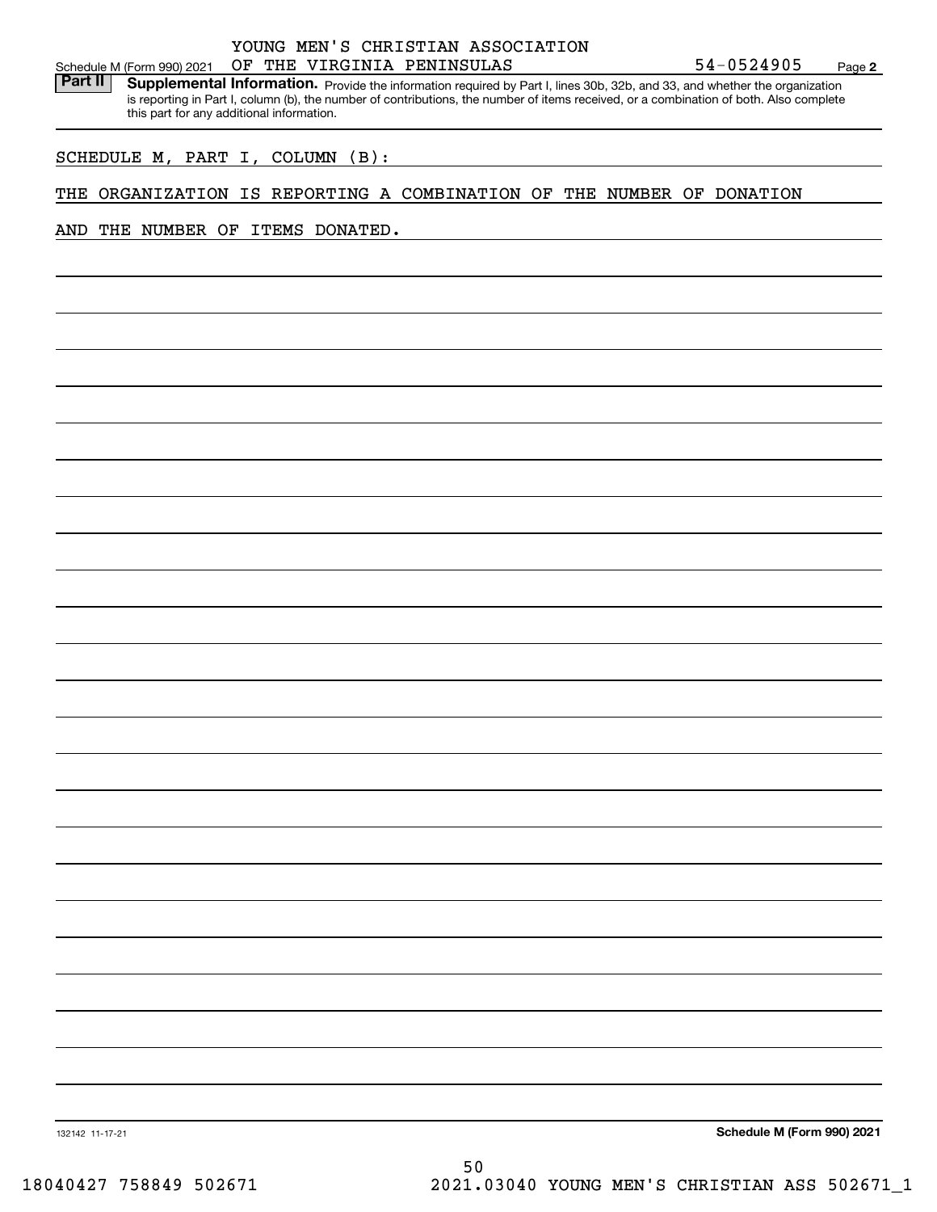YOUNG MEN'S CHRISTIAN ASSOCIATION

Schedule M (Form 990) 2021 OF THE VIRGINIA PENINSULAS 54-0524905 Page **2**

**Part II** **Supplemental Information.** Provide the information required by Part I, lines 30b, 32b, and 33, and whether the organization is reporting in Part I, column (b), the number of contributions, the number of items received, or a combination of both. Also complete this part for any additional information.

SCHEDULE M, PART I, COLUMN (B):

THE ORGANIZATION IS REPORTING A COMBINATION OF THE NUMBER OF DONATION AND THE NUMBER OF ITEMS DONATED.

132142 11-17-21 **Schedule M (Form 990) 2021**

18040427 758849 502671 2021.03040 YOUNG MEN'S CHRISTIAN ASS 502671_1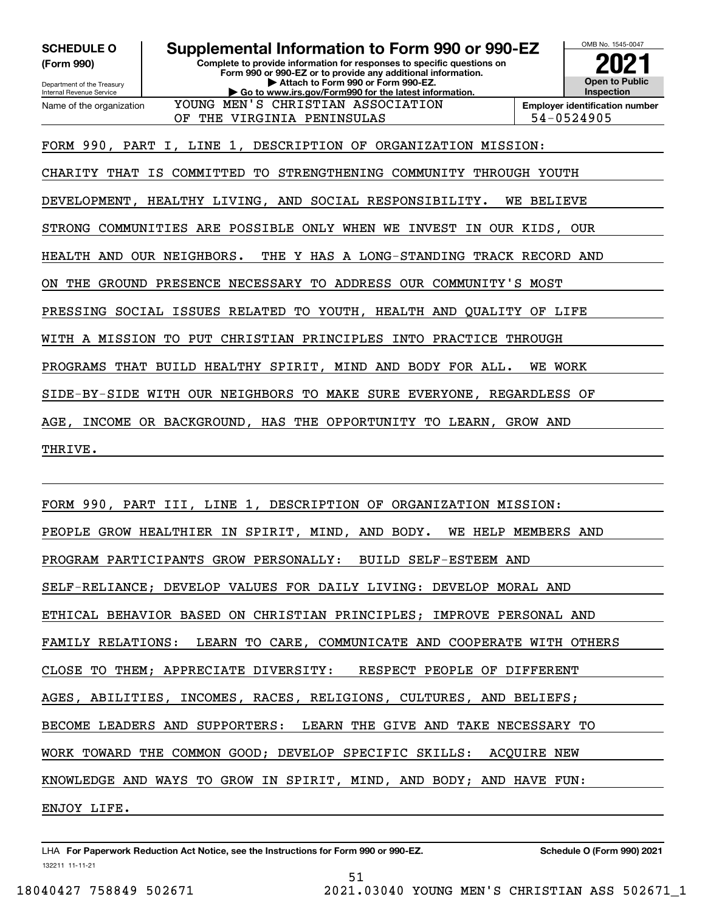**SCHEDULE O (Form 990)**

Department of the Treasury
Internal Revenue Service

# Supplemental Information to Form 990 or 990-EZ

**Complete to provide information for responses to specific questions on Form 990 or 990-EZ or to provide any additional information.**
**▶ Attach to Form 990 or Form 990-EZ.**
**▶ Go to www.irs.gov/Form990 for the latest information.**

OMB No. 1545-0047

**2021**

**Open to Public Inspection**

| Name of the organization | Employer identification number |
|---|---|
| YOUNG MEN'S CHRISTIAN ASSOCIATION OF THE VIRGINIA PENINSULAS | 54-0524905 |

FORM 990, PART I, LINE 1, DESCRIPTION OF ORGANIZATION MISSION:

CHARITY THAT IS COMMITTED TO STRENGTHENING COMMUNITY THROUGH YOUTH DEVELOPMENT, HEALTHY LIVING, AND SOCIAL RESPONSIBILITY. WE BELIEVE STRONG COMMUNITIES ARE POSSIBLE ONLY WHEN WE INVEST IN OUR KIDS, OUR HEALTH AND OUR NEIGHBORS. THE Y HAS A LONG-STANDING TRACK RECORD AND ON THE GROUND PRESENCE NECESSARY TO ADDRESS OUR COMMUNITY'S MOST PRESSING SOCIAL ISSUES RELATED TO YOUTH, HEALTH AND QUALITY OF LIFE WITH A MISSION TO PUT CHRISTIAN PRINCIPLES INTO PRACTICE THROUGH PROGRAMS THAT BUILD HEALTHY SPIRIT, MIND AND BODY FOR ALL. WE WORK SIDE-BY-SIDE WITH OUR NEIGHBORS TO MAKE SURE EVERYONE, REGARDLESS OF AGE, INCOME OR BACKGROUND, HAS THE OPPORTUNITY TO LEARN, GROW AND THRIVE.

FORM 990, PART III, LINE 1, DESCRIPTION OF ORGANIZATION MISSION:

PEOPLE GROW HEALTHIER IN SPIRIT, MIND, AND BODY. WE HELP MEMBERS AND PROGRAM PARTICIPANTS GROW PERSONALLY: BUILD SELF-ESTEEM AND SELF-RELIANCE; DEVELOP VALUES FOR DAILY LIVING: DEVELOP MORAL AND ETHICAL BEHAVIOR BASED ON CHRISTIAN PRINCIPLES; IMPROVE PERSONAL AND FAMILY RELATIONS: LEARN TO CARE, COMMUNICATE AND COOPERATE WITH OTHERS CLOSE TO THEM; APPRECIATE DIVERSITY: RESPECT PEOPLE OF DIFFERENT AGES, ABILITIES, INCOMES, RACES, RELIGIONS, CULTURES, AND BELIEFS; BECOME LEADERS AND SUPPORTERS: LEARN THE GIVE AND TAKE NECESSARY TO WORK TOWARD THE COMMON GOOD; DEVELOP SPECIFIC SKILLS: ACQUIRE NEW KNOWLEDGE AND WAYS TO GROW IN SPIRIT, MIND, AND BODY; AND HAVE FUN: ENJOY LIFE.

LHA **For Paperwork Reduction Act Notice, see the Instructions for Form 990 or 990-EZ.** **Schedule O (Form 990) 2021**

132211 11-11-21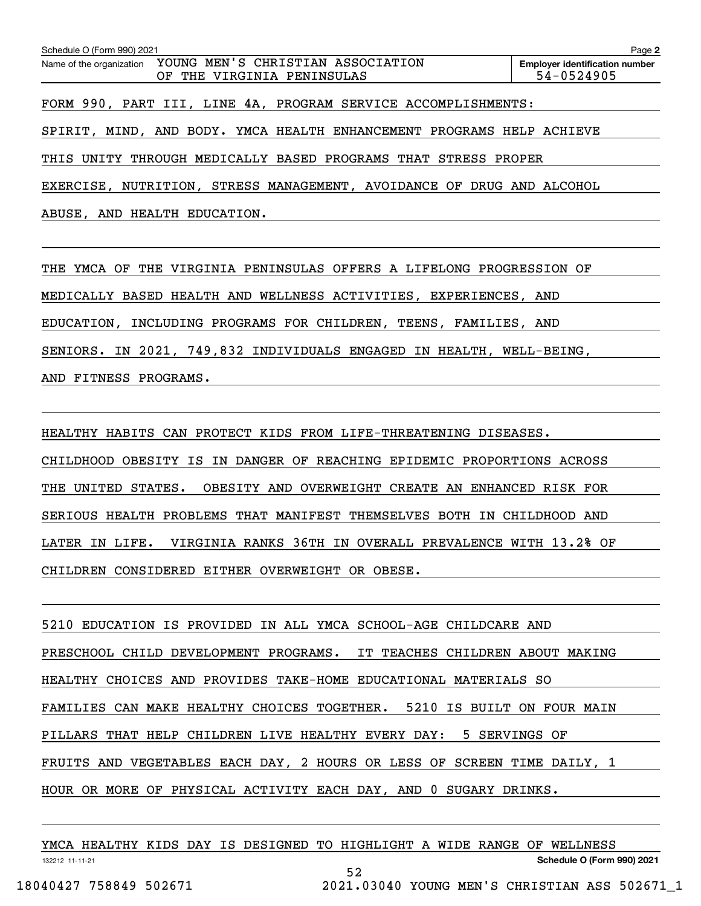Name of the organization: YOUNG MEN'S CHRISTIAN ASSOCIATION OF THE VIRGINIA PENINSULAS

Employer identification number: 54-0524905

FORM 990, PART III, LINE 4A, PROGRAM SERVICE ACCOMPLISHMENTS:

SPIRIT, MIND, AND BODY. YMCA HEALTH ENHANCEMENT PROGRAMS HELP ACHIEVE THIS UNITY THROUGH MEDICALLY BASED PROGRAMS THAT STRESS PROPER EXERCISE, NUTRITION, STRESS MANAGEMENT, AVOIDANCE OF DRUG AND ALCOHOL ABUSE, AND HEALTH EDUCATION.

THE YMCA OF THE VIRGINIA PENINSULAS OFFERS A LIFELONG PROGRESSION OF MEDICALLY BASED HEALTH AND WELLNESS ACTIVITIES, EXPERIENCES, AND EDUCATION, INCLUDING PROGRAMS FOR CHILDREN, TEENS, FAMILIES, AND SENIORS. IN 2021, 749,832 INDIVIDUALS ENGAGED IN HEALTH, WELL-BEING, AND FITNESS PROGRAMS.

HEALTHY HABITS CAN PROTECT KIDS FROM LIFE-THREATENING DISEASES. CHILDHOOD OBESITY IS IN DANGER OF REACHING EPIDEMIC PROPORTIONS ACROSS THE UNITED STATES. OBESITY AND OVERWEIGHT CREATE AN ENHANCED RISK FOR SERIOUS HEALTH PROBLEMS THAT MANIFEST THEMSELVES BOTH IN CHILDHOOD AND LATER IN LIFE. VIRGINIA RANKS 36TH IN OVERALL PREVALENCE WITH 13.2% OF CHILDREN CONSIDERED EITHER OVERWEIGHT OR OBESE.

5210 EDUCATION IS PROVIDED IN ALL YMCA SCHOOL-AGE CHILDCARE AND PRESCHOOL CHILD DEVELOPMENT PROGRAMS. IT TEACHES CHILDREN ABOUT MAKING HEALTHY CHOICES AND PROVIDES TAKE-HOME EDUCATIONAL MATERIALS SO FAMILIES CAN MAKE HEALTHY CHOICES TOGETHER. 5210 IS BUILT ON FOUR MAIN PILLARS THAT HELP CHILDREN LIVE HEALTHY EVERY DAY: 5 SERVINGS OF FRUITS AND VEGETABLES EACH DAY, 2 HOURS OR LESS OF SCREEN TIME DAILY, 1 HOUR OR MORE OF PHYSICAL ACTIVITY EACH DAY, AND 0 SUGARY DRINKS.

YMCA HEALTHY KIDS DAY IS DESIGNED TO HIGHLIGHT A WIDE RANGE OF WELLNESS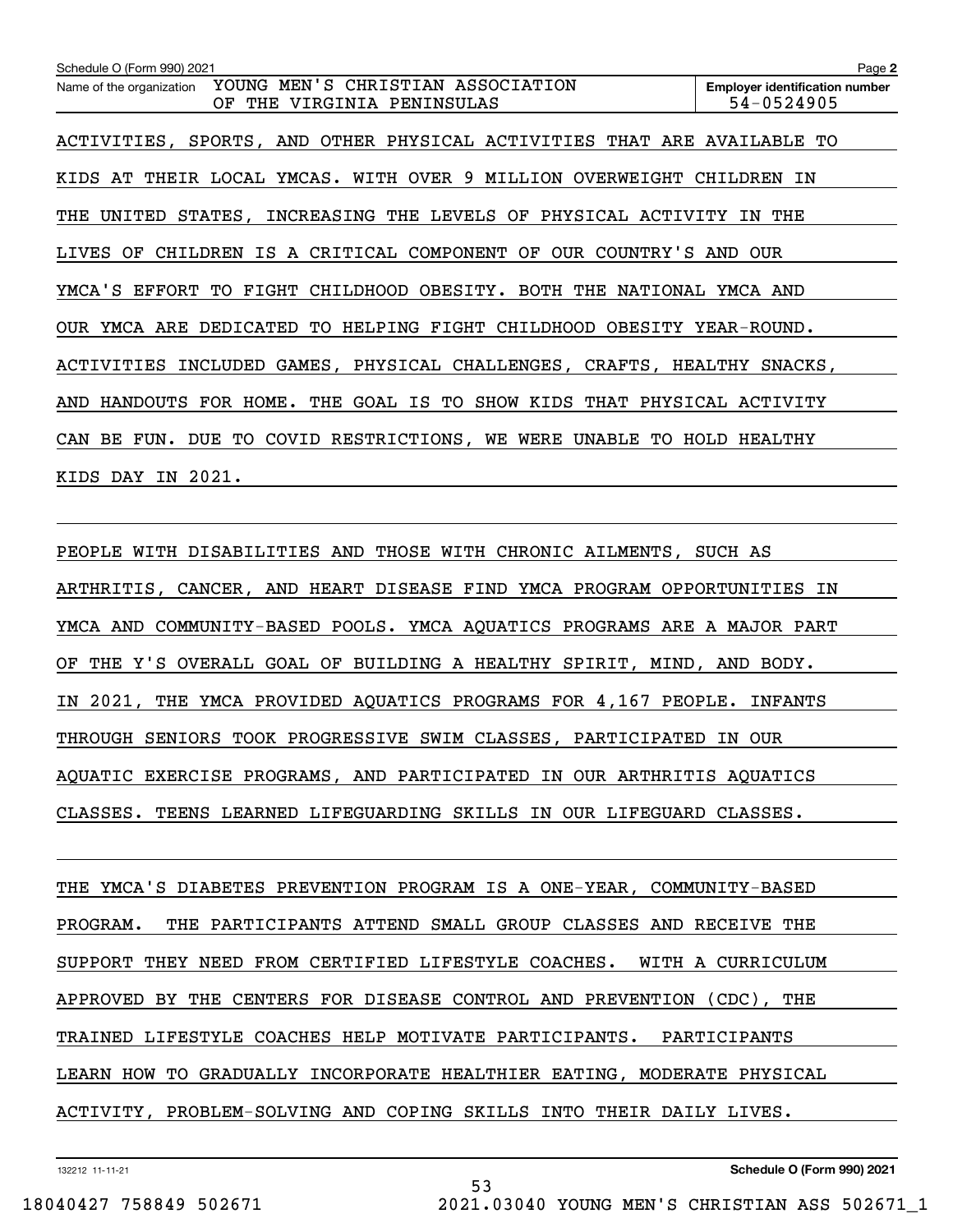Schedule O (Form 990) 2021

Name of the organization: YOUNG MEN'S CHRISTIAN ASSOCIATION OF THE VIRGINIA PENINSULAS

Employer identification number: 54-0524905

ACTIVITIES, SPORTS, AND OTHER PHYSICAL ACTIVITIES THAT ARE AVAILABLE TO KIDS AT THEIR LOCAL YMCAS. WITH OVER 9 MILLION OVERWEIGHT CHILDREN IN THE UNITED STATES, INCREASING THE LEVELS OF PHYSICAL ACTIVITY IN THE LIVES OF CHILDREN IS A CRITICAL COMPONENT OF OUR COUNTRY'S AND OUR YMCA'S EFFORT TO FIGHT CHILDHOOD OBESITY. BOTH THE NATIONAL YMCA AND OUR YMCA ARE DEDICATED TO HELPING FIGHT CHILDHOOD OBESITY YEAR-ROUND. ACTIVITIES INCLUDED GAMES, PHYSICAL CHALLENGES, CRAFTS, HEALTHY SNACKS, AND HANDOUTS FOR HOME. THE GOAL IS TO SHOW KIDS THAT PHYSICAL ACTIVITY CAN BE FUN. DUE TO COVID RESTRICTIONS, WE WERE UNABLE TO HOLD HEALTHY KIDS DAY IN 2021.

PEOPLE WITH DISABILITIES AND THOSE WITH CHRONIC AILMENTS, SUCH AS ARTHRITIS, CANCER, AND HEART DISEASE FIND YMCA PROGRAM OPPORTUNITIES IN YMCA AND COMMUNITY-BASED POOLS. YMCA AQUATICS PROGRAMS ARE A MAJOR PART OF THE Y'S OVERALL GOAL OF BUILDING A HEALTHY SPIRIT, MIND, AND BODY. IN 2021, THE YMCA PROVIDED AQUATICS PROGRAMS FOR 4,167 PEOPLE. INFANTS THROUGH SENIORS TOOK PROGRESSIVE SWIM CLASSES, PARTICIPATED IN OUR AQUATIC EXERCISE PROGRAMS, AND PARTICIPATED IN OUR ARTHRITIS AQUATICS CLASSES. TEENS LEARNED LIFEGUARDING SKILLS IN OUR LIFEGUARD CLASSES.

THE YMCA'S DIABETES PREVENTION PROGRAM IS A ONE-YEAR, COMMUNITY-BASED PROGRAM. THE PARTICIPANTS ATTEND SMALL GROUP CLASSES AND RECEIVE THE SUPPORT THEY NEED FROM CERTIFIED LIFESTYLE COACHES. WITH A CURRICULUM APPROVED BY THE CENTERS FOR DISEASE CONTROL AND PREVENTION (CDC), THE TRAINED LIFESTYLE COACHES HELP MOTIVATE PARTICIPANTS. PARTICIPANTS LEARN HOW TO GRADUALLY INCORPORATE HEALTHIER EATING, MODERATE PHYSICAL ACTIVITY, PROBLEM-SOLVING AND COPING SKILLS INTO THEIR DAILY LIVES.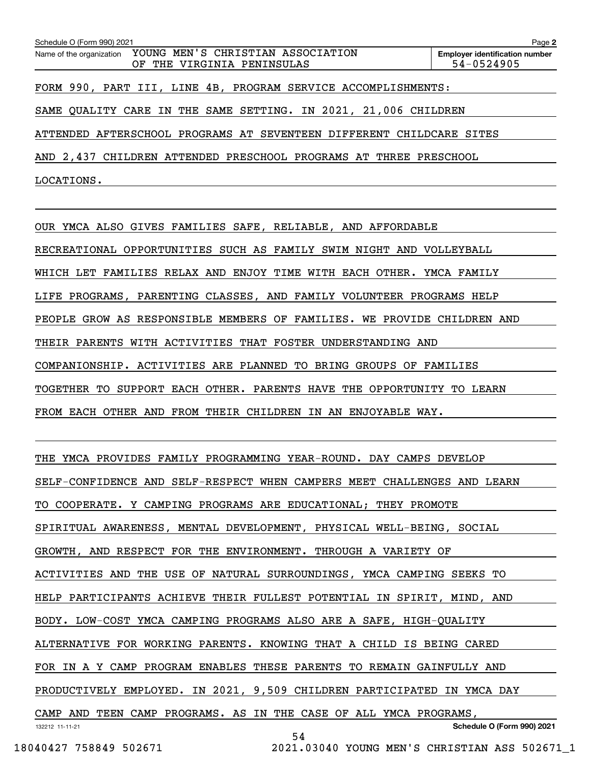FORM 990, PART III, LINE 4B, PROGRAM SERVICE ACCOMPLISHMENTS:

SAME QUALITY CARE IN THE SAME SETTING. IN 2021, 21,006 CHILDREN ATTENDED AFTERSCHOOL PROGRAMS AT SEVENTEEN DIFFERENT CHILDCARE SITES AND 2,437 CHILDREN ATTENDED PRESCHOOL PROGRAMS AT THREE PRESCHOOL LOCATIONS.

OUR YMCA ALSO GIVES FAMILIES SAFE, RELIABLE, AND AFFORDABLE RECREATIONAL OPPORTUNITIES SUCH AS FAMILY SWIM NIGHT AND VOLLEYBALL WHICH LET FAMILIES RELAX AND ENJOY TIME WITH EACH OTHER. YMCA FAMILY LIFE PROGRAMS, PARENTING CLASSES, AND FAMILY VOLUNTEER PROGRAMS HELP PEOPLE GROW AS RESPONSIBLE MEMBERS OF FAMILIES. WE PROVIDE CHILDREN AND THEIR PARENTS WITH ACTIVITIES THAT FOSTER UNDERSTANDING AND COMPANIONSHIP. ACTIVITIES ARE PLANNED TO BRING GROUPS OF FAMILIES TOGETHER TO SUPPORT EACH OTHER. PARENTS HAVE THE OPPORTUNITY TO LEARN FROM EACH OTHER AND FROM THEIR CHILDREN IN AN ENJOYABLE WAY.

THE YMCA PROVIDES FAMILY PROGRAMMING YEAR-ROUND. DAY CAMPS DEVELOP SELF-CONFIDENCE AND SELF-RESPECT WHEN CAMPERS MEET CHALLENGES AND LEARN TO COOPERATE. Y CAMPING PROGRAMS ARE EDUCATIONAL; THEY PROMOTE SPIRITUAL AWARENESS, MENTAL DEVELOPMENT, PHYSICAL WELL-BEING, SOCIAL GROWTH, AND RESPECT FOR THE ENVIRONMENT. THROUGH A VARIETY OF ACTIVITIES AND THE USE OF NATURAL SURROUNDINGS, YMCA CAMPING SEEKS TO HELP PARTICIPANTS ACHIEVE THEIR FULLEST POTENTIAL IN SPIRIT, MIND, AND BODY. LOW-COST YMCA CAMPING PROGRAMS ALSO ARE A SAFE, HIGH-QUALITY ALTERNATIVE FOR WORKING PARENTS. KNOWING THAT A CHILD IS BEING CARED FOR IN A Y CAMP PROGRAM ENABLES THESE PARENTS TO REMAIN GAINFULLY AND PRODUCTIVELY EMPLOYED. IN 2021, 9,509 CHILDREN PARTICIPATED IN YMCA DAY CAMP AND TEEN CAMP PROGRAMS. AS IN THE CASE OF ALL YMCA PROGRAMS,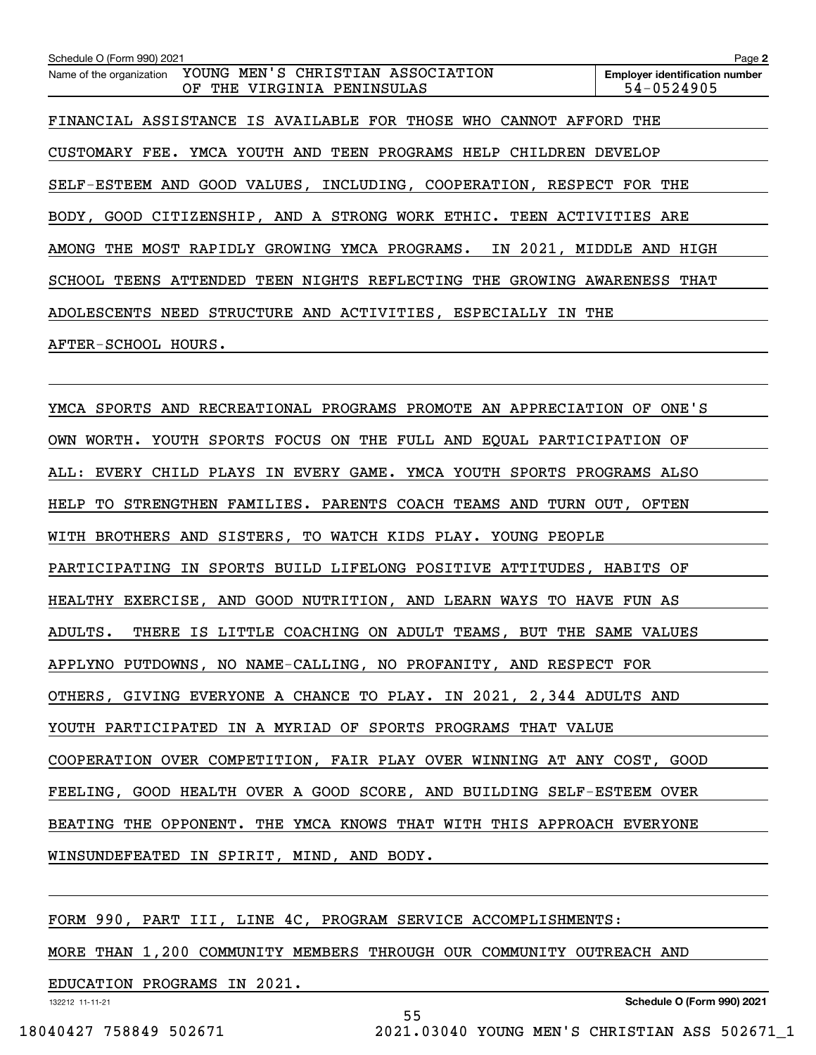Schedule O (Form 990) 2021 Page 2

Name of the organization: YOUNG MEN'S CHRISTIAN ASSOCIATION OF THE VIRGINIA PENINSULAS

Employer identification number: 54-0524905

FINANCIAL ASSISTANCE IS AVAILABLE FOR THOSE WHO CANNOT AFFORD THE CUSTOMARY FEE. YMCA YOUTH AND TEEN PROGRAMS HELP CHILDREN DEVELOP SELF-ESTEEM AND GOOD VALUES, INCLUDING, COOPERATION, RESPECT FOR THE BODY, GOOD CITIZENSHIP, AND A STRONG WORK ETHIC. TEEN ACTIVITIES ARE AMONG THE MOST RAPIDLY GROWING YMCA PROGRAMS. IN 2021, MIDDLE AND HIGH SCHOOL TEENS ATTENDED TEEN NIGHTS REFLECTING THE GROWING AWARENESS THAT ADOLESCENTS NEED STRUCTURE AND ACTIVITIES, ESPECIALLY IN THE AFTER-SCHOOL HOURS.

YMCA SPORTS AND RECREATIONAL PROGRAMS PROMOTE AN APPRECIATION OF ONE'S OWN WORTH. YOUTH SPORTS FOCUS ON THE FULL AND EQUAL PARTICIPATION OF ALL: EVERY CHILD PLAYS IN EVERY GAME. YMCA YOUTH SPORTS PROGRAMS ALSO HELP TO STRENGTHEN FAMILIES. PARENTS COACH TEAMS AND TURN OUT, OFTEN WITH BROTHERS AND SISTERS, TO WATCH KIDS PLAY. YOUNG PEOPLE PARTICIPATING IN SPORTS BUILD LIFELONG POSITIVE ATTITUDES, HABITS OF HEALTHY EXERCISE, AND GOOD NUTRITION, AND LEARN WAYS TO HAVE FUN AS ADULTS. THERE IS LITTLE COACHING ON ADULT TEAMS, BUT THE SAME VALUES APPLYNO PUTDOWNS, NO NAME-CALLING, NO PROFANITY, AND RESPECT FOR OTHERS, GIVING EVERYONE A CHANCE TO PLAY. IN 2021, 2,344 ADULTS AND YOUTH PARTICIPATED IN A MYRIAD OF SPORTS PROGRAMS THAT VALUE COOPERATION OVER COMPETITION, FAIR PLAY OVER WINNING AT ANY COST, GOOD FEELING, GOOD HEALTH OVER A GOOD SCORE, AND BUILDING SELF-ESTEEM OVER BEATING THE OPPONENT. THE YMCA KNOWS THAT WITH THIS APPROACH EVERYONE WINSUNDEFEATED IN SPIRIT, MIND, AND BODY.

FORM 990, PART III, LINE 4C, PROGRAM SERVICE ACCOMPLISHMENTS:

MORE THAN 1,200 COMMUNITY MEMBERS THROUGH OUR COMMUNITY OUTREACH AND EDUCATION PROGRAMS IN 2021.

132212 11-11-21 Schedule O (Form 990) 2021

18040427 758849 502671 2021.03040 YOUNG MEN'S CHRISTIAN ASS 502671_1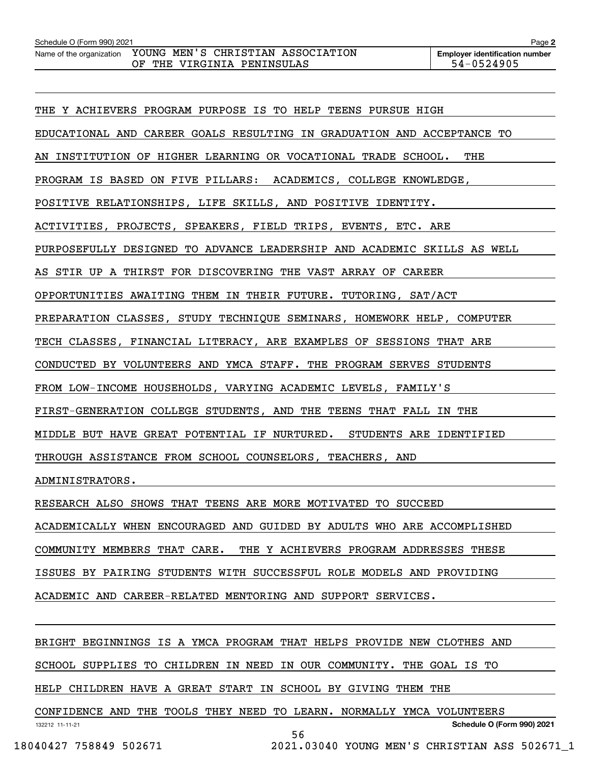Schedule O (Form 990) 2021

Name of the organization: YOUNG MEN'S CHRISTIAN ASSOCIATION OF THE VIRGINIA PENINSULAS

Employer identification number: 54-0524905

THE Y ACHIEVERS PROGRAM PURPOSE IS TO HELP TEENS PURSUE HIGH EDUCATIONAL AND CAREER GOALS RESULTING IN GRADUATION AND ACCEPTANCE TO AN INSTITUTION OF HIGHER LEARNING OR VOCATIONAL TRADE SCHOOL. THE PROGRAM IS BASED ON FIVE PILLARS: ACADEMICS, COLLEGE KNOWLEDGE, POSITIVE RELATIONSHIPS, LIFE SKILLS, AND POSITIVE IDENTITY. ACTIVITIES, PROJECTS, SPEAKERS, FIELD TRIPS, EVENTS, ETC. ARE PURPOSEFULLY DESIGNED TO ADVANCE LEADERSHIP AND ACADEMIC SKILLS AS WELL AS STIR UP A THIRST FOR DISCOVERING THE VAST ARRAY OF CAREER OPPORTUNITIES AWAITING THEM IN THEIR FUTURE. TUTORING, SAT/ACT PREPARATION CLASSES, STUDY TECHNIQUE SEMINARS, HOMEWORK HELP, COMPUTER TECH CLASSES, FINANCIAL LITERACY, ARE EXAMPLES OF SESSIONS THAT ARE CONDUCTED BY VOLUNTEERS AND YMCA STAFF. THE PROGRAM SERVES STUDENTS FROM LOW-INCOME HOUSEHOLDS, VARYING ACADEMIC LEVELS, FAMILY'S FIRST-GENERATION COLLEGE STUDENTS, AND THE TEENS THAT FALL IN THE MIDDLE BUT HAVE GREAT POTENTIAL IF NURTURED. STUDENTS ARE IDENTIFIED THROUGH ASSISTANCE FROM SCHOOL COUNSELORS, TEACHERS, AND ADMINISTRATORS.

RESEARCH ALSO SHOWS THAT TEENS ARE MORE MOTIVATED TO SUCCEED ACADEMICALLY WHEN ENCOURAGED AND GUIDED BY ADULTS WHO ARE ACCOMPLISHED COMMUNITY MEMBERS THAT CARE. THE Y ACHIEVERS PROGRAM ADDRESSES THESE ISSUES BY PAIRING STUDENTS WITH SUCCESSFUL ROLE MODELS AND PROVIDING ACADEMIC AND CAREER-RELATED MENTORING AND SUPPORT SERVICES.

BRIGHT BEGINNINGS IS A YMCA PROGRAM THAT HELPS PROVIDE NEW CLOTHES AND SCHOOL SUPPLIES TO CHILDREN IN NEED IN OUR COMMUNITY. THE GOAL IS TO HELP CHILDREN HAVE A GREAT START IN SCHOOL BY GIVING THEM THE CONFIDENCE AND THE TOOLS THEY NEED TO LEARN. NORMALLY YMCA VOLUNTEERS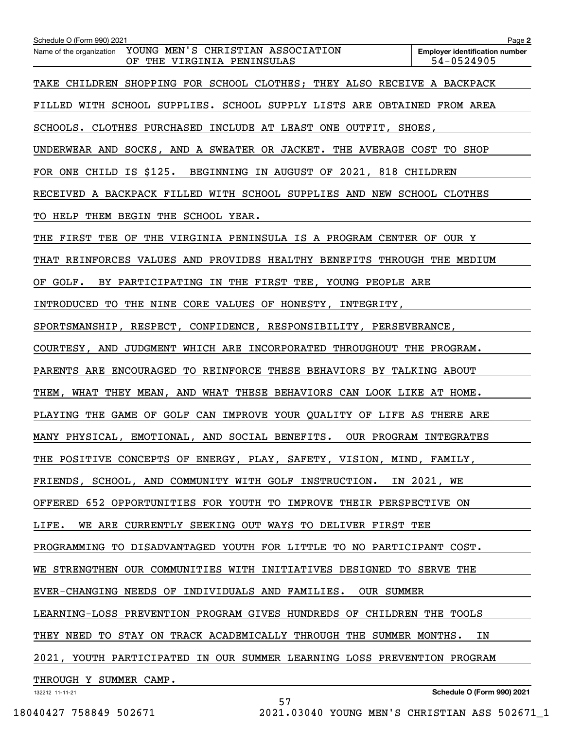Schedule O (Form 990) 2021

Name of the organization: YOUNG MEN'S CHRISTIAN ASSOCIATION OF THE VIRGINIA PENINSULAS

Employer identification number: 54-0524905

TAKE CHILDREN SHOPPING FOR SCHOOL CLOTHES; THEY ALSO RECEIVE A BACKPACK FILLED WITH SCHOOL SUPPLIES. SCHOOL SUPPLY LISTS ARE OBTAINED FROM AREA SCHOOLS. CLOTHES PURCHASED INCLUDE AT LEAST ONE OUTFIT, SHOES, UNDERWEAR AND SOCKS, AND A SWEATER OR JACKET. THE AVERAGE COST TO SHOP FOR ONE CHILD IS $125. BEGINNING IN AUGUST OF 2021, 818 CHILDREN RECEIVED A BACKPACK FILLED WITH SCHOOL SUPPLIES AND NEW SCHOOL CLOTHES TO HELP THEM BEGIN THE SCHOOL YEAR.

THE FIRST TEE OF THE VIRGINIA PENINSULA IS A PROGRAM CENTER OF OUR Y THAT REINFORCES VALUES AND PROVIDES HEALTHY BENEFITS THROUGH THE MEDIUM OF GOLF. BY PARTICIPATING IN THE FIRST TEE, YOUNG PEOPLE ARE INTRODUCED TO THE NINE CORE VALUES OF HONESTY, INTEGRITY, SPORTSMANSHIP, RESPECT, CONFIDENCE, RESPONSIBILITY, PERSEVERANCE, COURTESY, AND JUDGMENT WHICH ARE INCORPORATED THROUGHOUT THE PROGRAM. PARENTS ARE ENCOURAGED TO REINFORCE THESE BEHAVIORS BY TALKING ABOUT THEM, WHAT THEY MEAN, AND WHAT THESE BEHAVIORS CAN LOOK LIKE AT HOME. PLAYING THE GAME OF GOLF CAN IMPROVE YOUR QUALITY OF LIFE AS THERE ARE MANY PHYSICAL, EMOTIONAL, AND SOCIAL BENEFITS. OUR PROGRAM INTEGRATES THE POSITIVE CONCEPTS OF ENERGY, PLAY, SAFETY, VISION, MIND, FAMILY, FRIENDS, SCHOOL, AND COMMUNITY WITH GOLF INSTRUCTION. IN 2021, WE OFFERED 652 OPPORTUNITIES FOR YOUTH TO IMPROVE THEIR PERSPECTIVE ON LIFE. WE ARE CURRENTLY SEEKING OUT WAYS TO DELIVER FIRST TEE PROGRAMMING TO DISADVANTAGED YOUTH FOR LITTLE TO NO PARTICIPANT COST.

WE STRENGTHEN OUR COMMUNITIES WITH INITIATIVES DESIGNED TO SERVE THE EVER-CHANGING NEEDS OF INDIVIDUALS AND FAMILIES. OUR SUMMER LEARNING-LOSS PREVENTION PROGRAM GIVES HUNDREDS OF CHILDREN THE TOOLS THEY NEED TO STAY ON TRACK ACADEMICALLY THROUGH THE SUMMER MONTHS. IN 2021, YOUTH PARTICIPATED IN OUR SUMMER LEARNING LOSS PREVENTION PROGRAM THROUGH Y SUMMER CAMP.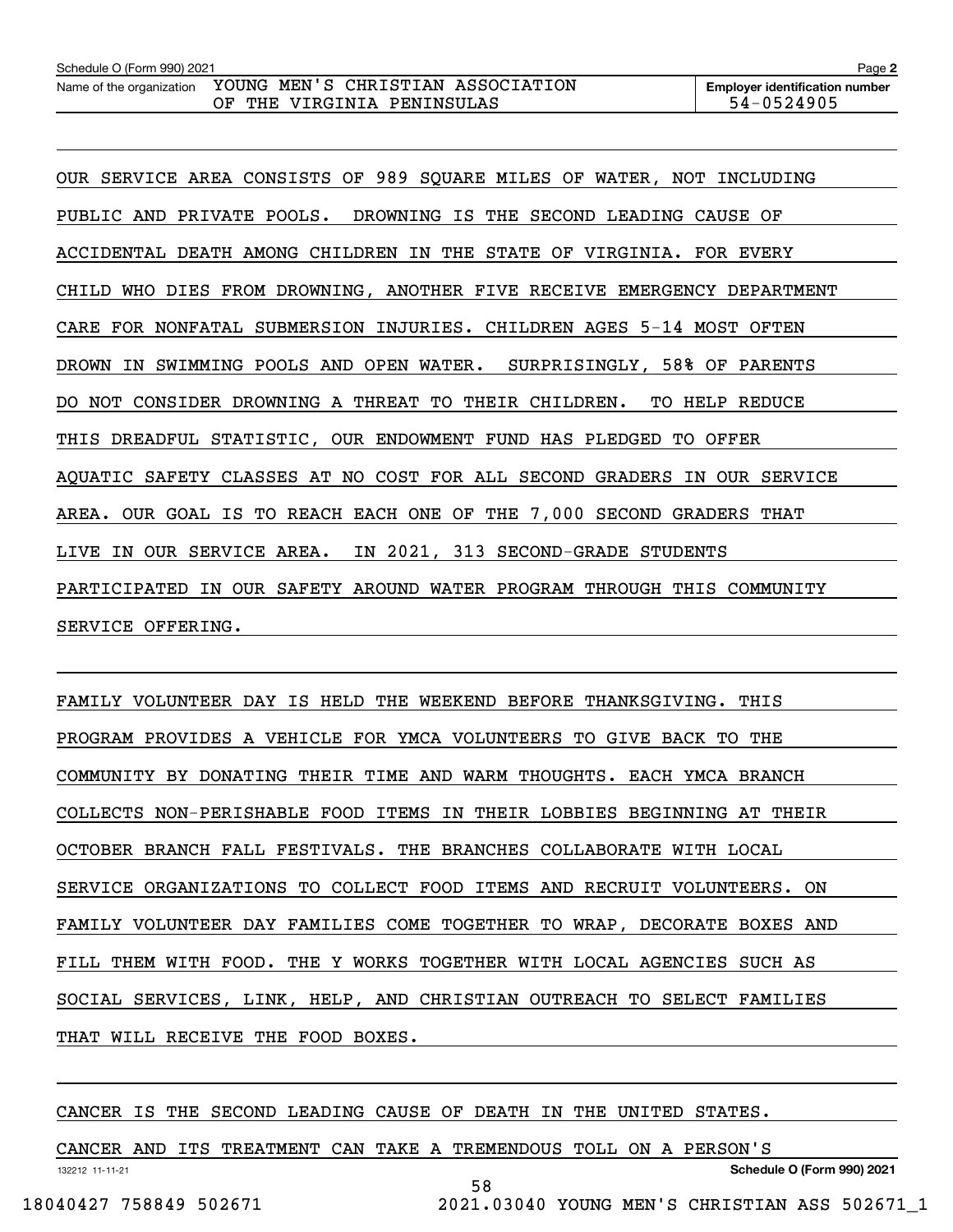Schedule O (Form 990) 2021

Name of the organization: YOUNG MEN'S CHRISTIAN ASSOCIATION OF THE VIRGINIA PENINSULAS

Employer identification number: 54-0524905

OUR SERVICE AREA CONSISTS OF 989 SQUARE MILES OF WATER, NOT INCLUDING PUBLIC AND PRIVATE POOLS. DROWNING IS THE SECOND LEADING CAUSE OF ACCIDENTAL DEATH AMONG CHILDREN IN THE STATE OF VIRGINIA. FOR EVERY CHILD WHO DIES FROM DROWNING, ANOTHER FIVE RECEIVE EMERGENCY DEPARTMENT CARE FOR NONFATAL SUBMERSION INJURIES. CHILDREN AGES 5-14 MOST OFTEN DROWN IN SWIMMING POOLS AND OPEN WATER. SURPRISINGLY, 58% OF PARENTS DO NOT CONSIDER DROWNING A THREAT TO THEIR CHILDREN. TO HELP REDUCE THIS DREADFUL STATISTIC, OUR ENDOWMENT FUND HAS PLEDGED TO OFFER AQUATIC SAFETY CLASSES AT NO COST FOR ALL SECOND GRADERS IN OUR SERVICE AREA. OUR GOAL IS TO REACH EACH ONE OF THE 7,000 SECOND GRADERS THAT LIVE IN OUR SERVICE AREA. IN 2021, 313 SECOND-GRADE STUDENTS PARTICIPATED IN OUR SAFETY AROUND WATER PROGRAM THROUGH THIS COMMUNITY SERVICE OFFERING.

FAMILY VOLUNTEER DAY IS HELD THE WEEKEND BEFORE THANKSGIVING. THIS PROGRAM PROVIDES A VEHICLE FOR YMCA VOLUNTEERS TO GIVE BACK TO THE COMMUNITY BY DONATING THEIR TIME AND WARM THOUGHTS. EACH YMCA BRANCH COLLECTS NON-PERISHABLE FOOD ITEMS IN THEIR LOBBIES BEGINNING AT THEIR OCTOBER BRANCH FALL FESTIVALS. THE BRANCHES COLLABORATE WITH LOCAL SERVICE ORGANIZATIONS TO COLLECT FOOD ITEMS AND RECRUIT VOLUNTEERS. ON FAMILY VOLUNTEER DAY FAMILIES COME TOGETHER TO WRAP, DECORATE BOXES AND FILL THEM WITH FOOD. THE Y WORKS TOGETHER WITH LOCAL AGENCIES SUCH AS SOCIAL SERVICES, LINK, HELP, AND CHRISTIAN OUTREACH TO SELECT FAMILIES THAT WILL RECEIVE THE FOOD BOXES.

CANCER IS THE SECOND LEADING CAUSE OF DEATH IN THE UNITED STATES. CANCER AND ITS TREATMENT CAN TAKE A TREMENDOUS TOLL ON A PERSON'S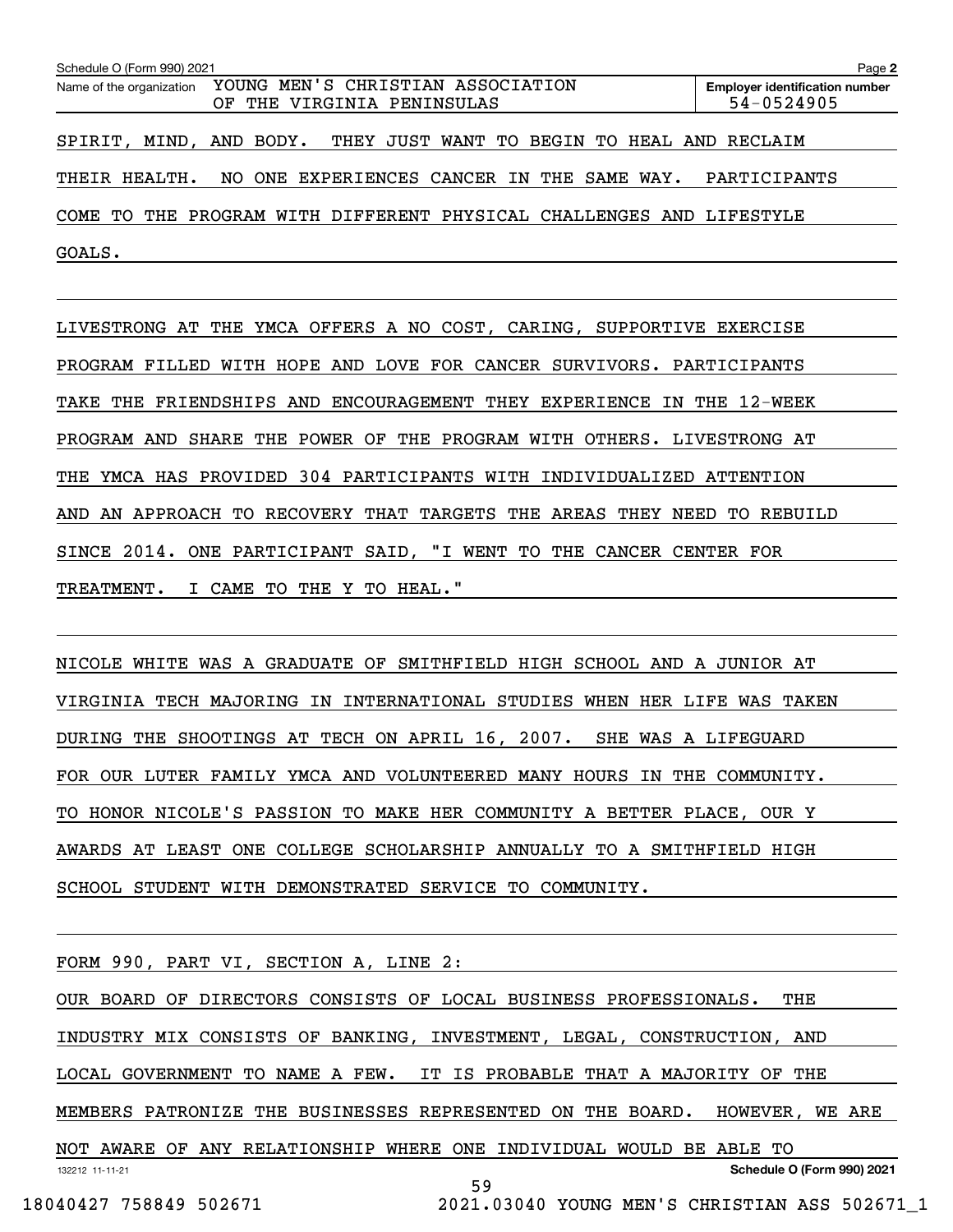SPIRIT, MIND, AND BODY. THEY JUST WANT TO BEGIN TO HEAL AND RECLAIM THEIR HEALTH. NO ONE EXPERIENCES CANCER IN THE SAME WAY. PARTICIPANTS COME TO THE PROGRAM WITH DIFFERENT PHYSICAL CHALLENGES AND LIFESTYLE GOALS.

LIVESTRONG AT THE YMCA OFFERS A NO COST, CARING, SUPPORTIVE EXERCISE PROGRAM FILLED WITH HOPE AND LOVE FOR CANCER SURVIVORS. PARTICIPANTS TAKE THE FRIENDSHIPS AND ENCOURAGEMENT THEY EXPERIENCE IN THE 12-WEEK PROGRAM AND SHARE THE POWER OF THE PROGRAM WITH OTHERS. LIVESTRONG AT THE YMCA HAS PROVIDED 304 PARTICIPANTS WITH INDIVIDUALIZED ATTENTION AND AN APPROACH TO RECOVERY THAT TARGETS THE AREAS THEY NEED TO REBUILD SINCE 2014. ONE PARTICIPANT SAID, "I WENT TO THE CANCER CENTER FOR TREATMENT. I CAME TO THE Y TO HEAL."

NICOLE WHITE WAS A GRADUATE OF SMITHFIELD HIGH SCHOOL AND A JUNIOR AT VIRGINIA TECH MAJORING IN INTERNATIONAL STUDIES WHEN HER LIFE WAS TAKEN DURING THE SHOOTINGS AT TECH ON APRIL 16, 2007. SHE WAS A LIFEGUARD FOR OUR LUTER FAMILY YMCA AND VOLUNTEERED MANY HOURS IN THE COMMUNITY. TO HONOR NICOLE'S PASSION TO MAKE HER COMMUNITY A BETTER PLACE, OUR Y AWARDS AT LEAST ONE COLLEGE SCHOLARSHIP ANNUALLY TO A SMITHFIELD HIGH SCHOOL STUDENT WITH DEMONSTRATED SERVICE TO COMMUNITY.

FORM 990, PART VI, SECTION A, LINE 2:

OUR BOARD OF DIRECTORS CONSISTS OF LOCAL BUSINESS PROFESSIONALS. THE INDUSTRY MIX CONSISTS OF BANKING, INVESTMENT, LEGAL, CONSTRUCTION, AND LOCAL GOVERNMENT TO NAME A FEW. IT IS PROBABLE THAT A MAJORITY OF THE MEMBERS PATRONIZE THE BUSINESSES REPRESENTED ON THE BOARD. HOWEVER, WE ARE NOT AWARE OF ANY RELATIONSHIP WHERE ONE INDIVIDUAL WOULD BE ABLE TO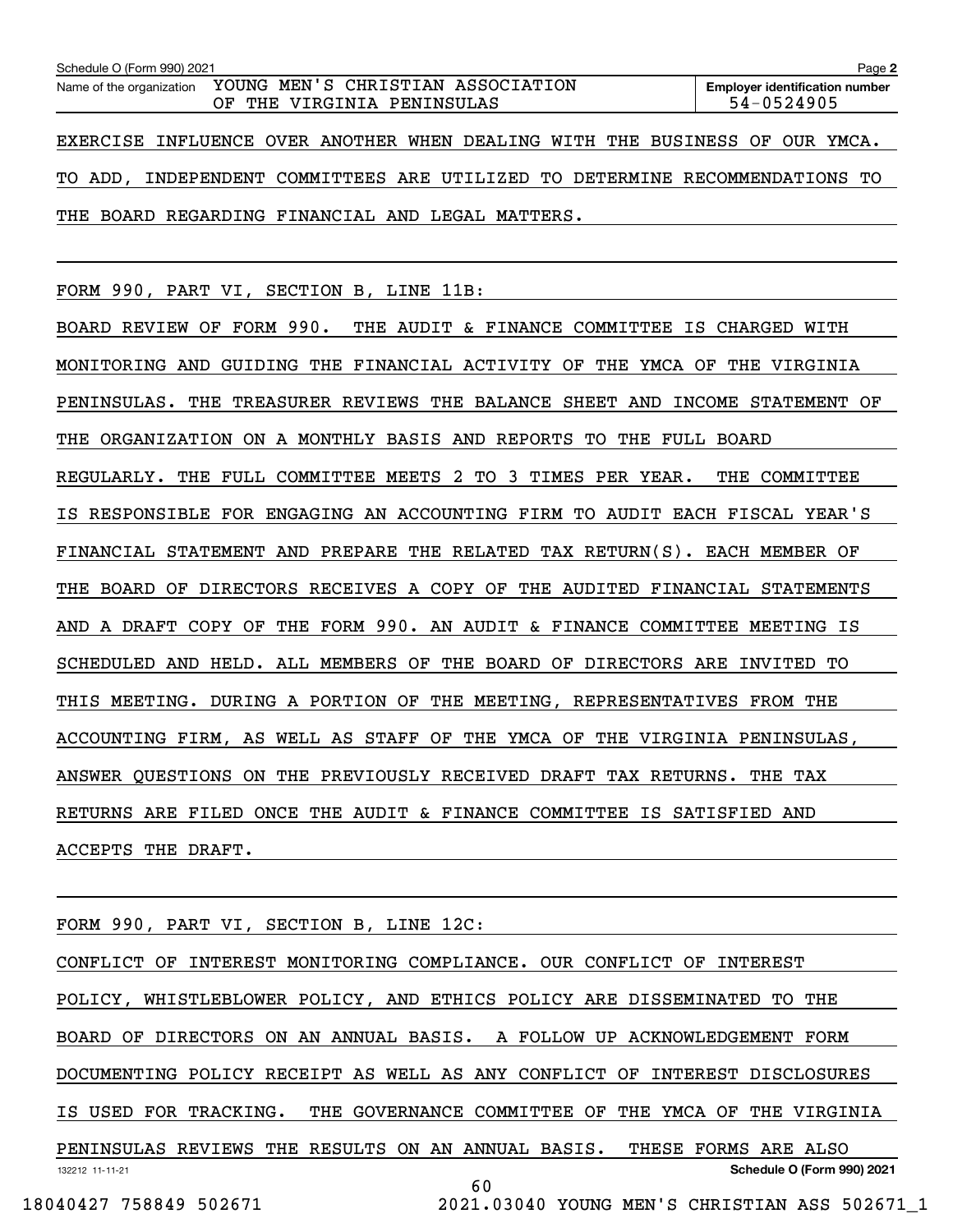EXERCISE INFLUENCE OVER ANOTHER WHEN DEALING WITH THE BUSINESS OF OUR YMCA. TO ADD, INDEPENDENT COMMITTEES ARE UTILIZED TO DETERMINE RECOMMENDATIONS TO THE BOARD REGARDING FINANCIAL AND LEGAL MATTERS.

FORM 990, PART VI, SECTION B, LINE 11B:

BOARD REVIEW OF FORM 990. THE AUDIT & FINANCE COMMITTEE IS CHARGED WITH MONITORING AND GUIDING THE FINANCIAL ACTIVITY OF THE YMCA OF THE VIRGINIA PENINSULAS. THE TREASURER REVIEWS THE BALANCE SHEET AND INCOME STATEMENT OF THE ORGANIZATION ON A MONTHLY BASIS AND REPORTS TO THE FULL BOARD REGULARLY. THE FULL COMMITTEE MEETS 2 TO 3 TIMES PER YEAR. THE COMMITTEE IS RESPONSIBLE FOR ENGAGING AN ACCOUNTING FIRM TO AUDIT EACH FISCAL YEAR'S FINANCIAL STATEMENT AND PREPARE THE RELATED TAX RETURN(S). EACH MEMBER OF THE BOARD OF DIRECTORS RECEIVES A COPY OF THE AUDITED FINANCIAL STATEMENTS AND A DRAFT COPY OF THE FORM 990. AN AUDIT & FINANCE COMMITTEE MEETING IS SCHEDULED AND HELD. ALL MEMBERS OF THE BOARD OF DIRECTORS ARE INVITED TO THIS MEETING. DURING A PORTION OF THE MEETING, REPRESENTATIVES FROM THE ACCOUNTING FIRM, AS WELL AS STAFF OF THE YMCA OF THE VIRGINIA PENINSULAS, ANSWER QUESTIONS ON THE PREVIOUSLY RECEIVED DRAFT TAX RETURNS. THE TAX RETURNS ARE FILED ONCE THE AUDIT & FINANCE COMMITTEE IS SATISFIED AND ACCEPTS THE DRAFT.

FORM 990, PART VI, SECTION B, LINE 12C:

CONFLICT OF INTEREST MONITORING COMPLIANCE. OUR CONFLICT OF INTEREST POLICY, WHISTLEBLOWER POLICY, AND ETHICS POLICY ARE DISSEMINATED TO THE BOARD OF DIRECTORS ON AN ANNUAL BASIS. A FOLLOW UP ACKNOWLEDGEMENT FORM DOCUMENTING POLICY RECEIPT AS WELL AS ANY CONFLICT OF INTEREST DISCLOSURES IS USED FOR TRACKING. THE GOVERNANCE COMMITTEE OF THE YMCA OF THE VIRGINIA PENINSULAS REVIEWS THE RESULTS ON AN ANNUAL BASIS. THESE FORMS ARE ALSO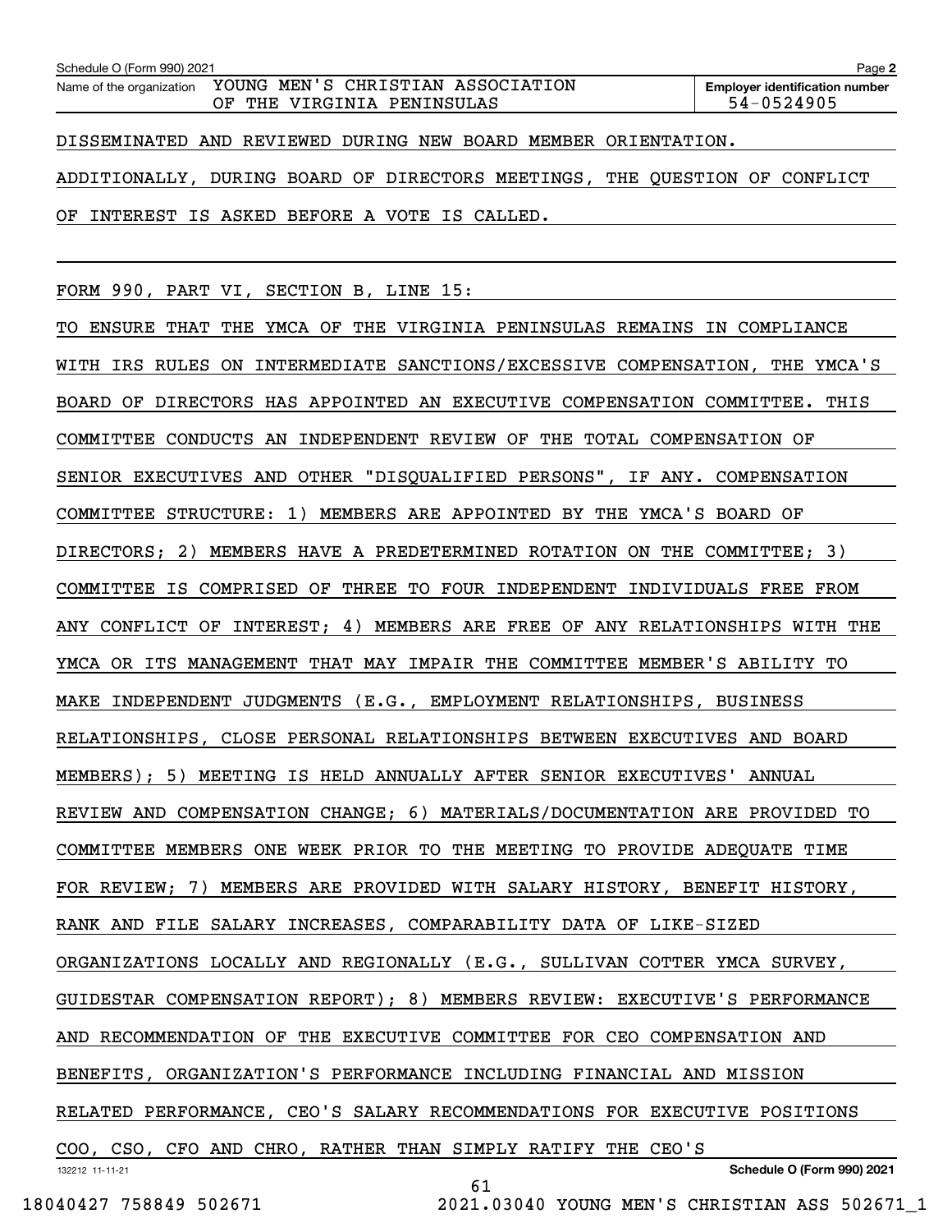Schedule O (Form 990) 2021

Name of the organization: YOUNG MEN'S CHRISTIAN ASSOCIATION OF THE VIRGINIA PENINSULAS

Employer identification number: 54-0524905

DISSEMINATED AND REVIEWED DURING NEW BOARD MEMBER ORIENTATION. ADDITIONALLY, DURING BOARD OF DIRECTORS MEETINGS, THE QUESTION OF CONFLICT OF INTEREST IS ASKED BEFORE A VOTE IS CALLED.

FORM 990, PART VI, SECTION B, LINE 15:

TO ENSURE THAT THE YMCA OF THE VIRGINIA PENINSULAS REMAINS IN COMPLIANCE WITH IRS RULES ON INTERMEDIATE SANCTIONS/EXCESSIVE COMPENSATION, THE YMCA'S BOARD OF DIRECTORS HAS APPOINTED AN EXECUTIVE COMPENSATION COMMITTEE. THIS COMMITTEE CONDUCTS AN INDEPENDENT REVIEW OF THE TOTAL COMPENSATION OF SENIOR EXECUTIVES AND OTHER "DISQUALIFIED PERSONS", IF ANY. COMPENSATION COMMITTEE STRUCTURE: 1) MEMBERS ARE APPOINTED BY THE YMCA'S BOARD OF DIRECTORS; 2) MEMBERS HAVE A PREDETERMINED ROTATION ON THE COMMITTEE; 3) COMMITTEE IS COMPRISED OF THREE TO FOUR INDEPENDENT INDIVIDUALS FREE FROM ANY CONFLICT OF INTEREST; 4) MEMBERS ARE FREE OF ANY RELATIONSHIPS WITH THE YMCA OR ITS MANAGEMENT THAT MAY IMPAIR THE COMMITTEE MEMBER'S ABILITY TO MAKE INDEPENDENT JUDGMENTS (E.G., EMPLOYMENT RELATIONSHIPS, BUSINESS RELATIONSHIPS, CLOSE PERSONAL RELATIONSHIPS BETWEEN EXECUTIVES AND BOARD MEMBERS); 5) MEETING IS HELD ANNUALLY AFTER SENIOR EXECUTIVES' ANNUAL REVIEW AND COMPENSATION CHANGE; 6) MATERIALS/DOCUMENTATION ARE PROVIDED TO COMMITTEE MEMBERS ONE WEEK PRIOR TO THE MEETING TO PROVIDE ADEQUATE TIME FOR REVIEW; 7) MEMBERS ARE PROVIDED WITH SALARY HISTORY, BENEFIT HISTORY, RANK AND FILE SALARY INCREASES, COMPARABILITY DATA OF LIKE-SIZED ORGANIZATIONS LOCALLY AND REGIONALLY (E.G., SULLIVAN COTTER YMCA SURVEY, GUIDESTAR COMPENSATION REPORT); 8) MEMBERS REVIEW: EXECUTIVE'S PERFORMANCE AND RECOMMENDATION OF THE EXECUTIVE COMMITTEE FOR CEO COMPENSATION AND BENEFITS, ORGANIZATION'S PERFORMANCE INCLUDING FINANCIAL AND MISSION RELATED PERFORMANCE, CEO'S SALARY RECOMMENDATIONS FOR EXECUTIVE POSITIONS COO, CSO, CFO AND CHRO, RATHER THAN SIMPLY RATIFY THE CEO'S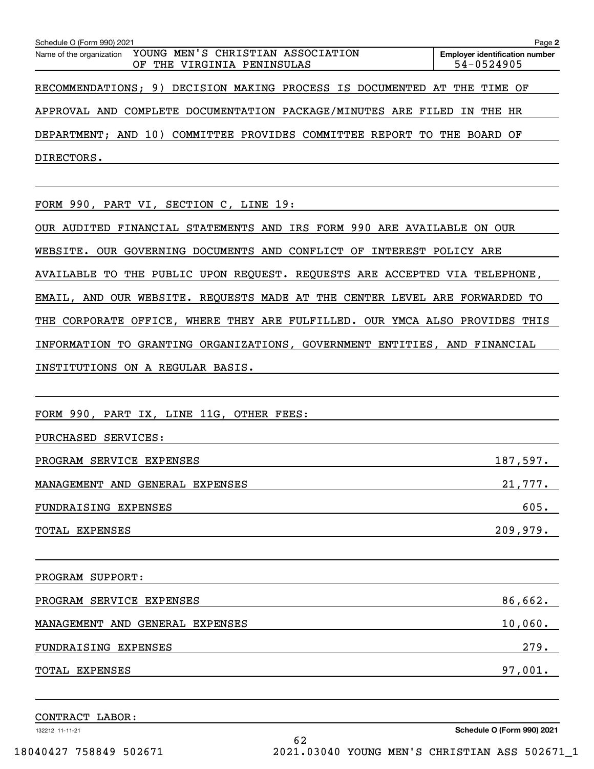RECOMMENDATIONS; 9) DECISION MAKING PROCESS IS DOCUMENTED AT THE TIME OF APPROVAL AND COMPLETE DOCUMENTATION PACKAGE/MINUTES ARE FILED IN THE HR DEPARTMENT; AND 10) COMMITTEE PROVIDES COMMITTEE REPORT TO THE BOARD OF DIRECTORS.

FORM 990, PART VI, SECTION C, LINE 19:

OUR AUDITED FINANCIAL STATEMENTS AND IRS FORM 990 ARE AVAILABLE ON OUR WEBSITE. OUR GOVERNING DOCUMENTS AND CONFLICT OF INTEREST POLICY ARE AVAILABLE TO THE PUBLIC UPON REQUEST. REQUESTS ARE ACCEPTED VIA TELEPHONE, EMAIL, AND OUR WEBSITE. REQUESTS MADE AT THE CENTER LEVEL ARE FORWARDED TO THE CORPORATE OFFICE, WHERE THEY ARE FULFILLED. OUR YMCA ALSO PROVIDES THIS INFORMATION TO GRANTING ORGANIZATIONS, GOVERNMENT ENTITIES, AND FINANCIAL INSTITUTIONS ON A REGULAR BASIS.

FORM 990, PART IX, LINE 11G, OTHER FEES:

PURCHASED SERVICES:

| | |
|---|---|
| PROGRAM SERVICE EXPENSES | 187,597. |
| MANAGEMENT AND GENERAL EXPENSES | 21,777. |
| FUNDRAISING EXPENSES | 605. |
| TOTAL EXPENSES | 209,979. |

PROGRAM SUPPORT:

| | |
|---|---|
| PROGRAM SERVICE EXPENSES | 86,662. |
| MANAGEMENT AND GENERAL EXPENSES | 10,060. |
| FUNDRAISING EXPENSES | 279. |
| TOTAL EXPENSES | 97,001. |

CONTRACT LABOR: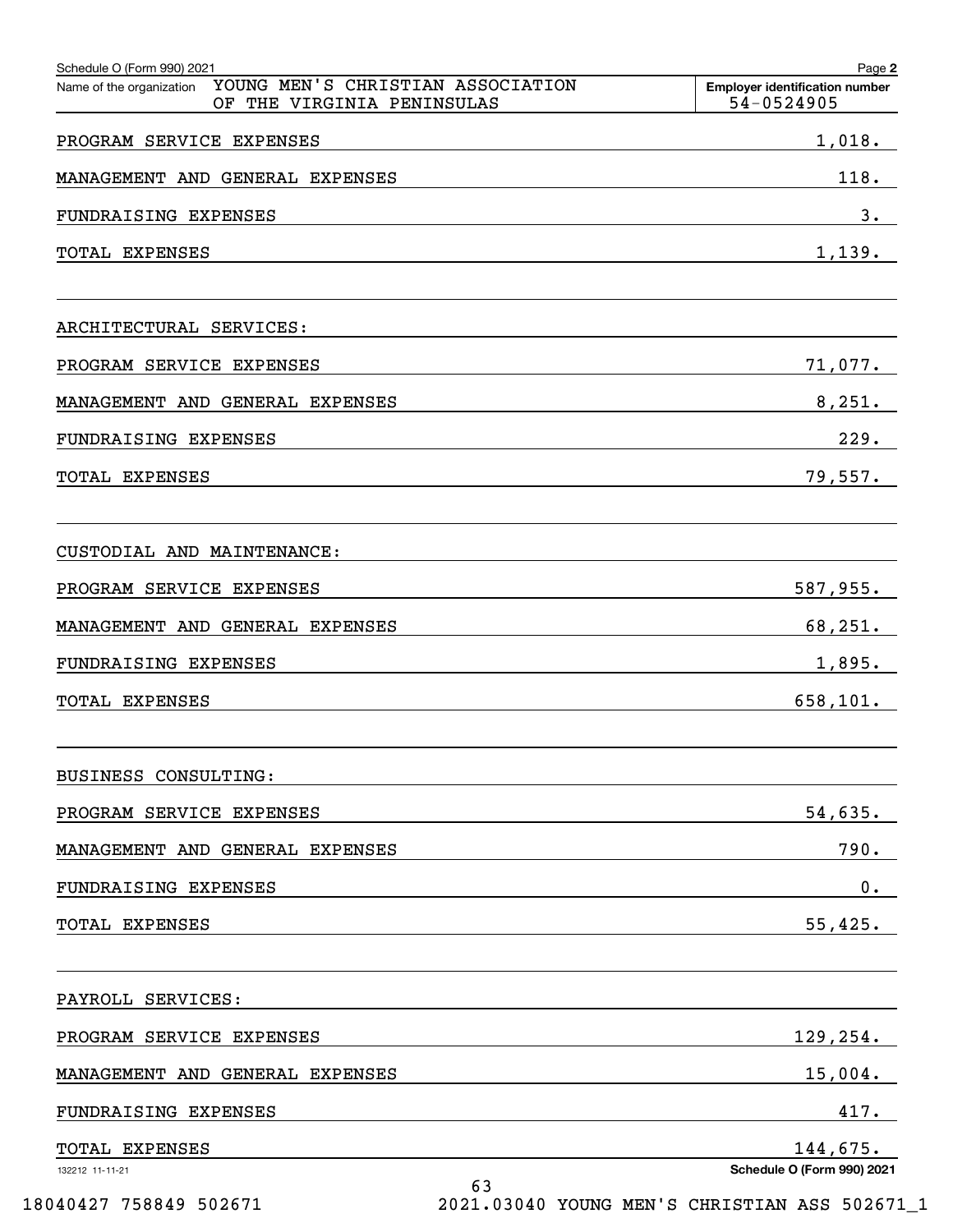Schedule O (Form 990) 2021

Name of the organization: YOUNG MEN'S CHRISTIAN ASSOCIATION OF THE VIRGINIA PENINSULAS

Employer identification number: 54-0524905

| | |
|---|---|
| PROGRAM SERVICE EXPENSES | 1,018. |
| MANAGEMENT AND GENERAL EXPENSES | 118. |
| FUNDRAISING EXPENSES | 3. |
| TOTAL EXPENSES | 1,139. |

ARCHITECTURAL SERVICES:

| | |
|---|---|
| PROGRAM SERVICE EXPENSES | 71,077. |
| MANAGEMENT AND GENERAL EXPENSES | 8,251. |
| FUNDRAISING EXPENSES | 229. |
| TOTAL EXPENSES | 79,557. |

CUSTODIAL AND MAINTENANCE:

| | |
|---|---|
| PROGRAM SERVICE EXPENSES | 587,955. |
| MANAGEMENT AND GENERAL EXPENSES | 68,251. |
| FUNDRAISING EXPENSES | 1,895. |
| TOTAL EXPENSES | 658,101. |

BUSINESS CONSULTING:

| | |
|---|---|
| PROGRAM SERVICE EXPENSES | 54,635. |
| MANAGEMENT AND GENERAL EXPENSES | 790. |
| FUNDRAISING EXPENSES | 0. |
| TOTAL EXPENSES | 55,425. |

PAYROLL SERVICES:

| | |
|---|---|
| PROGRAM SERVICE EXPENSES | 129,254. |
| MANAGEMENT AND GENERAL EXPENSES | 15,004. |
| FUNDRAISING EXPENSES | 417. |
| TOTAL EXPENSES | 144,675. |

Schedule O (Form 990) 2021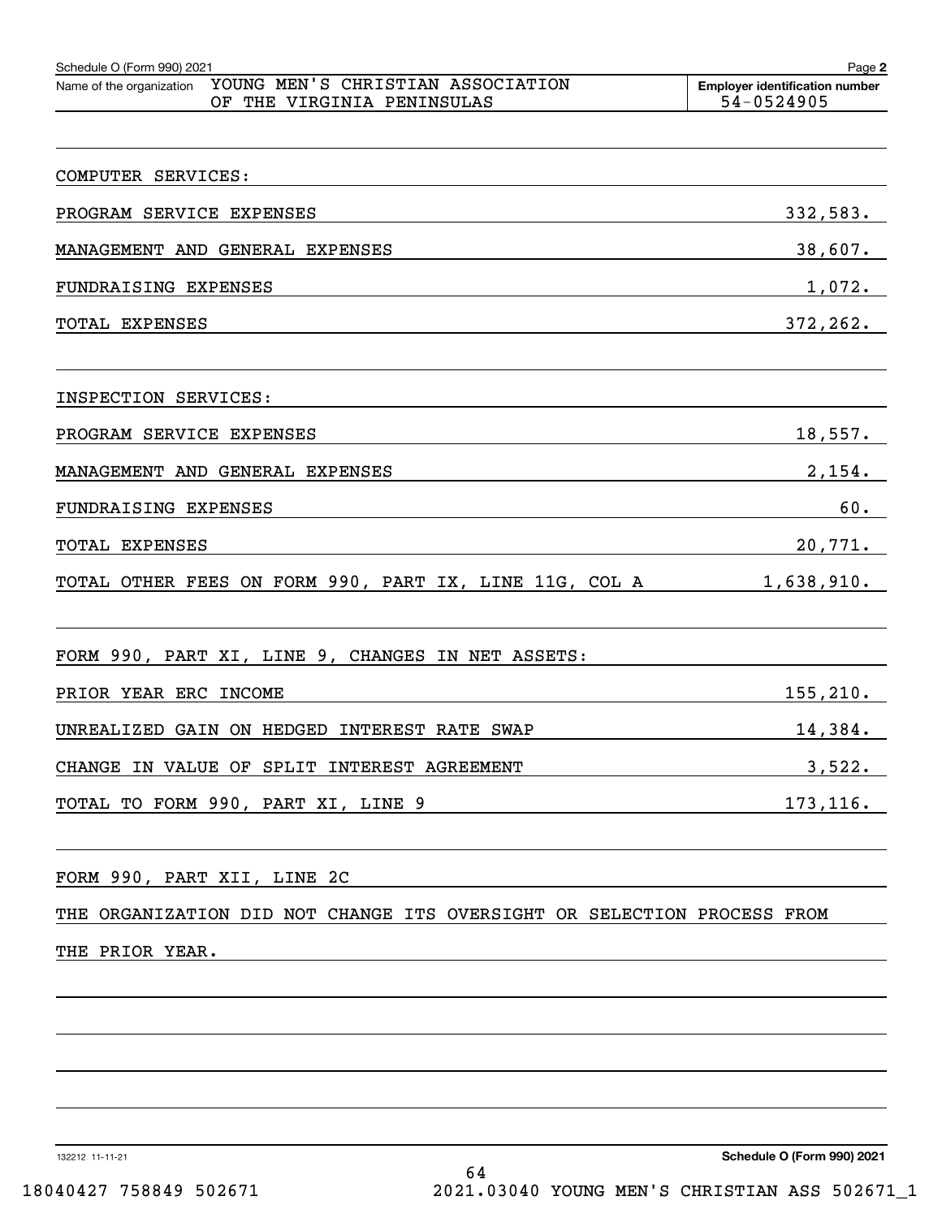Schedule O (Form 990) 2021 Page **2**

Name of the organization YOUNG MEN'S CHRISTIAN ASSOCIATION OF THE VIRGINIA PENINSULAS

**Employer identification number** 54-0524905

| | |
|---|---|
| COMPUTER SERVICES: | |
| PROGRAM SERVICE EXPENSES | 332,583. |
| MANAGEMENT AND GENERAL EXPENSES | 38,607. |
| FUNDRAISING EXPENSES | 1,072. |
| TOTAL EXPENSES | 372,262. |
| | |
| INSPECTION SERVICES: | |
| PROGRAM SERVICE EXPENSES | 18,557. |
| MANAGEMENT AND GENERAL EXPENSES | 2,154. |
| FUNDRAISING EXPENSES | 60. |
| TOTAL EXPENSES | 20,771. |
| TOTAL OTHER FEES ON FORM 990, PART IX, LINE 11G, COL A | 1,638,910. |
| | |
| FORM 990, PART XI, LINE 9, CHANGES IN NET ASSETS: | |
| PRIOR YEAR ERC INCOME | 155,210. |
| UNREALIZED GAIN ON HEDGED INTEREST RATE SWAP | 14,384. |
| CHANGE IN VALUE OF SPLIT INTEREST AGREEMENT | 3,522. |
| TOTAL TO FORM 990, PART XI, LINE 9 | 173,116. |

FORM 990, PART XII, LINE 2C

THE ORGANIZATION DID NOT CHANGE ITS OVERSIGHT OR SELECTION PROCESS FROM THE PRIOR YEAR.

132212 11-11-21 **Schedule O (Form 990) 2021**

18040427 758849 502671 2021.03040 YOUNG MEN'S CHRISTIAN ASS 502671_1